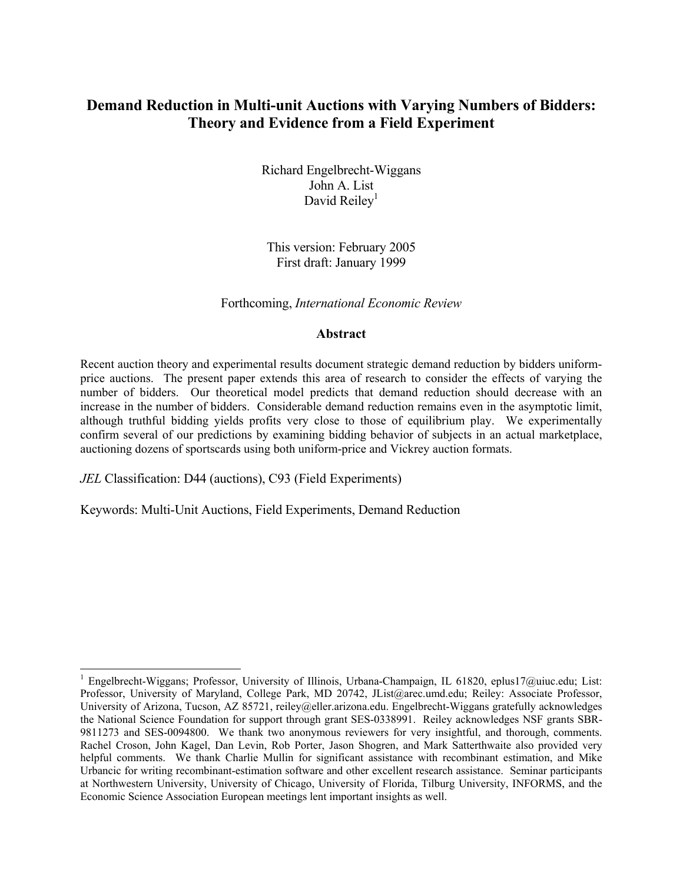# Demand Reduction in Multi-unit Auctions with Varying Numbers of Bidders: Theory and Evidence from a Field Experiment

Richard Engelbrecht-Wiggans
John A. List
David Reiley[1]

This version: February 2005
First draft: January 1999

Forthcoming, *International Economic Review*

## Abstract

Recent auction theory and experimental results document strategic demand reduction by bidders uniform-price auctions. The present paper extends this area of research to consider the effects of varying the number of bidders. Our theoretical model predicts that demand reduction should decrease with an increase in the number of bidders. Considerable demand reduction remains even in the asymptotic limit, although truthful bidding yields profits very close to those of equilibrium play. We experimentally confirm several of our predictions by examining bidding behavior of subjects in an actual marketplace, auctioning dozens of sportscards using both uniform-price and Vickrey auction formats.

*JEL* Classification: D44 (auctions), C93 (Field Experiments)

Keywords: Multi-Unit Auctions, Field Experiments, Demand Reduction

---

[1] Engelbrecht-Wiggans; Professor, University of Illinois, Urbana-Champaign, IL 61820, eplus17@uiuc.edu; List: Professor, University of Maryland, College Park, MD 20742, JList@arec.umd.edu; Reiley: Associate Professor, University of Arizona, Tucson, AZ 85721, reiley@eller.arizona.edu. Engelbrecht-Wiggans gratefully acknowledges the National Science Foundation for support through grant SES-0338991. Reiley acknowledges NSF grants SBR-9811273 and SES-0094800. We thank two anonymous reviewers for very insightful, and thorough, comments. Rachel Croson, John Kagel, Dan Levin, Rob Porter, Jason Shogren, and Mark Satterthwaite also provided very helpful comments. We thank Charlie Mullin for significant assistance with recombinant estimation, and Mike Urbancic for writing recombinant-estimation software and other excellent research assistance. Seminar participants at Northwestern University, University of Chicago, University of Florida, Tilburg University, INFORMS, and the Economic Science Association European meetings lent important insights as well.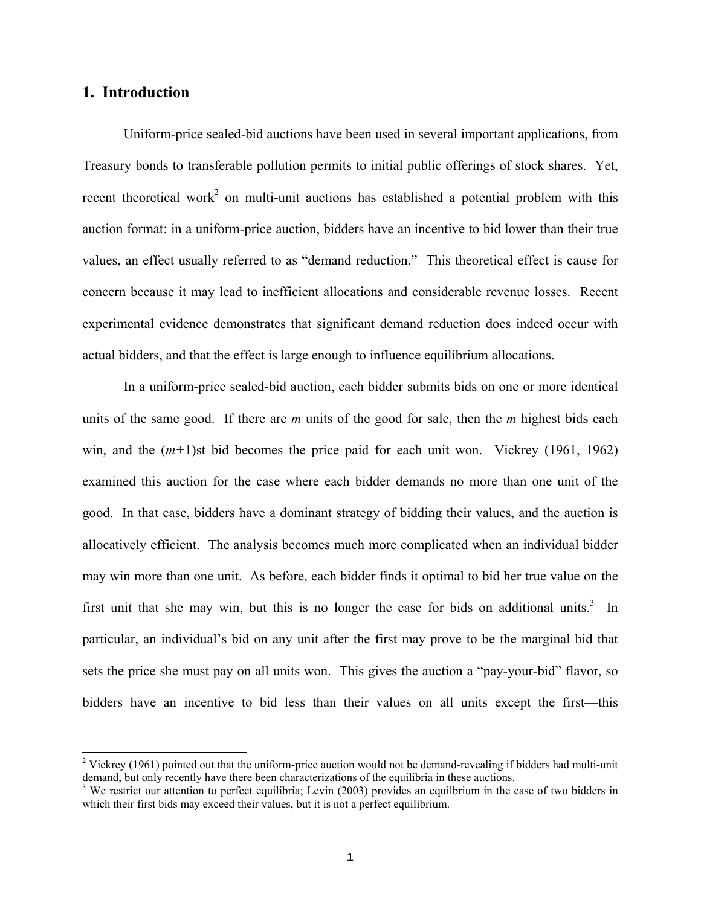## 1. Introduction

Uniform-price sealed-bid auctions have been used in several important applications, from Treasury bonds to transferable pollution permits to initial public offerings of stock shares. Yet, recent theoretical work[2] on multi-unit auctions has established a potential problem with this auction format: in a uniform-price auction, bidders have an incentive to bid lower than their true values, an effect usually referred to as "demand reduction." This theoretical effect is cause for concern because it may lead to inefficient allocations and considerable revenue losses. Recent experimental evidence demonstrates that significant demand reduction does indeed occur with actual bidders, and that the effect is large enough to influence equilibrium allocations.

In a uniform-price sealed-bid auction, each bidder submits bids on one or more identical units of the same good. If there are $m$ units of the good for sale, then the $m$ highest bids each win, and the $(m+1)$st bid becomes the price paid for each unit won. Vickrey (1961, 1962) examined this auction for the case where each bidder demands no more than one unit of the good. In that case, bidders have a dominant strategy of bidding their values, and the auction is allocatively efficient. The analysis becomes much more complicated when an individual bidder may win more than one unit. As before, each bidder finds it optimal to bid her true value on the first unit that she may win, but this is no longer the case for bids on additional units.[3] In particular, an individual's bid on any unit after the first may prove to be the marginal bid that sets the price she must pay on all units won. This gives the auction a "pay-your-bid" flavor, so bidders have an incentive to bid less than their values on all units except the first—this

---

[2] Vickrey (1961) pointed out that the uniform-price auction would not be demand-revealing if bidders had multi-unit demand, but only recently have there been characterizations of the equilibria in these auctions.

[3] We restrict our attention to perfect equilibria; Levin (2003) provides an equilbrium in the case of two bidders in which their first bids may exceed their values, but it is not a perfect equilibrium.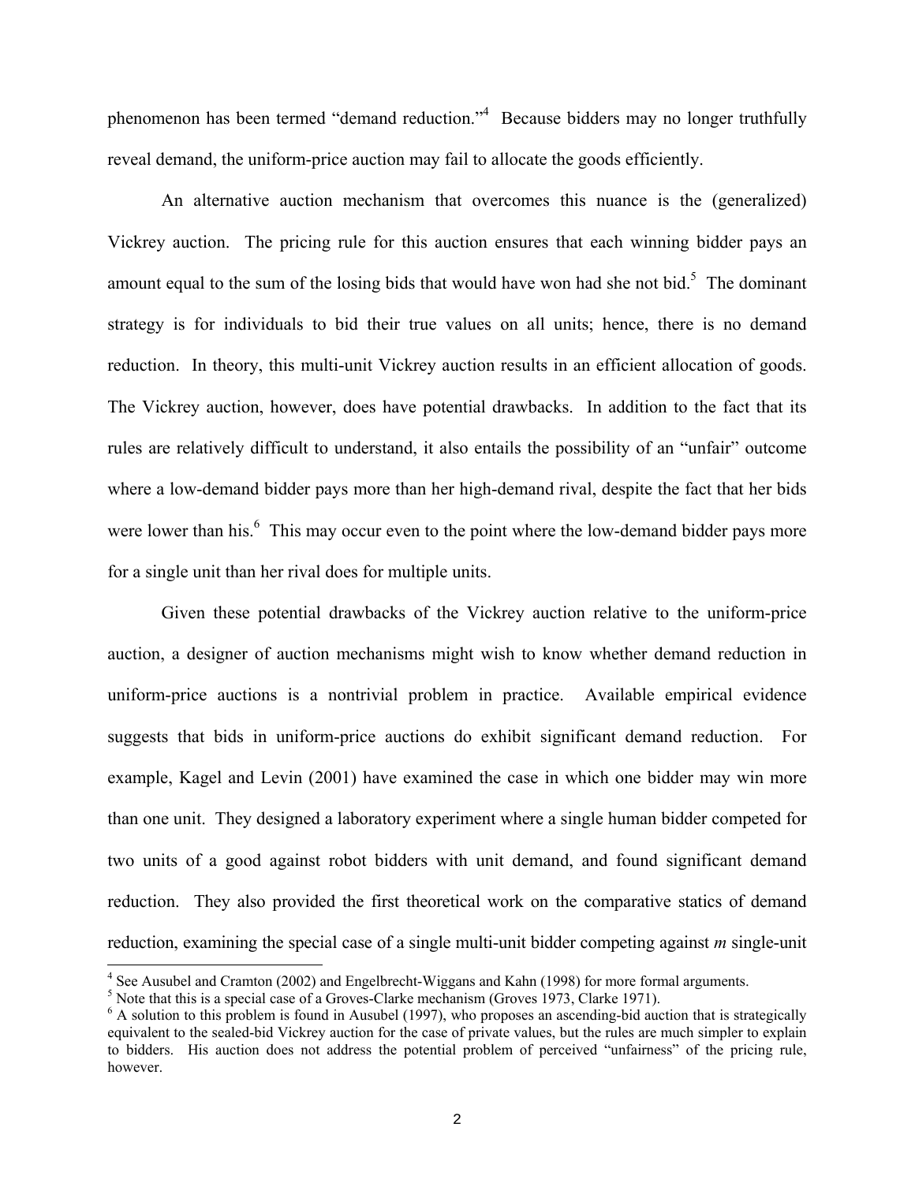phenomenon has been termed "demand reduction."[4] Because bidders may no longer truthfully reveal demand, the uniform-price auction may fail to allocate the goods efficiently.

An alternative auction mechanism that overcomes this nuance is the (generalized) Vickrey auction. The pricing rule for this auction ensures that each winning bidder pays an amount equal to the sum of the losing bids that would have won had she not bid.[5] The dominant strategy is for individuals to bid their true values on all units; hence, there is no demand reduction. In theory, this multi-unit Vickrey auction results in an efficient allocation of goods. The Vickrey auction, however, does have potential drawbacks. In addition to the fact that its rules are relatively difficult to understand, it also entails the possibility of an "unfair" outcome where a low-demand bidder pays more than her high-demand rival, despite the fact that her bids were lower than his.[6] This may occur even to the point where the low-demand bidder pays more for a single unit than her rival does for multiple units.

Given these potential drawbacks of the Vickrey auction relative to the uniform-price auction, a designer of auction mechanisms might wish to know whether demand reduction in uniform-price auctions is a nontrivial problem in practice. Available empirical evidence suggests that bids in uniform-price auctions do exhibit significant demand reduction. For example, Kagel and Levin (2001) have examined the case in which one bidder may win more than one unit. They designed a laboratory experiment where a single human bidder competed for two units of a good against robot bidders with unit demand, and found significant demand reduction. They also provided the first theoretical work on the comparative statics of demand reduction, examining the special case of a single multi-unit bidder competing against $m$ single-unit

[4] See Ausubel and Cramton (2002) and Engelbrecht-Wiggans and Kahn (1998) for more formal arguments.

[5] Note that this is a special case of a Groves-Clarke mechanism (Groves 1973, Clarke 1971).

[6] A solution to this problem is found in Ausubel (1997), who proposes an ascending-bid auction that is strategically equivalent to the sealed-bid Vickrey auction for the case of private values, but the rules are much simpler to explain to bidders. His auction does not address the potential problem of perceived "unfairness" of the pricing rule, however.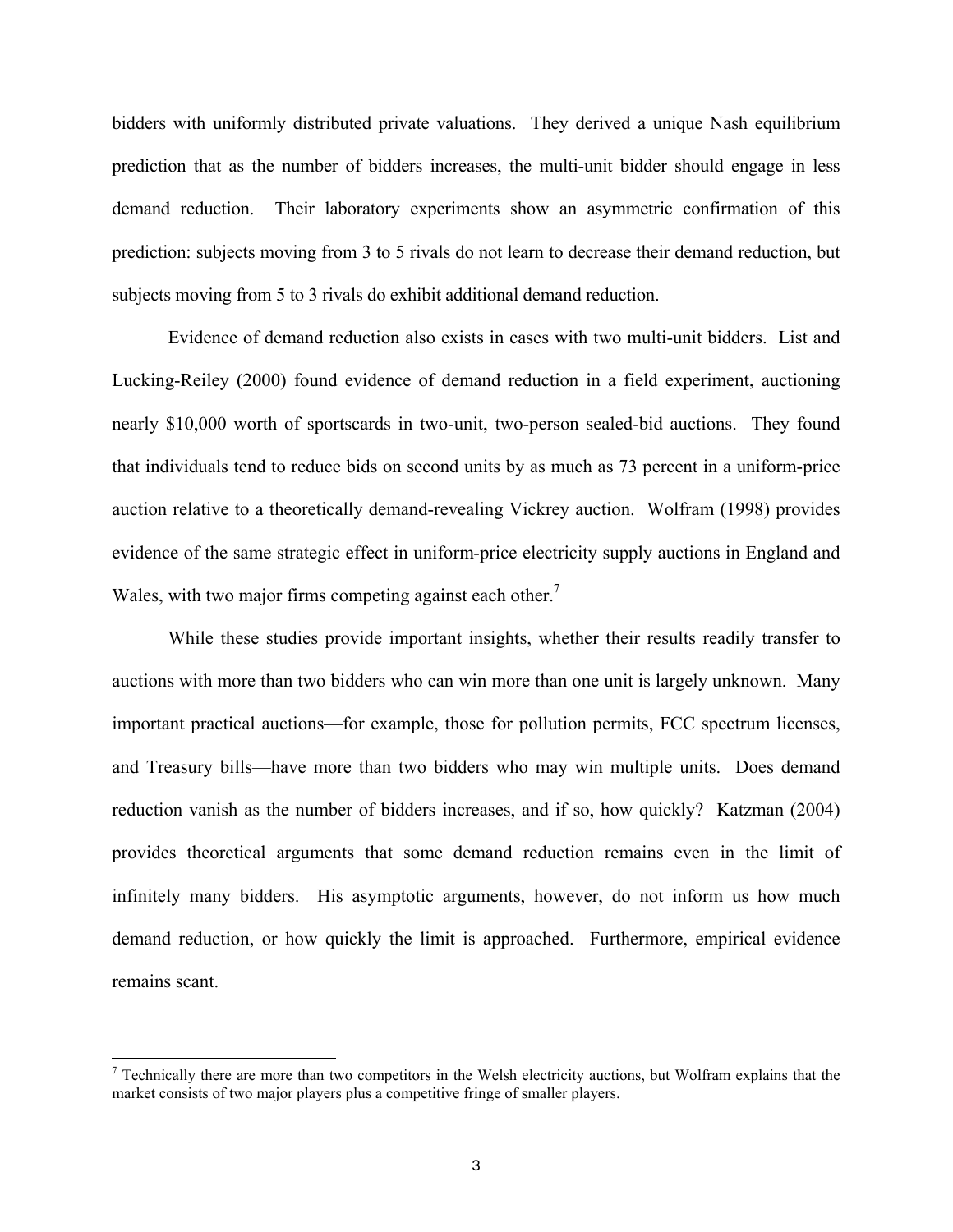bidders with uniformly distributed private valuations. They derived a unique Nash equilibrium prediction that as the number of bidders increases, the multi-unit bidder should engage in less demand reduction. Their laboratory experiments show an asymmetric confirmation of this prediction: subjects moving from 3 to 5 rivals do not learn to decrease their demand reduction, but subjects moving from 5 to 3 rivals do exhibit additional demand reduction.

Evidence of demand reduction also exists in cases with two multi-unit bidders. List and Lucking-Reiley (2000) found evidence of demand reduction in a field experiment, auctioning nearly $10,000 worth of sportscards in two-unit, two-person sealed-bid auctions. They found that individuals tend to reduce bids on second units by as much as 73 percent in a uniform-price auction relative to a theoretically demand-revealing Vickrey auction. Wolfram (1998) provides evidence of the same strategic effect in uniform-price electricity supply auctions in England and Wales, with two major firms competing against each other.[7]

While these studies provide important insights, whether their results readily transfer to auctions with more than two bidders who can win more than one unit is largely unknown. Many important practical auctions—for example, those for pollution permits, FCC spectrum licenses, and Treasury bills—have more than two bidders who may win multiple units. Does demand reduction vanish as the number of bidders increases, and if so, how quickly? Katzman (2004) provides theoretical arguments that some demand reduction remains even in the limit of infinitely many bidders. His asymptotic arguments, however, do not inform us how much demand reduction, or how quickly the limit is approached. Furthermore, empirical evidence remains scant.

[7] Technically there are more than two competitors in the Welsh electricity auctions, but Wolfram explains that the market consists of two major players plus a competitive fringe of smaller players.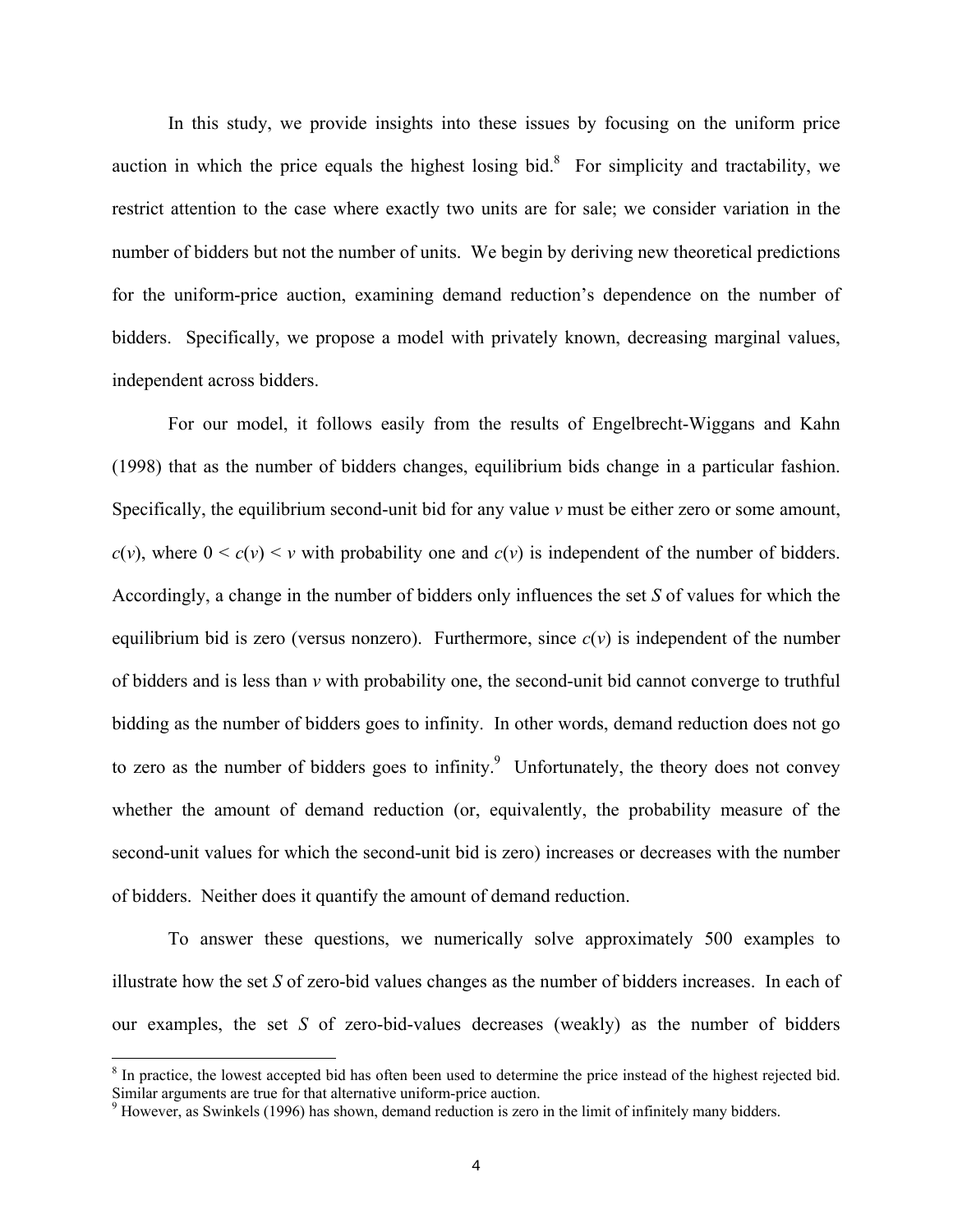In this study, we provide insights into these issues by focusing on the uniform price auction in which the price equals the highest losing bid.[8] For simplicity and tractability, we restrict attention to the case where exactly two units are for sale; we consider variation in the number of bidders but not the number of units. We begin by deriving new theoretical predictions for the uniform-price auction, examining demand reduction's dependence on the number of bidders. Specifically, we propose a model with privately known, decreasing marginal values, independent across bidders.

For our model, it follows easily from the results of Engelbrecht-Wiggans and Kahn (1998) that as the number of bidders changes, equilibrium bids change in a particular fashion. Specifically, the equilibrium second-unit bid for any value $v$ must be either zero or some amount, $c(v)$, where $0 < c(v) < v$ with probability one and $c(v)$ is independent of the number of bidders. Accordingly, a change in the number of bidders only influences the set $S$ of values for which the equilibrium bid is zero (versus nonzero). Furthermore, since $c(v)$ is independent of the number of bidders and is less than $v$ with probability one, the second-unit bid cannot converge to truthful bidding as the number of bidders goes to infinity. In other words, demand reduction does not go to zero as the number of bidders goes to infinity.[9] Unfortunately, the theory does not convey whether the amount of demand reduction (or, equivalently, the probability measure of the second-unit values for which the second-unit bid is zero) increases or decreases with the number of bidders. Neither does it quantify the amount of demand reduction.

To answer these questions, we numerically solve approximately 500 examples to illustrate how the set $S$ of zero-bid values changes as the number of bidders increases. In each of our examples, the set $S$ of zero-bid-values decreases (weakly) as the number of bidders

[8] In practice, the lowest accepted bid has often been used to determine the price instead of the highest rejected bid. Similar arguments are true for that alternative uniform-price auction.

[9] However, as Swinkels (1996) has shown, demand reduction is zero in the limit of infinitely many bidders.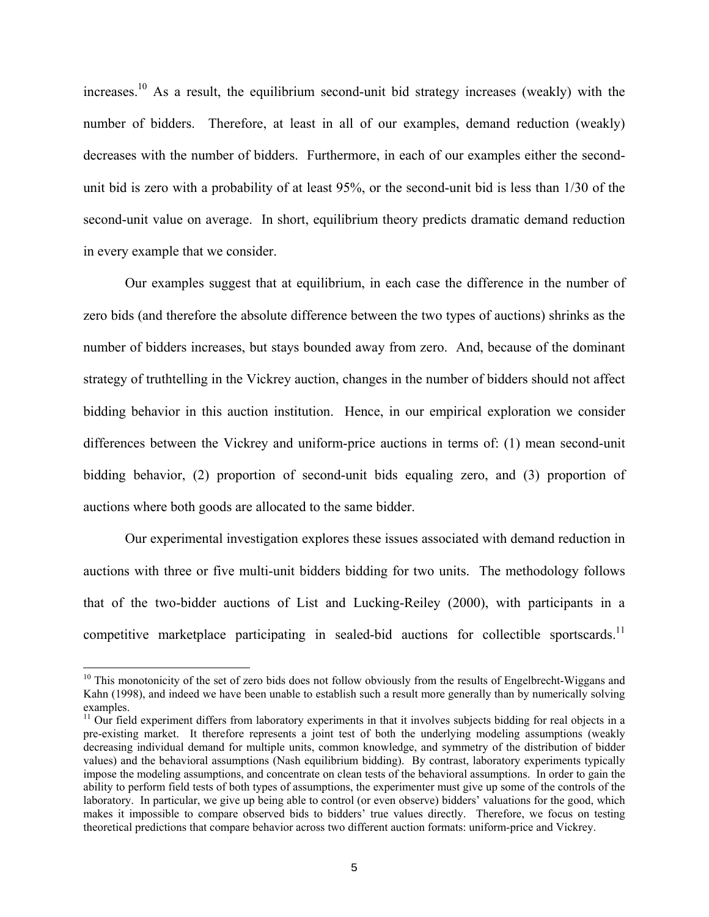increases.[10] As a result, the equilibrium second-unit bid strategy increases (weakly) with the number of bidders. Therefore, at least in all of our examples, demand reduction (weakly) decreases with the number of bidders. Furthermore, in each of our examples either the second-unit bid is zero with a probability of at least 95%, or the second-unit bid is less than 1/30 of the second-unit value on average. In short, equilibrium theory predicts dramatic demand reduction in every example that we consider.

Our examples suggest that at equilibrium, in each case the difference in the number of zero bids (and therefore the absolute difference between the two types of auctions) shrinks as the number of bidders increases, but stays bounded away from zero. And, because of the dominant strategy of truthtelling in the Vickrey auction, changes in the number of bidders should not affect bidding behavior in this auction institution. Hence, in our empirical exploration we consider differences between the Vickrey and uniform-price auctions in terms of: (1) mean second-unit bidding behavior, (2) proportion of second-unit bids equaling zero, and (3) proportion of auctions where both goods are allocated to the same bidder.

Our experimental investigation explores these issues associated with demand reduction in auctions with three or five multi-unit bidders bidding for two units. The methodology follows that of the two-bidder auctions of List and Lucking-Reiley (2000), with participants in a competitive marketplace participating in sealed-bid auctions for collectible sportscards.[11]

---

[10] This monotonicity of the set of zero bids does not follow obviously from the results of Engelbrecht-Wiggans and Kahn (1998), and indeed we have been unable to establish such a result more generally than by numerically solving examples.

[11] Our field experiment differs from laboratory experiments in that it involves subjects bidding for real objects in a pre-existing market. It therefore represents a joint test of both the underlying modeling assumptions (weakly decreasing individual demand for multiple units, common knowledge, and symmetry of the distribution of bidder values) and the behavioral assumptions (Nash equilibrium bidding). By contrast, laboratory experiments typically impose the modeling assumptions, and concentrate on clean tests of the behavioral assumptions. In order to gain the ability to perform field tests of both types of assumptions, the experimenter must give up some of the controls of the laboratory. In particular, we give up being able to control (or even observe) bidders' valuations for the good, which makes it impossible to compare observed bids to bidders' true values directly. Therefore, we focus on testing theoretical predictions that compare behavior across two different auction formats: uniform-price and Vickrey.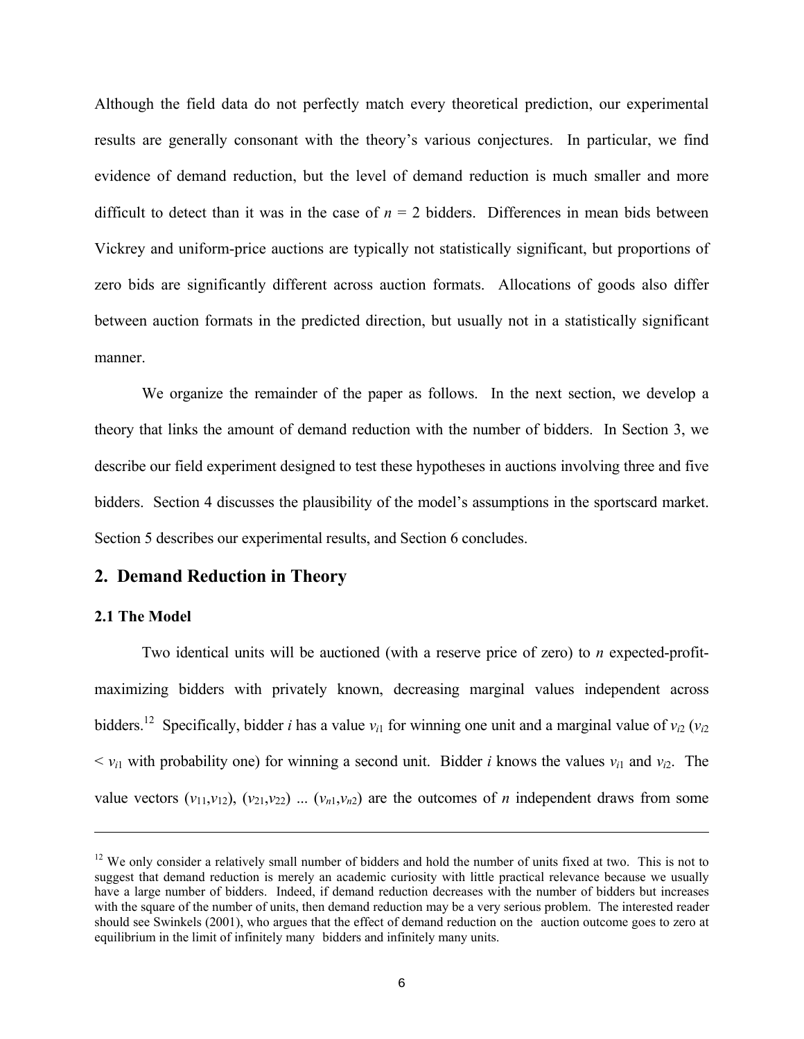Although the field data do not perfectly match every theoretical prediction, our experimental results are generally consonant with the theory's various conjectures. In particular, we find evidence of demand reduction, but the level of demand reduction is much smaller and more difficult to detect than it was in the case of $n = 2$ bidders. Differences in mean bids between Vickrey and uniform-price auctions are typically not statistically significant, but proportions of zero bids are significantly different across auction formats. Allocations of goods also differ between auction formats in the predicted direction, but usually not in a statistically significant manner.

We organize the remainder of the paper as follows. In the next section, we develop a theory that links the amount of demand reduction with the number of bidders. In Section 3, we describe our field experiment designed to test these hypotheses in auctions involving three and five bidders. Section 4 discusses the plausibility of the model's assumptions in the sportscard market. Section 5 describes our experimental results, and Section 6 concludes.

## 2. Demand Reduction in Theory

### 2.1 The Model

Two identical units will be auctioned (with a reserve price of zero) to $n$ expected-profit-maximizing bidders with privately known, decreasing marginal values independent across bidders.[12] Specifically, bidder $i$ has a value $v_{i1}$ for winning one unit and a marginal value of $v_{i2}$ ($v_{i2} < v_{i1}$ with probability one) for winning a second unit. Bidder $i$ knows the values $v_{i1}$ and $v_{i2}$. The value vectors $(v_{11},v_{12})$, $(v_{21},v_{22})$ ... $(v_{n1},v_{n2})$ are the outcomes of $n$ independent draws from some

---

[12] We only consider a relatively small number of bidders and hold the number of units fixed at two. This is not to suggest that demand reduction is merely an academic curiosity with little practical relevance because we usually have a large number of bidders. Indeed, if demand reduction decreases with the number of bidders but increases with the square of the number of units, then demand reduction may be a very serious problem. The interested reader should see Swinkels (2001), who argues that the effect of demand reduction on the auction outcome goes to zero at equilibrium in the limit of infinitely many bidders and infinitely many units.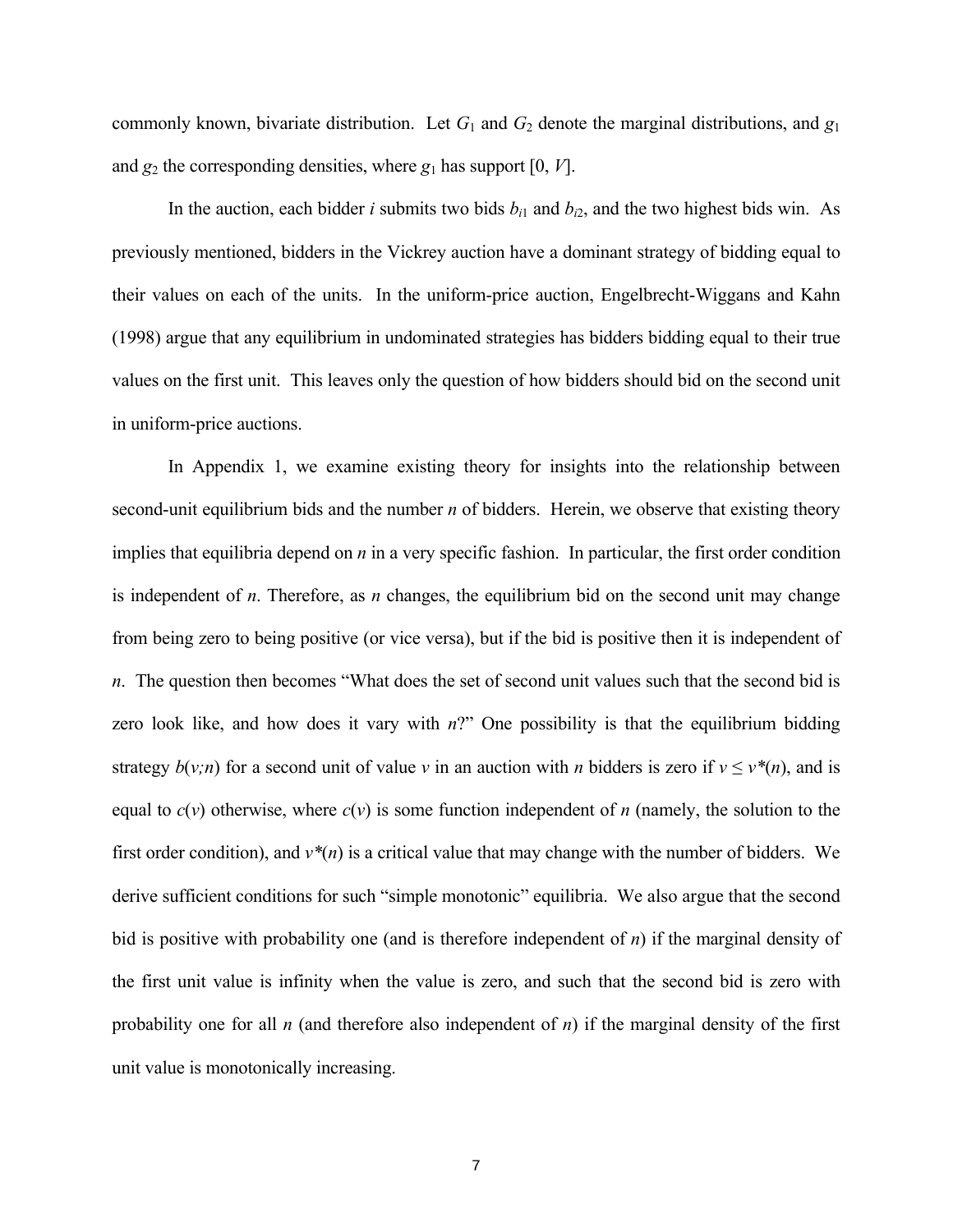commonly known, bivariate distribution. Let $G_1$ and $G_2$ denote the marginal distributions, and $g_1$ and $g_2$ the corresponding densities, where $g_1$ has support $[0, V]$.

In the auction, each bidder $i$ submits two bids $b_{i1}$ and $b_{i2}$, and the two highest bids win. As previously mentioned, bidders in the Vickrey auction have a dominant strategy of bidding equal to their values on each of the units. In the uniform-price auction, Engelbrecht-Wiggans and Kahn (1998) argue that any equilibrium in undominated strategies has bidders bidding equal to their true values on the first unit. This leaves only the question of how bidders should bid on the second unit in uniform-price auctions.

In Appendix 1, we examine existing theory for insights into the relationship between second-unit equilibrium bids and the number $n$ of bidders. Herein, we observe that existing theory implies that equilibria depend on $n$ in a very specific fashion. In particular, the first order condition is independent of $n$. Therefore, as $n$ changes, the equilibrium bid on the second unit may change from being zero to being positive (or vice versa), but if the bid is positive then it is independent of $n$. The question then becomes "What does the set of second unit values such that the second bid is zero look like, and how does it vary with $n$?" One possibility is that the equilibrium bidding strategy $b(v;n)$ for a second unit of value $v$ in an auction with $n$ bidders is zero if $v \leq v^*(n)$, and is equal to $c(v)$ otherwise, where $c(v)$ is some function independent of $n$ (namely, the solution to the first order condition), and $v^*(n)$ is a critical value that may change with the number of bidders. We derive sufficient conditions for such "simple monotonic" equilibria. We also argue that the second bid is positive with probability one (and is therefore independent of $n$) if the marginal density of the first unit value is infinity when the value is zero, and such that the second bid is zero with probability one for all $n$ (and therefore also independent of $n$) if the marginal density of the first unit value is monotonically increasing.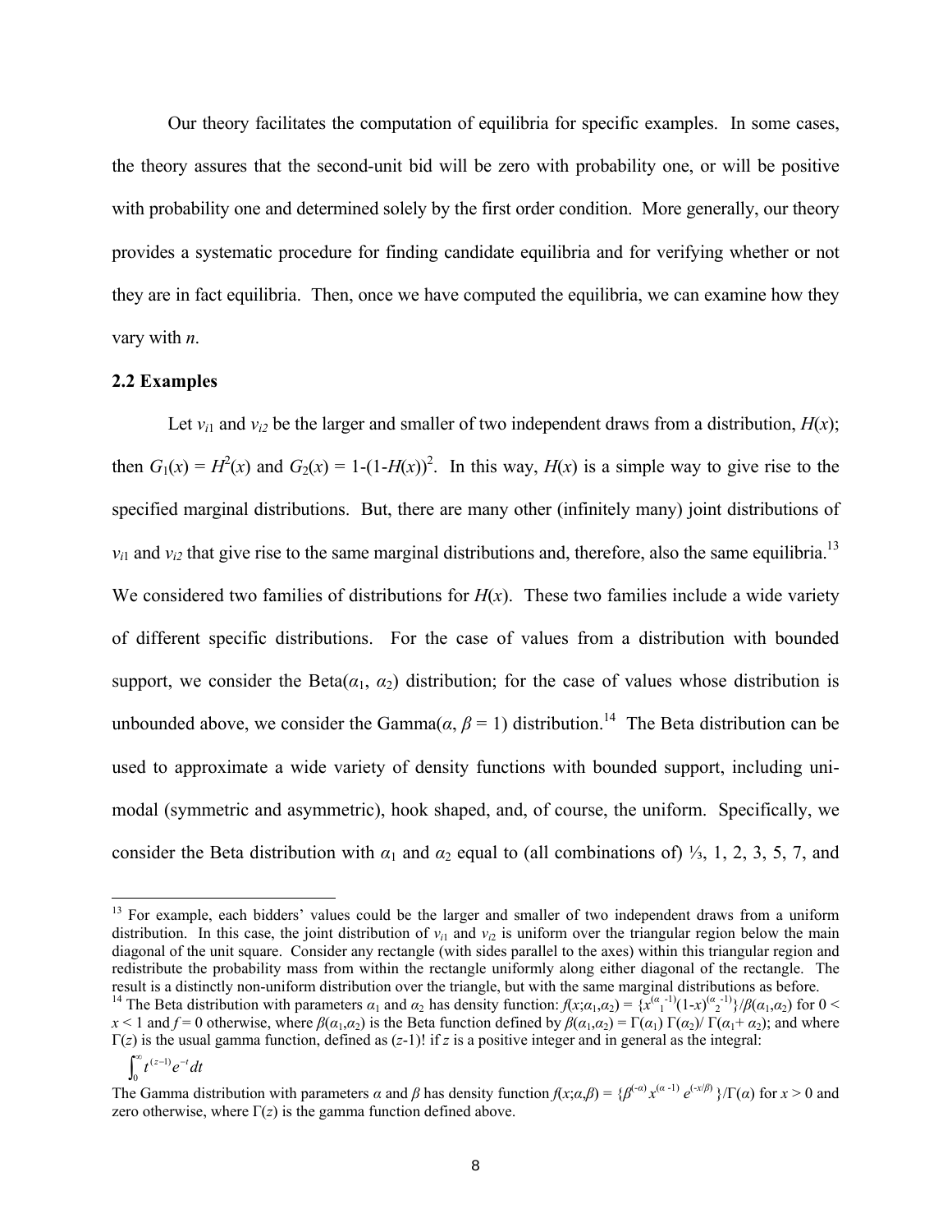Our theory facilitates the computation of equilibria for specific examples. In some cases, the theory assures that the second-unit bid will be zero with probability one, or will be positive with probability one and determined solely by the first order condition. More generally, our theory provides a systematic procedure for finding candidate equilibria and for verifying whether or not they are in fact equilibria. Then, once we have computed the equilibria, we can examine how they vary with *n*.

## 2.2 Examples

Let $v_{i1}$ and $v_{i2}$ be the larger and smaller of two independent draws from a distribution, $H(x)$; then $G_1(x) = H^2(x)$ and $G_2(x) = 1-(1-H(x))^2$. In this way, $H(x)$ is a simple way to give rise to the specified marginal distributions. But, there are many other (infinitely many) joint distributions of $v_{i1}$ and $v_{i2}$ that give rise to the same marginal distributions and, therefore, also the same equilibria.[13] We considered two families of distributions for $H(x)$. These two families include a wide variety of different specific distributions. For the case of values from a distribution with bounded support, we consider the Beta($\alpha_1$, $\alpha_2$) distribution; for the case of values whose distribution is unbounded above, we consider the Gamma($\alpha$, $\beta = 1$) distribution.[14] The Beta distribution can be used to approximate a wide variety of density functions with bounded support, including uni-modal (symmetric and asymmetric), hook shaped, and, of course, the uniform. Specifically, we consider the Beta distribution with $\alpha_1$ and $\alpha_2$ equal to (all combinations of) ⅓, 1, 2, 3, 5, 7, and

---

[13] For example, each bidders' values could be the larger and smaller of two independent draws from a uniform distribution. In this case, the joint distribution of $v_{i1}$ and $v_{i2}$ is uniform over the triangular region below the main diagonal of the unit square. Consider any rectangle (with sides parallel to the axes) within this triangular region and redistribute the probability mass from within the rectangle uniformly along either diagonal of the rectangle. The result is a distinctly non-uniform distribution over the triangle, but with the same marginal distributions as before.

[14] The Beta distribution with parameters $\alpha_1$ and $\alpha_2$ has density function: $f(x;\alpha_1,\alpha_2) = \{x^{(\alpha_1-1)}(1-x)^{(\alpha_2-1)}\}/\beta(\alpha_1,\alpha_2)$ for $0 < x < 1$ and $f = 0$ otherwise, where $\beta(\alpha_1,\alpha_2)$ is the Beta function defined by $\beta(\alpha_1,\alpha_2) = \Gamma(\alpha_1)\,\Gamma(\alpha_2)/\,\Gamma(\alpha_1+\alpha_2)$; and where $\Gamma(z)$ is the usual gamma function, defined as $(z-1)!$ if $z$ is a positive integer and in general as the integral:

$$\int_0^\infty t^{(z-1)}e^{-t}dt$$

The Gamma distribution with parameters $\alpha$ and $\beta$ has density function $f(x;\alpha,\beta) = \{\beta^{(-\alpha)}\,x^{(\alpha-1)}\,e^{(-x/\beta)}\}/\Gamma(\alpha)$ for $x > 0$ and zero otherwise, where $\Gamma(z)$ is the gamma function defined above.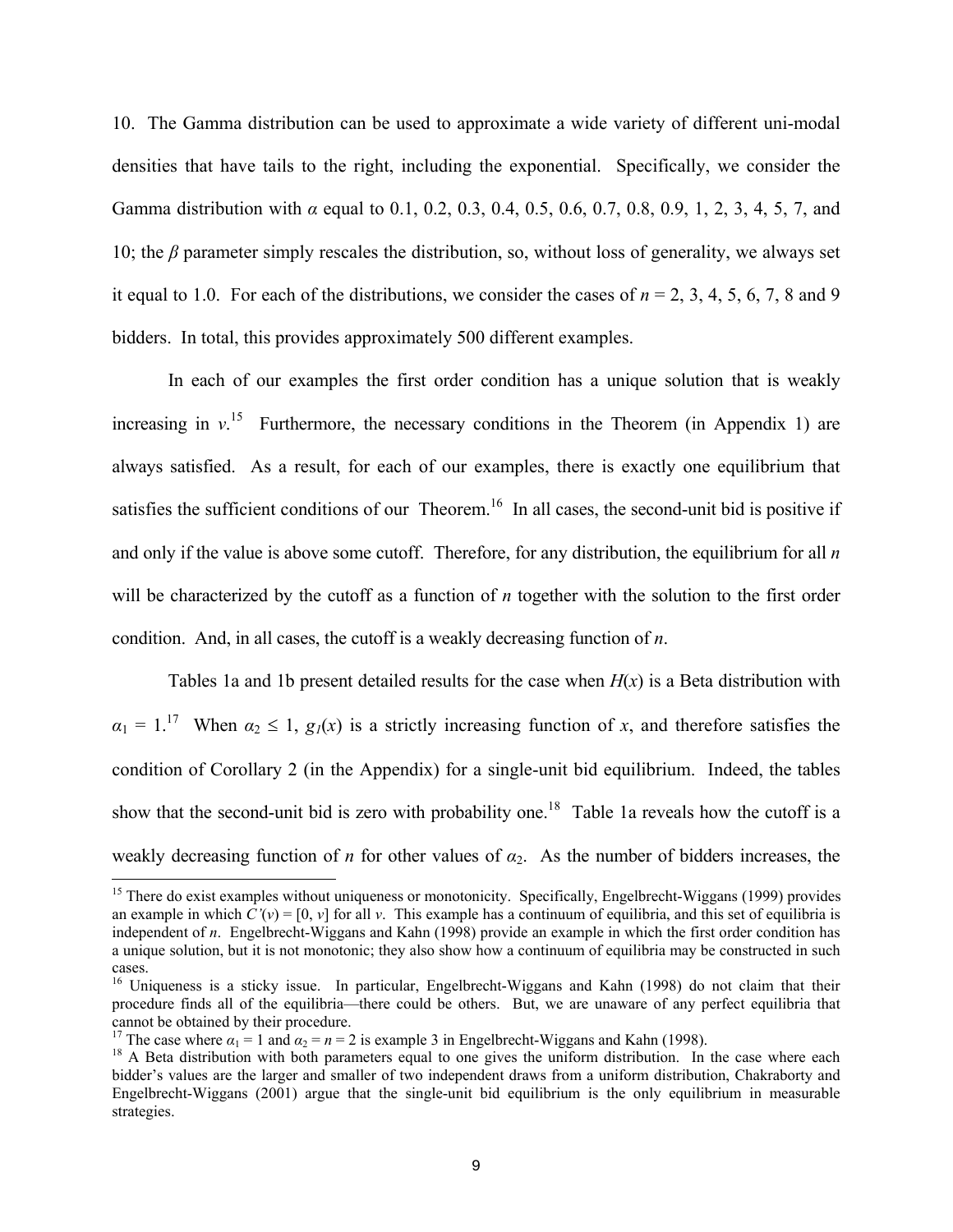10. The Gamma distribution can be used to approximate a wide variety of different uni-modal densities that have tails to the right, including the exponential. Specifically, we consider the Gamma distribution with $\alpha$ equal to 0.1, 0.2, 0.3, 0.4, 0.5, 0.6, 0.7, 0.8, 0.9, 1, 2, 3, 4, 5, 7, and 10; the $\beta$ parameter simply rescales the distribution, so, without loss of generality, we always set it equal to 1.0. For each of the distributions, we consider the cases of $n = 2, 3, 4, 5, 6, 7, 8$ and 9 bidders. In total, this provides approximately 500 different examples.

In each of our examples the first order condition has a unique solution that is weakly increasing in $v$.[15] Furthermore, the necessary conditions in the Theorem (in Appendix 1) are always satisfied. As a result, for each of our examples, there is exactly one equilibrium that satisfies the sufficient conditions of our Theorem.[16] In all cases, the second-unit bid is positive if and only if the value is above some cutoff. Therefore, for any distribution, the equilibrium for all $n$ will be characterized by the cutoff as a function of $n$ together with the solution to the first order condition. And, in all cases, the cutoff is a weakly decreasing function of $n$.

Tables 1a and 1b present detailed results for the case when $H(x)$ is a Beta distribution with $\alpha_1 = 1$.[17] When $\alpha_2 \leq 1$, $g_1(x)$ is a strictly increasing function of $x$, and therefore satisfies the condition of Corollary 2 (in the Appendix) for a single-unit bid equilibrium. Indeed, the tables show that the second-unit bid is zero with probability one.[18] Table 1a reveals how the cutoff is a weakly decreasing function of $n$ for other values of $\alpha_2$. As the number of bidders increases, the

[15] There do exist examples without uniqueness or monotonicity. Specifically, Engelbrecht-Wiggans (1999) provides an example in which $C'(v) = [0, v]$ for all $v$. This example has a continuum of equilibria, and this set of equilibria is independent of $n$. Engelbrecht-Wiggans and Kahn (1998) provide an example in which the first order condition has a unique solution, but it is not monotonic; they also show how a continuum of equilibria may be constructed in such cases.

[16] Uniqueness is a sticky issue. In particular, Engelbrecht-Wiggans and Kahn (1998) do not claim that their procedure finds all of the equilibria—there could be others. But, we are unaware of any perfect equilibria that cannot be obtained by their procedure.

[17] The case where $\alpha_1 = 1$ and $\alpha_2 = n = 2$ is example 3 in Engelbrecht-Wiggans and Kahn (1998).

[18] A Beta distribution with both parameters equal to one gives the uniform distribution. In the case where each bidder's values are the larger and smaller of two independent draws from a uniform distribution, Chakraborty and Engelbrecht-Wiggans (2001) argue that the single-unit bid equilibrium is the only equilibrium in measurable strategies.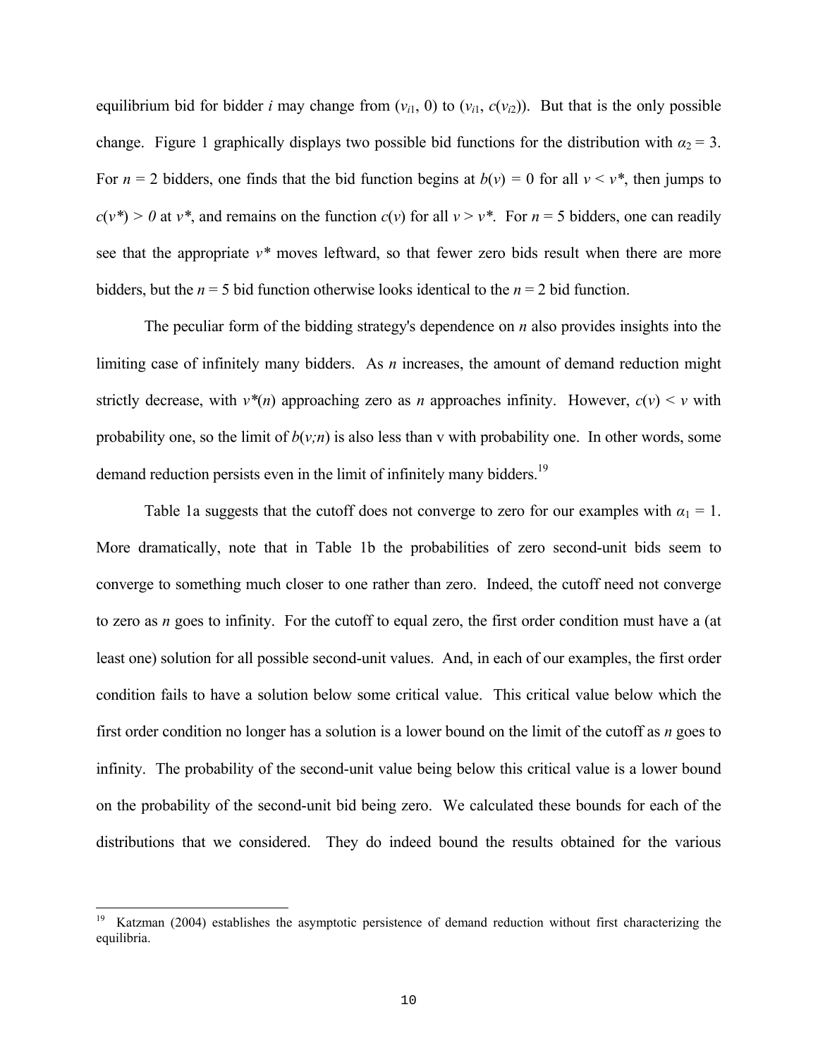equilibrium bid for bidder $i$ may change from $(v_{i1}, 0)$ to $(v_{i1}, c(v_{i2}))$. But that is the only possible change. Figure 1 graphically displays two possible bid functions for the distribution with $\alpha_2 = 3$. For $n = 2$ bidders, one finds that the bid function begins at $b(v) = 0$ for all $v < v^*$, then jumps to $c(v^*) > 0$ at $v^*$, and remains on the function $c(v)$ for all $v > v^*$. For $n = 5$ bidders, one can readily see that the appropriate $v^*$ moves leftward, so that fewer zero bids result when there are more bidders, but the $n = 5$ bid function otherwise looks identical to the $n = 2$ bid function.

The peculiar form of the bidding strategy's dependence on $n$ also provides insights into the limiting case of infinitely many bidders. As $n$ increases, the amount of demand reduction might strictly decrease, with $v^*(n)$ approaching zero as $n$ approaches infinity. However, $c(v) < v$ with probability one, so the limit of $b(v;n)$ is also less than v with probability one. In other words, some demand reduction persists even in the limit of infinitely many bidders.[19]

Table 1a suggests that the cutoff does not converge to zero for our examples with $\alpha_1 = 1$. More dramatically, note that in Table 1b the probabilities of zero second-unit bids seem to converge to something much closer to one rather than zero. Indeed, the cutoff need not converge to zero as $n$ goes to infinity. For the cutoff to equal zero, the first order condition must have a (at least one) solution for all possible second-unit values. And, in each of our examples, the first order condition fails to have a solution below some critical value. This critical value below which the first order condition no longer has a solution is a lower bound on the limit of the cutoff as $n$ goes to infinity. The probability of the second-unit value being below this critical value is a lower bound on the probability of the second-unit bid being zero. We calculated these bounds for each of the distributions that we considered. They do indeed bound the results obtained for the various

[19] Katzman (2004) establishes the asymptotic persistence of demand reduction without first characterizing the equilibria.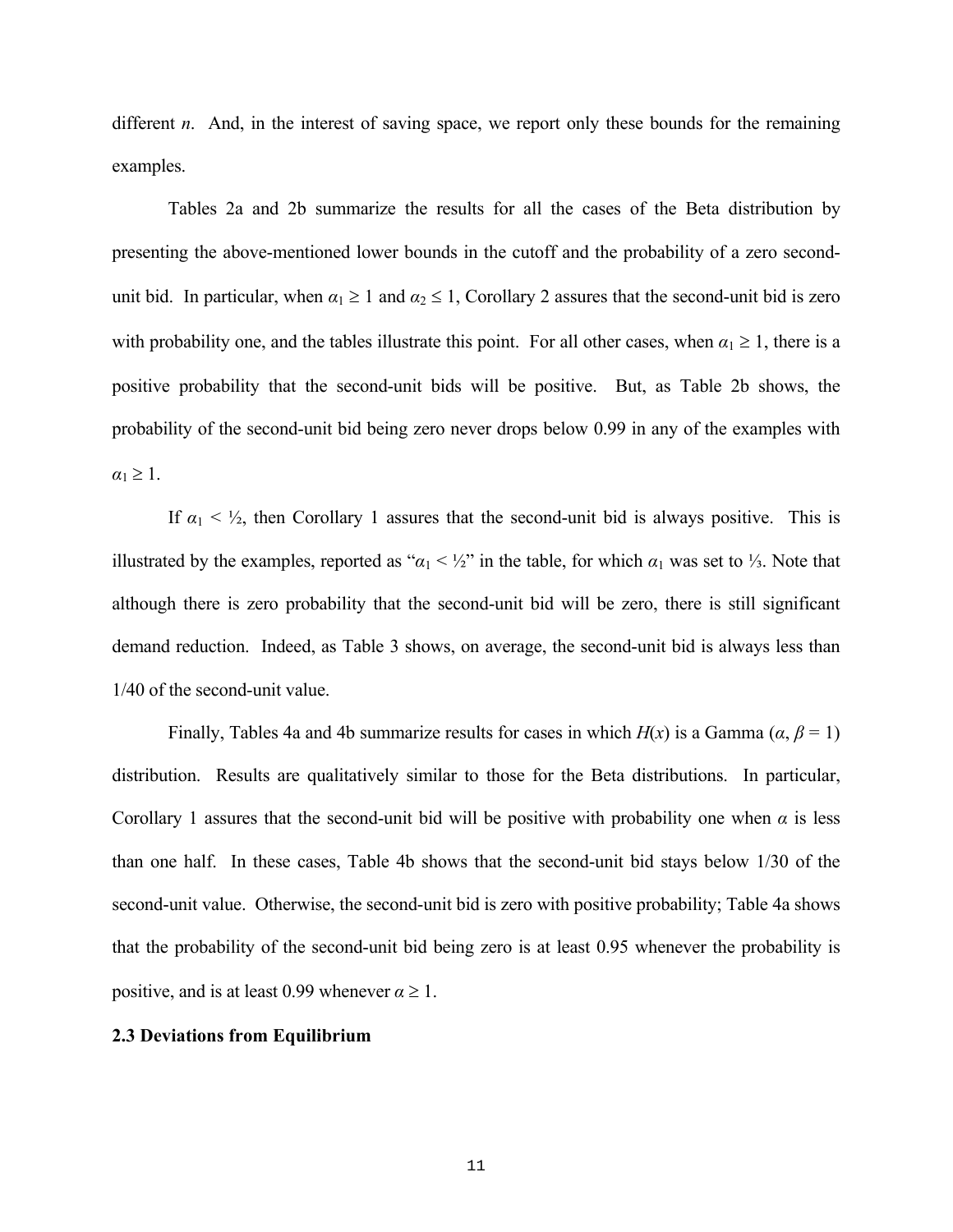different $n$. And, in the interest of saving space, we report only these bounds for the remaining examples.

Tables 2a and 2b summarize the results for all the cases of the Beta distribution by presenting the above-mentioned lower bounds in the cutoff and the probability of a zero second-unit bid. In particular, when $\alpha_1 \geq 1$ and $\alpha_2 \leq 1$, Corollary 2 assures that the second-unit bid is zero with probability one, and the tables illustrate this point. For all other cases, when $\alpha_1 \geq 1$, there is a positive probability that the second-unit bids will be positive. But, as Table 2b shows, the probability of the second-unit bid being zero never drops below 0.99 in any of the examples with $\alpha_1 \geq 1$.

If $\alpha_1 < ½$, then Corollary 1 assures that the second-unit bid is always positive. This is illustrated by the examples, reported as "$\alpha_1 < ½$" in the table, for which $\alpha_1$ was set to ⅓. Note that although there is zero probability that the second-unit bid will be zero, there is still significant demand reduction. Indeed, as Table 3 shows, on average, the second-unit bid is always less than 1/40 of the second-unit value.

Finally, Tables 4a and 4b summarize results for cases in which $H(x)$ is a Gamma ($\alpha$, $\beta = 1$) distribution. Results are qualitatively similar to those for the Beta distributions. In particular, Corollary 1 assures that the second-unit bid will be positive with probability one when $\alpha$ is less than one half. In these cases, Table 4b shows that the second-unit bid stays below 1/30 of the second-unit value. Otherwise, the second-unit bid is zero with positive probability; Table 4a shows that the probability of the second-unit bid being zero is at least 0.95 whenever the probability is positive, and is at least 0.99 whenever $\alpha \geq 1$.

**2.3 Deviations from Equilibrium**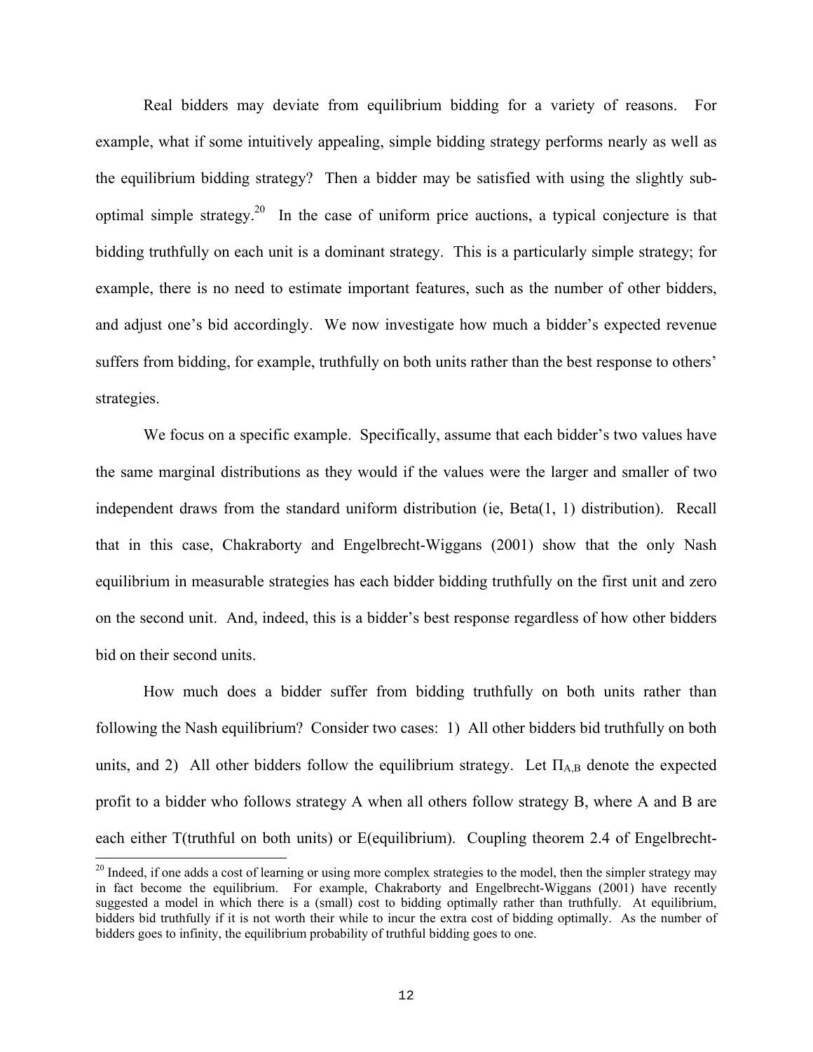Real bidders may deviate from equilibrium bidding for a variety of reasons. For example, what if some intuitively appealing, simple bidding strategy performs nearly as well as the equilibrium bidding strategy? Then a bidder may be satisfied with using the slightly sub-optimal simple strategy.[20] In the case of uniform price auctions, a typical conjecture is that bidding truthfully on each unit is a dominant strategy. This is a particularly simple strategy; for example, there is no need to estimate important features, such as the number of other bidders, and adjust one's bid accordingly. We now investigate how much a bidder's expected revenue suffers from bidding, for example, truthfully on both units rather than the best response to others' strategies.

We focus on a specific example. Specifically, assume that each bidder's two values have the same marginal distributions as they would if the values were the larger and smaller of two independent draws from the standard uniform distribution (ie, Beta(1, 1) distribution). Recall that in this case, Chakraborty and Engelbrecht-Wiggans (2001) show that the only Nash equilibrium in measurable strategies has each bidder bidding truthfully on the first unit and zero on the second unit. And, indeed, this is a bidder's best response regardless of how other bidders bid on their second units.

How much does a bidder suffer from bidding truthfully on both units rather than following the Nash equilibrium? Consider two cases: 1) All other bidders bid truthfully on both units, and 2) All other bidders follow the equilibrium strategy. Let $\Pi_{A,B}$ denote the expected profit to a bidder who follows strategy A when all others follow strategy B, where A and B are each either T(truthful on both units) or E(equilibrium). Coupling theorem 2.4 of Engelbrecht-

[20] Indeed, if one adds a cost of learning or using more complex strategies to the model, then the simpler strategy may in fact become the equilibrium. For example, Chakraborty and Engelbrecht-Wiggans (2001) have recently suggested a model in which there is a (small) cost to bidding optimally rather than truthfully. At equilibrium, bidders bid truthfully if it is not worth their while to incur the extra cost of bidding optimally. As the number of bidders goes to infinity, the equilibrium probability of truthful bidding goes to one.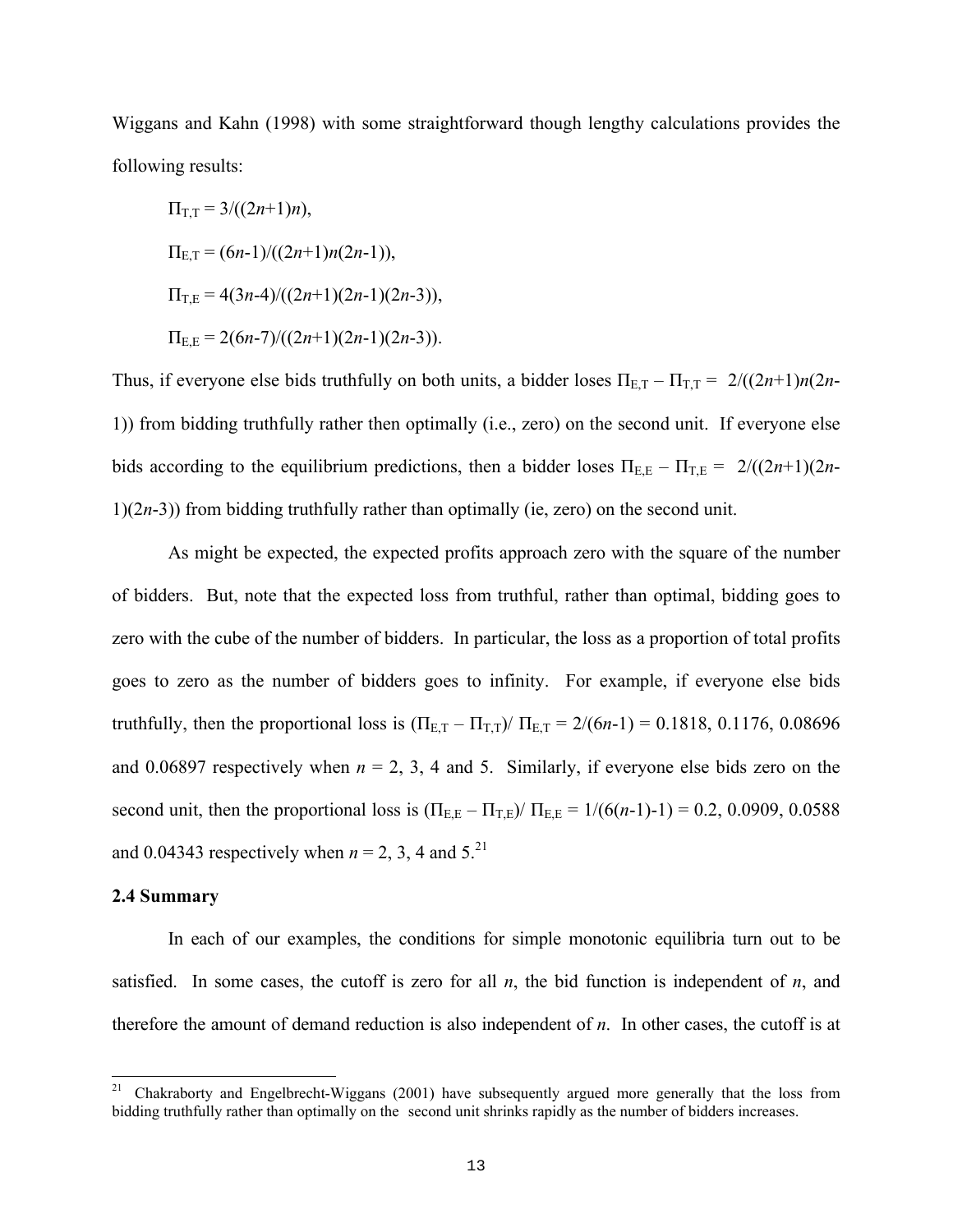Wiggans and Kahn (1998) with some straightforward though lengthy calculations provides the following results:

$$\Pi_{T,T} = 3/((2n+1)n),$$

$$\Pi_{E,T} = (6n-1)/((2n+1)n(2n-1)),$$

$$\Pi_{T,E} = 4(3n-4)/((2n+1)(2n-1)(2n-3)),$$

$$\Pi_{E,E} = 2(6n-7)/((2n+1)(2n-1)(2n-3)).$$

Thus, if everyone else bids truthfully on both units, a bidder loses $\Pi_{E,T} - \Pi_{T,T} = 2/((2n+1)n(2n-1))$ from bidding truthfully rather then optimally (i.e., zero) on the second unit. If everyone else bids according to the equilibrium predictions, then a bidder loses $\Pi_{E,E} - \Pi_{T,E} = 2/((2n+1)(2n-1)(2n-3))$ from bidding truthfully rather than optimally (ie, zero) on the second unit.

As might be expected, the expected profits approach zero with the square of the number of bidders. But, note that the expected loss from truthful, rather than optimal, bidding goes to zero with the cube of the number of bidders. In particular, the loss as a proportion of total profits goes to zero as the number of bidders goes to infinity. For example, if everyone else bids truthfully, then the proportional loss is $(\Pi_{E,T} - \Pi_{T,T})/\ \Pi_{E,T} = 2/(6n-1) = 0.1818$, 0.1176, 0.08696 and 0.06897 respectively when $n = 2$, 3, 4 and 5. Similarly, if everyone else bids zero on the second unit, then the proportional loss is $(\Pi_{E,E} - \Pi_{T,E})/\ \Pi_{E,E} = 1/(6(n-1)-1) = 0.2$, 0.0909, 0.0588 and 0.04343 respectively when $n = 2$, 3, 4 and 5.[21]

**2.4 Summary**

In each of our examples, the conditions for simple monotonic equilibria turn out to be satisfied. In some cases, the cutoff is zero for all $n$, the bid function is independent of $n$, and therefore the amount of demand reduction is also independent of $n$. In other cases, the cutoff is at

[21] Chakraborty and Engelbrecht-Wiggans (2001) have subsequently argued more generally that the loss from bidding truthfully rather than optimally on the second unit shrinks rapidly as the number of bidders increases.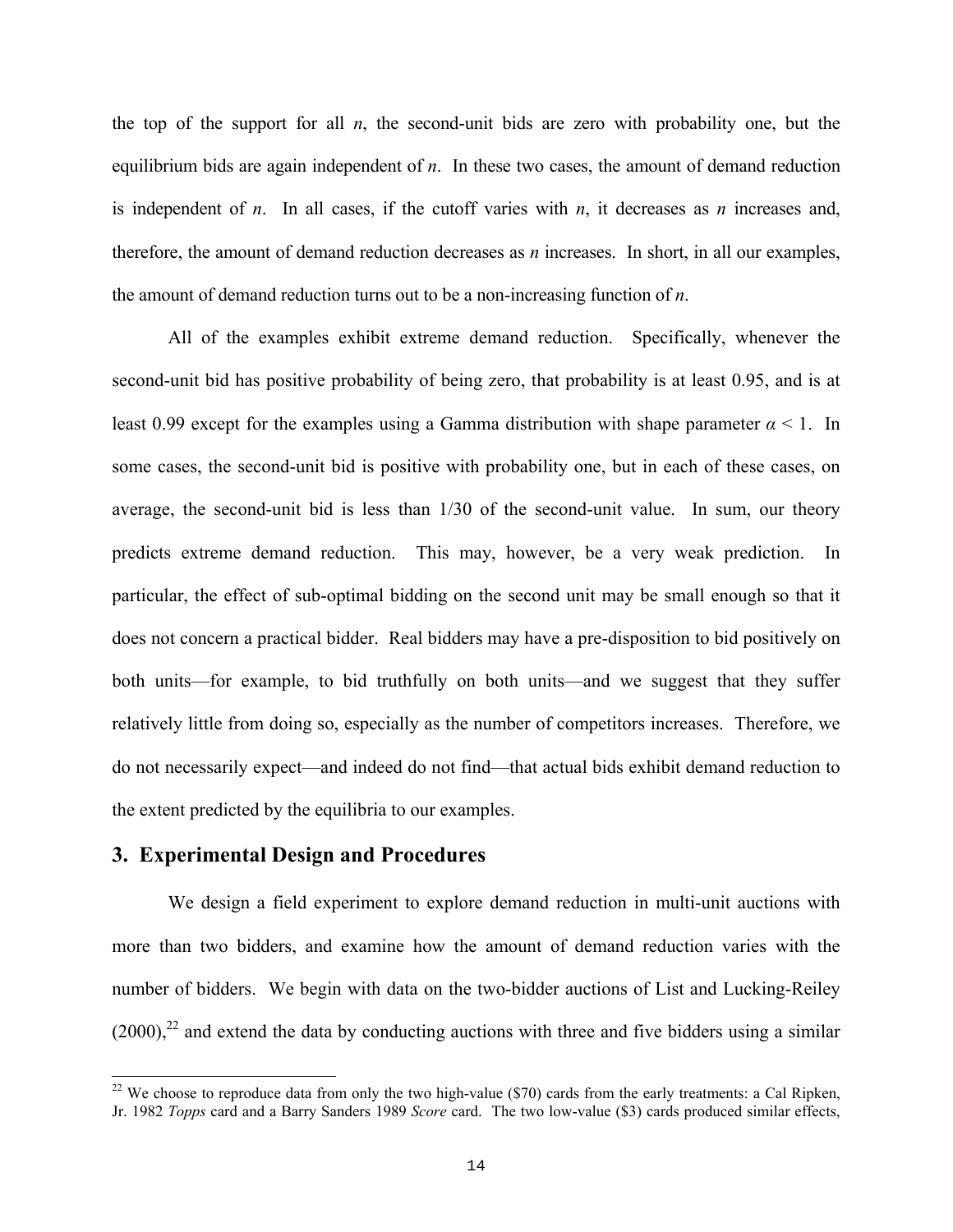the top of the support for all $n$, the second-unit bids are zero with probability one, but the equilibrium bids are again independent of $n$. In these two cases, the amount of demand reduction is independent of $n$. In all cases, if the cutoff varies with $n$, it decreases as $n$ increases and, therefore, the amount of demand reduction decreases as $n$ increases. In short, in all our examples, the amount of demand reduction turns out to be a non-increasing function of $n$.

All of the examples exhibit extreme demand reduction. Specifically, whenever the second-unit bid has positive probability of being zero, that probability is at least 0.95, and is at least 0.99 except for the examples using a Gamma distribution with shape parameter $\alpha < 1$. In some cases, the second-unit bid is positive with probability one, but in each of these cases, on average, the second-unit bid is less than 1/30 of the second-unit value. In sum, our theory predicts extreme demand reduction. This may, however, be a very weak prediction. In particular, the effect of sub-optimal bidding on the second unit may be small enough so that it does not concern a practical bidder. Real bidders may have a pre-disposition to bid positively on both units—for example, to bid truthfully on both units—and we suggest that they suffer relatively little from doing so, especially as the number of competitors increases. Therefore, we do not necessarily expect—and indeed do not find—that actual bids exhibit demand reduction to the extent predicted by the equilibria to our examples.

## 3. Experimental Design and Procedures

We design a field experiment to explore demand reduction in multi-unit auctions with more than two bidders, and examine how the amount of demand reduction varies with the number of bidders. We begin with data on the two-bidder auctions of List and Lucking-Reiley (2000),[22] and extend the data by conducting auctions with three and five bidders using a similar

[22] We choose to reproduce data from only the two high-value ($70) cards from the early treatments: a Cal Ripken, Jr. 1982 *Topps* card and a Barry Sanders 1989 *Score* card. The two low-value ($3) cards produced similar effects,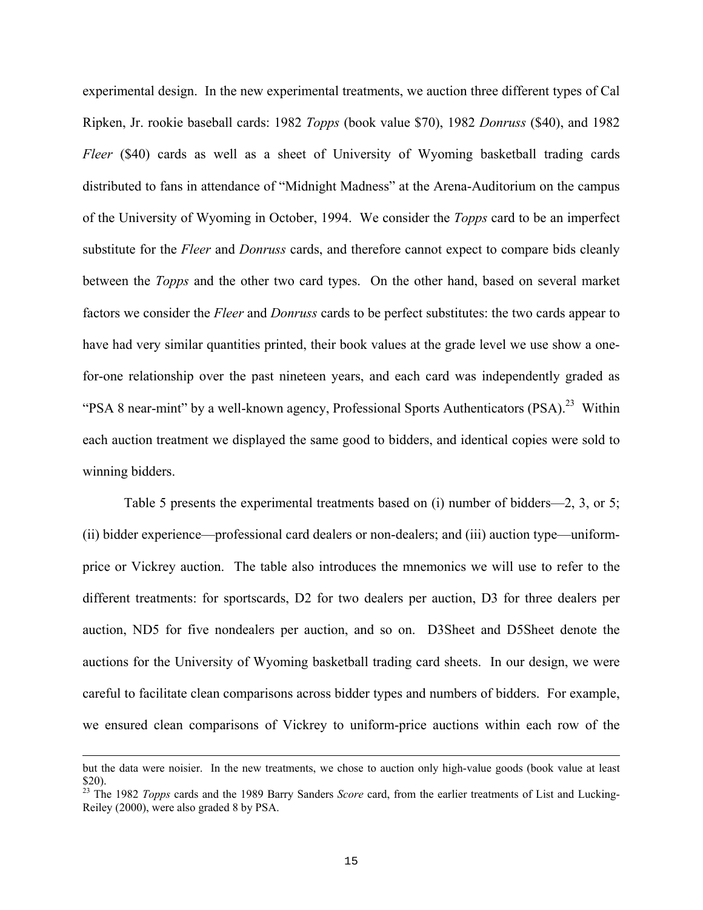experimental design. In the new experimental treatments, we auction three different types of Cal Ripken, Jr. rookie baseball cards: 1982 *Topps* (book value \$70), 1982 *Donruss* (\$40), and 1982 *Fleer* (\$40) cards as well as a sheet of University of Wyoming basketball trading cards distributed to fans in attendance of "Midnight Madness" at the Arena-Auditorium on the campus of the University of Wyoming in October, 1994. We consider the *Topps* card to be an imperfect substitute for the *Fleer* and *Donruss* cards, and therefore cannot expect to compare bids cleanly between the *Topps* and the other two card types. On the other hand, based on several market factors we consider the *Fleer* and *Donruss* cards to be perfect substitutes: the two cards appear to have had very similar quantities printed, their book values at the grade level we use show a one-for-one relationship over the past nineteen years, and each card was independently graded as "PSA 8 near-mint" by a well-known agency, Professional Sports Authenticators (PSA).[23] Within each auction treatment we displayed the same good to bidders, and identical copies were sold to winning bidders.

Table 5 presents the experimental treatments based on (i) number of bidders—2, 3, or 5; (ii) bidder experience—professional card dealers or non-dealers; and (iii) auction type—uniform-price or Vickrey auction. The table also introduces the mnemonics we will use to refer to the different treatments: for sportscards, D2 for two dealers per auction, D3 for three dealers per auction, ND5 for five nondealers per auction, and so on. D3Sheet and D5Sheet denote the auctions for the University of Wyoming basketball trading card sheets. In our design, we were careful to facilitate clean comparisons across bidder types and numbers of bidders. For example, we ensured clean comparisons of Vickrey to uniform-price auctions within each row of the

---

but the data were noisier. In the new treatments, we chose to auction only high-value goods (book value at least \$20).

[23] The 1982 *Topps* cards and the 1989 Barry Sanders *Score* card, from the earlier treatments of List and Lucking-Reiley (2000), were also graded 8 by PSA.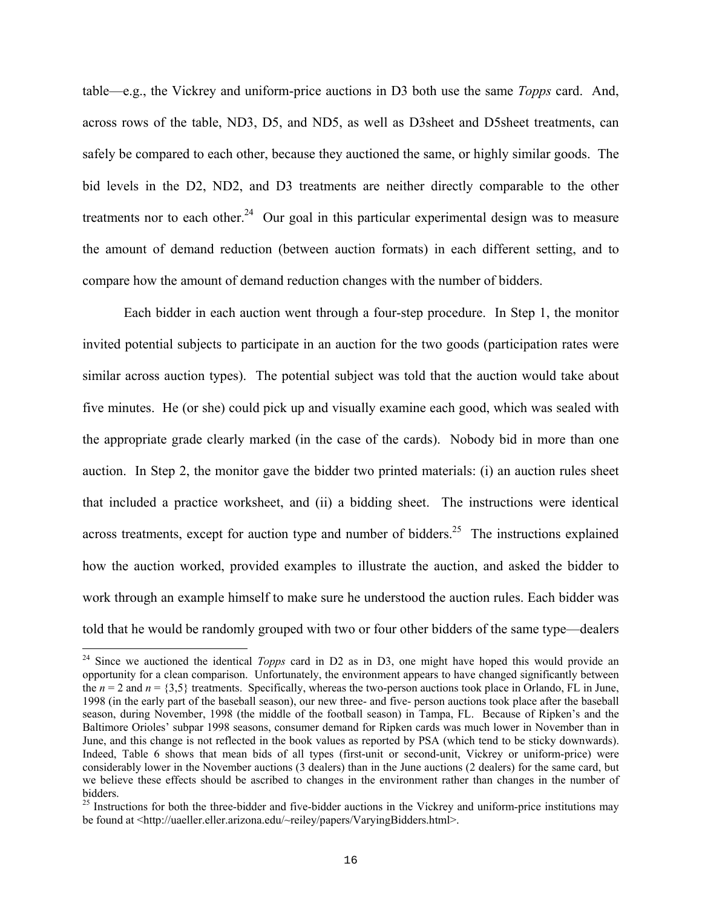table—e.g., the Vickrey and uniform-price auctions in D3 both use the same *Topps* card. And, across rows of the table, ND3, D5, and ND5, as well as D3sheet and D5sheet treatments, can safely be compared to each other, because they auctioned the same, or highly similar goods. The bid levels in the D2, ND2, and D3 treatments are neither directly comparable to the other treatments nor to each other.[24] Our goal in this particular experimental design was to measure the amount of demand reduction (between auction formats) in each different setting, and to compare how the amount of demand reduction changes with the number of bidders.

Each bidder in each auction went through a four-step procedure. In Step 1, the monitor invited potential subjects to participate in an auction for the two goods (participation rates were similar across auction types). The potential subject was told that the auction would take about five minutes. He (or she) could pick up and visually examine each good, which was sealed with the appropriate grade clearly marked (in the case of the cards). Nobody bid in more than one auction. In Step 2, the monitor gave the bidder two printed materials: (i) an auction rules sheet that included a practice worksheet, and (ii) a bidding sheet. The instructions were identical across treatments, except for auction type and number of bidders.[25] The instructions explained how the auction worked, provided examples to illustrate the auction, and asked the bidder to work through an example himself to make sure he understood the auction rules. Each bidder was told that he would be randomly grouped with two or four other bidders of the same type—dealers

---

[24] Since we auctioned the identical *Topps* card in D2 as in D3, one might have hoped this would provide an opportunity for a clean comparison. Unfortunately, the environment appears to have changed significantly between the $n = 2$ and $n = \{3,5\}$ treatments. Specifically, whereas the two-person auctions took place in Orlando, FL in June, 1998 (in the early part of the baseball season), our new three- and five- person auctions took place after the baseball season, during November, 1998 (the middle of the football season) in Tampa, FL. Because of Ripken's and the Baltimore Orioles' subpar 1998 seasons, consumer demand for Ripken cards was much lower in November than in June, and this change is not reflected in the book values as reported by PSA (which tend to be sticky downwards). Indeed, Table 6 shows that mean bids of all types (first-unit or second-unit, Vickrey or uniform-price) were considerably lower in the November auctions (3 dealers) than in the June auctions (2 dealers) for the same card, but we believe these effects should be ascribed to changes in the environment rather than changes in the number of bidders.

[25] Instructions for both the three-bidder and five-bidder auctions in the Vickrey and uniform-price institutions may be found at <http://uaeller.eller.arizona.edu/~reiley/papers/VaryingBidders.html>.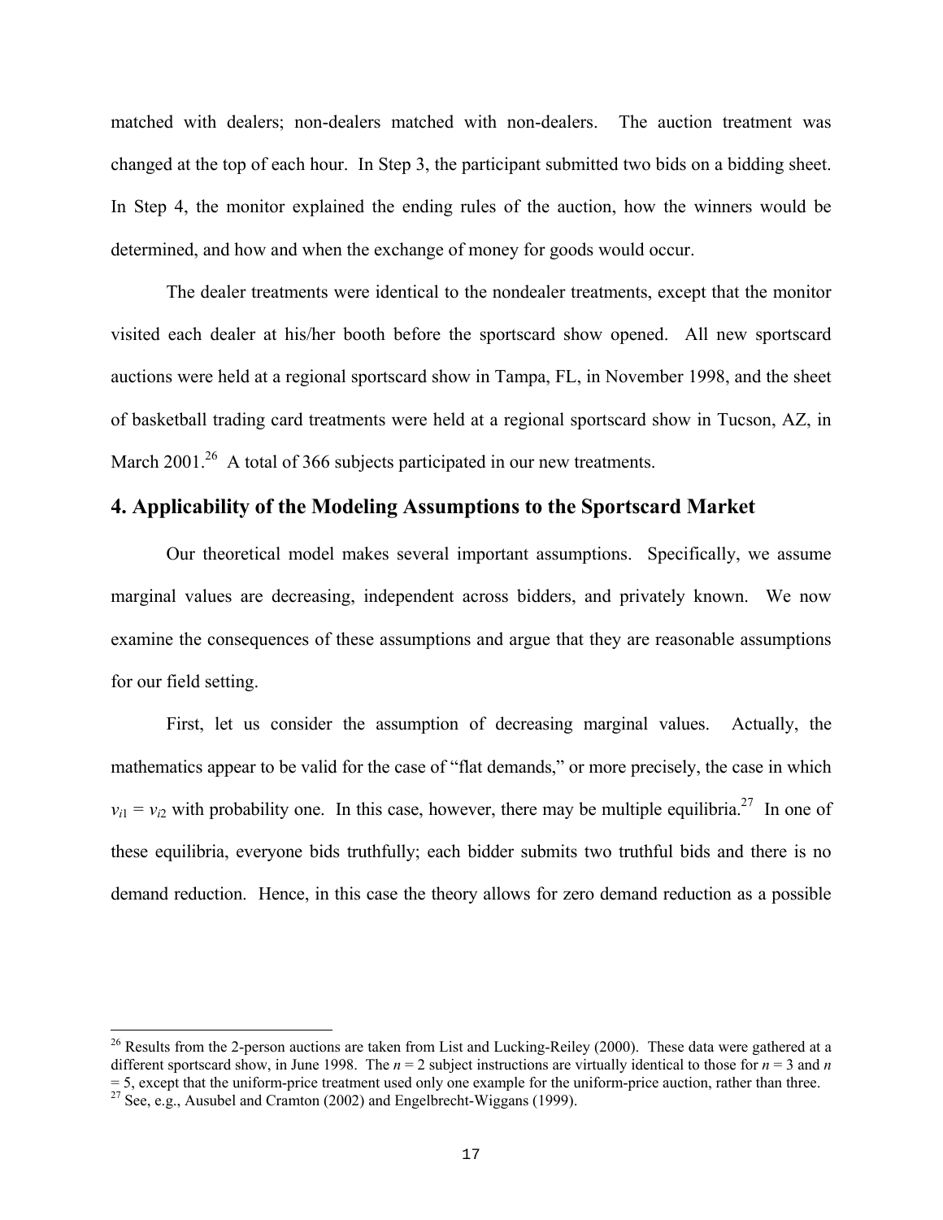matched with dealers; non-dealers matched with non-dealers. The auction treatment was changed at the top of each hour. In Step 3, the participant submitted two bids on a bidding sheet. In Step 4, the monitor explained the ending rules of the auction, how the winners would be determined, and how and when the exchange of money for goods would occur.

The dealer treatments were identical to the nondealer treatments, except that the monitor visited each dealer at his/her booth before the sportscard show opened. All new sportscard auctions were held at a regional sportscard show in Tampa, FL, in November 1998, and the sheet of basketball trading card treatments were held at a regional sportscard show in Tucson, AZ, in March 2001.[26] A total of 366 subjects participated in our new treatments.

## 4. Applicability of the Modeling Assumptions to the Sportscard Market

Our theoretical model makes several important assumptions. Specifically, we assume marginal values are decreasing, independent across bidders, and privately known. We now examine the consequences of these assumptions and argue that they are reasonable assumptions for our field setting.

First, let us consider the assumption of decreasing marginal values. Actually, the mathematics appear to be valid for the case of "flat demands," or more precisely, the case in which $v_{i1} = v_{i2}$ with probability one. In this case, however, there may be multiple equilibria.[27] In one of these equilibria, everyone bids truthfully; each bidder submits two truthful bids and there is no demand reduction. Hence, in this case the theory allows for zero demand reduction as a possible

---

[26] Results from the 2-person auctions are taken from List and Lucking-Reiley (2000). These data were gathered at a different sportscard show, in June 1998. The $n = 2$ subject instructions are virtually identical to those for $n = 3$ and $n = 5$, except that the uniform-price treatment used only one example for the uniform-price auction, rather than three.

[27] See, e.g., Ausubel and Cramton (2002) and Engelbrecht-Wiggans (1999).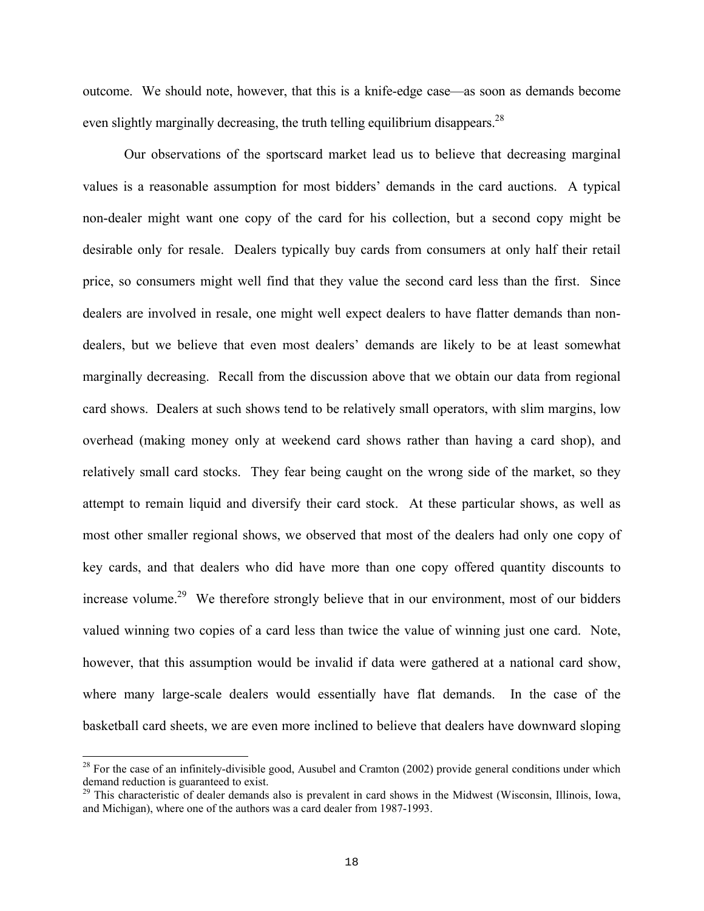outcome. We should note, however, that this is a knife-edge case—as soon as demands become even slightly marginally decreasing, the truth telling equilibrium disappears.[28]

Our observations of the sportscard market lead us to believe that decreasing marginal values is a reasonable assumption for most bidders' demands in the card auctions. A typical non-dealer might want one copy of the card for his collection, but a second copy might be desirable only for resale. Dealers typically buy cards from consumers at only half their retail price, so consumers might well find that they value the second card less than the first. Since dealers are involved in resale, one might well expect dealers to have flatter demands than non-dealers, but we believe that even most dealers' demands are likely to be at least somewhat marginally decreasing. Recall from the discussion above that we obtain our data from regional card shows. Dealers at such shows tend to be relatively small operators, with slim margins, low overhead (making money only at weekend card shows rather than having a card shop), and relatively small card stocks. They fear being caught on the wrong side of the market, so they attempt to remain liquid and diversify their card stock. At these particular shows, as well as most other smaller regional shows, we observed that most of the dealers had only one copy of key cards, and that dealers who did have more than one copy offered quantity discounts to increase volume.[29] We therefore strongly believe that in our environment, most of our bidders valued winning two copies of a card less than twice the value of winning just one card. Note, however, that this assumption would be invalid if data were gathered at a national card show, where many large-scale dealers would essentially have flat demands. In the case of the basketball card sheets, we are even more inclined to believe that dealers have downward sloping

---

[28] For the case of an infinitely-divisible good, Ausubel and Cramton (2002) provide general conditions under which demand reduction is guaranteed to exist.

[29] This characteristic of dealer demands also is prevalent in card shows in the Midwest (Wisconsin, Illinois, Iowa, and Michigan), where one of the authors was a card dealer from 1987-1993.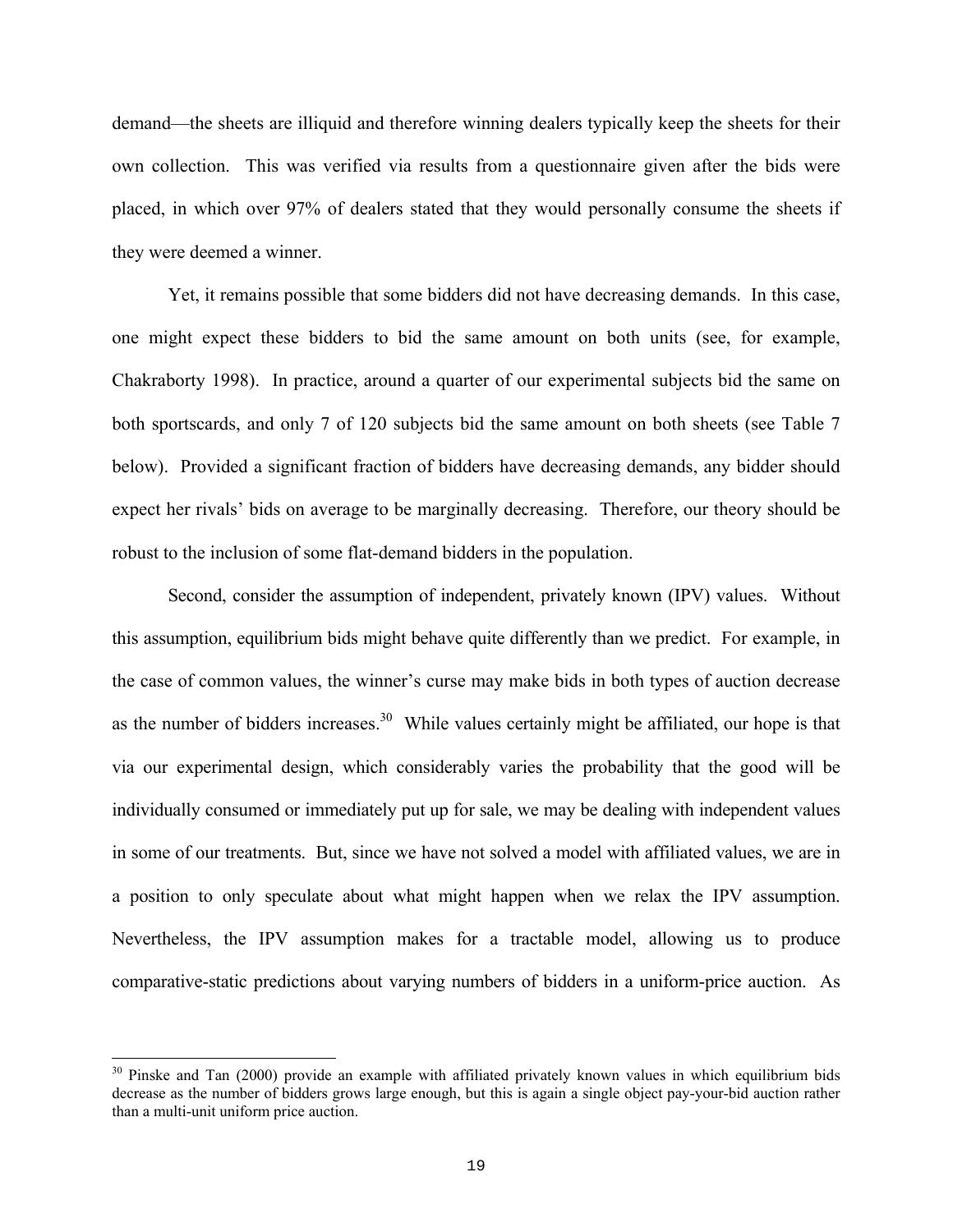demand—the sheets are illiquid and therefore winning dealers typically keep the sheets for their own collection. This was verified via results from a questionnaire given after the bids were placed, in which over 97% of dealers stated that they would personally consume the sheets if they were deemed a winner.

Yet, it remains possible that some bidders did not have decreasing demands. In this case, one might expect these bidders to bid the same amount on both units (see, for example, Chakraborty 1998). In practice, around a quarter of our experimental subjects bid the same on both sportscards, and only 7 of 120 subjects bid the same amount on both sheets (see Table 7 below). Provided a significant fraction of bidders have decreasing demands, any bidder should expect her rivals' bids on average to be marginally decreasing. Therefore, our theory should be robust to the inclusion of some flat-demand bidders in the population.

Second, consider the assumption of independent, privately known (IPV) values. Without this assumption, equilibrium bids might behave quite differently than we predict. For example, in the case of common values, the winner's curse may make bids in both types of auction decrease as the number of bidders increases.[30] While values certainly might be affiliated, our hope is that via our experimental design, which considerably varies the probability that the good will be individually consumed or immediately put up for sale, we may be dealing with independent values in some of our treatments. But, since we have not solved a model with affiliated values, we are in a position to only speculate about what might happen when we relax the IPV assumption. Nevertheless, the IPV assumption makes for a tractable model, allowing us to produce comparative-static predictions about varying numbers of bidders in a uniform-price auction. As

[30] Pinske and Tan (2000) provide an example with affiliated privately known values in which equilibrium bids decrease as the number of bidders grows large enough, but this is again a single object pay-your-bid auction rather than a multi-unit uniform price auction.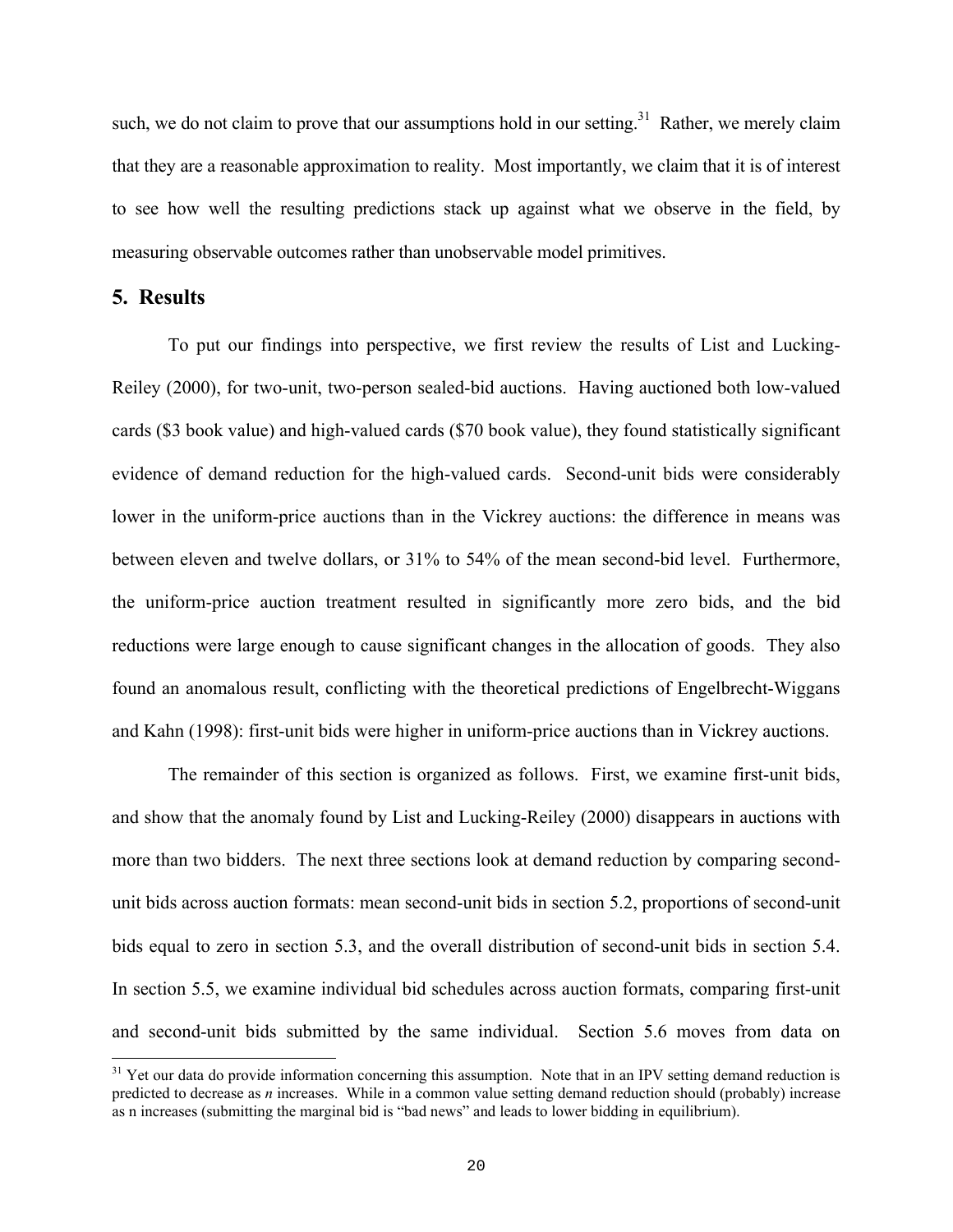such, we do not claim to prove that our assumptions hold in our setting.[31] Rather, we merely claim that they are a reasonable approximation to reality. Most importantly, we claim that it is of interest to see how well the resulting predictions stack up against what we observe in the field, by measuring observable outcomes rather than unobservable model primitives.

## 5. Results

To put our findings into perspective, we first review the results of List and Lucking-Reiley (2000), for two-unit, two-person sealed-bid auctions. Having auctioned both low-valued cards ($3 book value) and high-valued cards ($70 book value), they found statistically significant evidence of demand reduction for the high-valued cards. Second-unit bids were considerably lower in the uniform-price auctions than in the Vickrey auctions: the difference in means was between eleven and twelve dollars, or 31% to 54% of the mean second-bid level. Furthermore, the uniform-price auction treatment resulted in significantly more zero bids, and the bid reductions were large enough to cause significant changes in the allocation of goods. They also found an anomalous result, conflicting with the theoretical predictions of Engelbrecht-Wiggans and Kahn (1998): first-unit bids were higher in uniform-price auctions than in Vickrey auctions.

The remainder of this section is organized as follows. First, we examine first-unit bids, and show that the anomaly found by List and Lucking-Reiley (2000) disappears in auctions with more than two bidders. The next three sections look at demand reduction by comparing second-unit bids across auction formats: mean second-unit bids in section 5.2, proportions of second-unit bids equal to zero in section 5.3, and the overall distribution of second-unit bids in section 5.4. In section 5.5, we examine individual bid schedules across auction formats, comparing first-unit and second-unit bids submitted by the same individual. Section 5.6 moves from data on

---

[31] Yet our data do provide information concerning this assumption. Note that in an IPV setting demand reduction is predicted to decrease as $n$ increases. While in a common value setting demand reduction should (probably) increase as n increases (submitting the marginal bid is "bad news" and leads to lower bidding in equilibrium).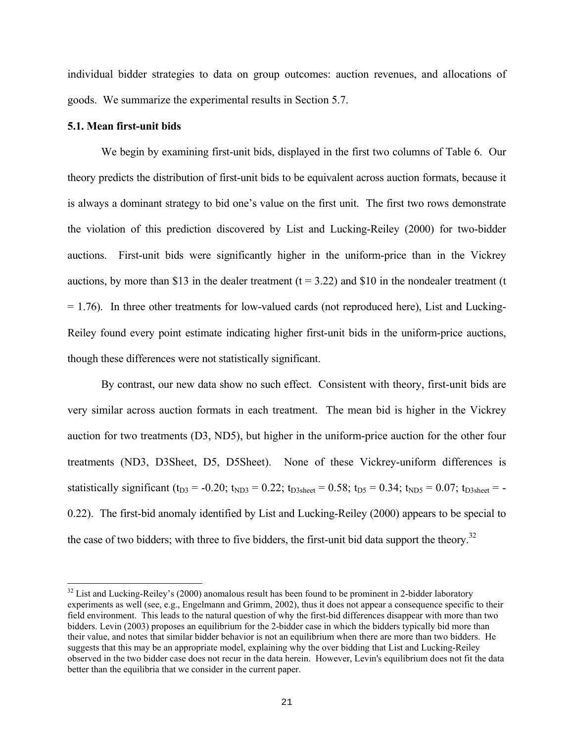individual bidder strategies to data on group outcomes: auction revenues, and allocations of goods. We summarize the experimental results in Section 5.7.

### 5.1. Mean first-unit bids

We begin by examining first-unit bids, displayed in the first two columns of Table 6. Our theory predicts the distribution of first-unit bids to be equivalent across auction formats, because it is always a dominant strategy to bid one's value on the first unit. The first two rows demonstrate the violation of this prediction discovered by List and Lucking-Reiley (2000) for two-bidder auctions. First-unit bids were significantly higher in the uniform-price than in the Vickrey auctions, by more than \$13 in the dealer treatment ($t = 3.22$) and \$10 in the nondealer treatment ($t = 1.76$). In three other treatments for low-valued cards (not reproduced here), List and Lucking-Reiley found every point estimate indicating higher first-unit bids in the uniform-price auctions, though these differences were not statistically significant.

By contrast, our new data show no such effect. Consistent with theory, first-unit bids are very similar across auction formats in each treatment. The mean bid is higher in the Vickrey auction for two treatments (D3, ND5), but higher in the uniform-price auction for the other four treatments (ND3, D3Sheet, D5, D5Sheet). None of these Vickrey-uniform differences is statistically significant ($t_{D3} = -0.20$; $t_{ND3} = 0.22$; $t_{D3sheet} = 0.58$; $t_{D5} = 0.34$; $t_{ND5} = 0.07$; $t_{D3sheet} = -0.22$). The first-bid anomaly identified by List and Lucking-Reiley (2000) appears to be special to the case of two bidders; with three to five bidders, the first-unit bid data support the theory.[32]

[32] List and Lucking-Reiley's (2000) anomalous result has been found to be prominent in 2-bidder laboratory experiments as well (see, e.g., Engelmann and Grimm, 2002), thus it does not appear a consequence specific to their field environment. This leads to the natural question of why the first-bid differences disappear with more than two bidders. Levin (2003) proposes an equilibrium for the 2-bidder case in which the bidders typically bid more than their value, and notes that similar bidder behavior is not an equilibrium when there are more than two bidders. He suggests that this may be an appropriate model, explaining why the over bidding that List and Lucking-Reiley observed in the two bidder case does not recur in the data herein. However, Levin's equilibrium does not fit the data better than the equilibria that we consider in the current paper.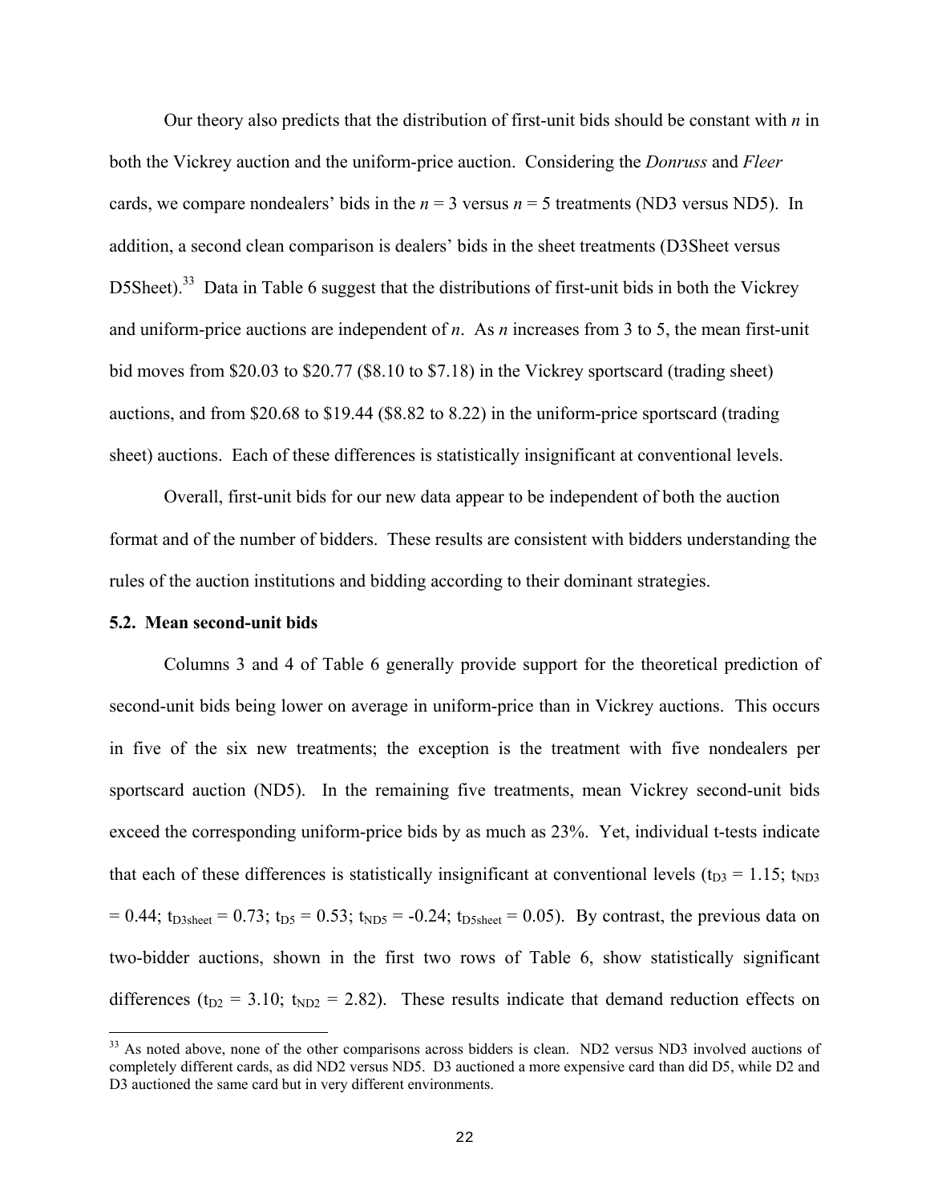Our theory also predicts that the distribution of first-unit bids should be constant with $n$ in both the Vickrey auction and the uniform-price auction. Considering the *Donruss* and *Fleer* cards, we compare nondealers' bids in the $n = 3$ versus $n = 5$ treatments (ND3 versus ND5). In addition, a second clean comparison is dealers' bids in the sheet treatments (D3Sheet versus D5Sheet).[33] Data in Table 6 suggest that the distributions of first-unit bids in both the Vickrey and uniform-price auctions are independent of $n$. As $n$ increases from 3 to 5, the mean first-unit bid moves from \$20.03 to \$20.77 (\$8.10 to \$7.18) in the Vickrey sportscard (trading sheet) auctions, and from \$20.68 to \$19.44 (\$8.82 to 8.22) in the uniform-price sportscard (trading sheet) auctions. Each of these differences is statistically insignificant at conventional levels.

Overall, first-unit bids for our new data appear to be independent of both the auction format and of the number of bidders. These results are consistent with bidders understanding the rules of the auction institutions and bidding according to their dominant strategies.

### 5.2. Mean second-unit bids

Columns 3 and 4 of Table 6 generally provide support for the theoretical prediction of second-unit bids being lower on average in uniform-price than in Vickrey auctions. This occurs in five of the six new treatments; the exception is the treatment with five nondealers per sportscard auction (ND5). In the remaining five treatments, mean Vickrey second-unit bids exceed the corresponding uniform-price bids by as much as 23%. Yet, individual t-tests indicate that each of these differences is statistically insignificant at conventional levels ($t_{D3} = 1.15$; $t_{ND3} = 0.44$; $t_{D3sheet} = 0.73$; $t_{D5} = 0.53$; $t_{ND5} = -0.24$; $t_{D5sheet} = 0.05$). By contrast, the previous data on two-bidder auctions, shown in the first two rows of Table 6, show statistically significant differences ($t_{D2} = 3.10$; $t_{ND2} = 2.82$). These results indicate that demand reduction effects on

[33] As noted above, none of the other comparisons across bidders is clean. ND2 versus ND3 involved auctions of completely different cards, as did ND2 versus ND5. D3 auctioned a more expensive card than did D5, while D2 and D3 auctioned the same card but in very different environments.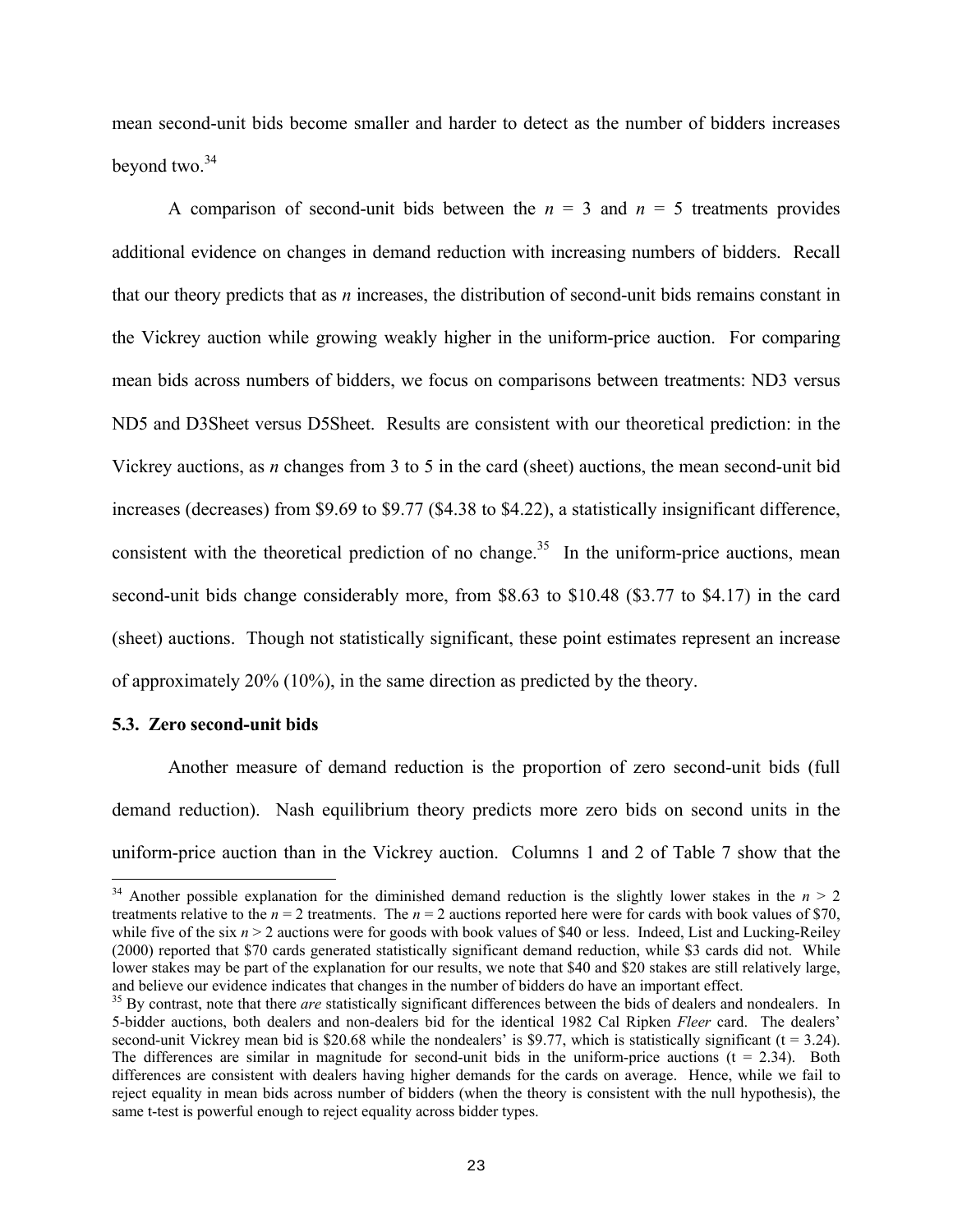mean second-unit bids become smaller and harder to detect as the number of bidders increases beyond two.[34]

A comparison of second-unit bids between the $n$ = 3 and $n$ = 5 treatments provides additional evidence on changes in demand reduction with increasing numbers of bidders. Recall that our theory predicts that as $n$ increases, the distribution of second-unit bids remains constant in the Vickrey auction while growing weakly higher in the uniform-price auction. For comparing mean bids across numbers of bidders, we focus on comparisons between treatments: ND3 versus ND5 and D3Sheet versus D5Sheet. Results are consistent with our theoretical prediction: in the Vickrey auctions, as $n$ changes from 3 to 5 in the card (sheet) auctions, the mean second-unit bid increases (decreases) from \$9.69 to \$9.77 (\$4.38 to \$4.22), a statistically insignificant difference, consistent with the theoretical prediction of no change.[35] In the uniform-price auctions, mean second-unit bids change considerably more, from \$8.63 to \$10.48 (\$3.77 to \$4.17) in the card (sheet) auctions. Though not statistically significant, these point estimates represent an increase of approximately 20% (10%), in the same direction as predicted by the theory.

### 5.3. Zero second-unit bids

Another measure of demand reduction is the proportion of zero second-unit bids (full demand reduction). Nash equilibrium theory predicts more zero bids on second units in the uniform-price auction than in the Vickrey auction. Columns 1 and 2 of Table 7 show that the

---

[34] Another possible explanation for the diminished demand reduction is the slightly lower stakes in the $n > 2$ treatments relative to the $n = 2$ treatments. The $n = 2$ auctions reported here were for cards with book values of \$70, while five of the six $n > 2$ auctions were for goods with book values of \$40 or less. Indeed, List and Lucking-Reiley (2000) reported that \$70 cards generated statistically significant demand reduction, while \$3 cards did not. While lower stakes may be part of the explanation for our results, we note that \$40 and \$20 stakes are still relatively large, and believe our evidence indicates that changes in the number of bidders do have an important effect.

[35] By contrast, note that there *are* statistically significant differences between the bids of dealers and nondealers. In 5-bidder auctions, both dealers and non-dealers bid for the identical 1982 Cal Ripken *Fleer* card. The dealers' second-unit Vickrey mean bid is \$20.68 while the nondealers' is \$9.77, which is statistically significant ($t = 3.24$). The differences are similar in magnitude for second-unit bids in the uniform-price auctions ($t = 2.34$). Both differences are consistent with dealers having higher demands for the cards on average. Hence, while we fail to reject equality in mean bids across number of bidders (when the theory is consistent with the null hypothesis), the same t-test is powerful enough to reject equality across bidder types.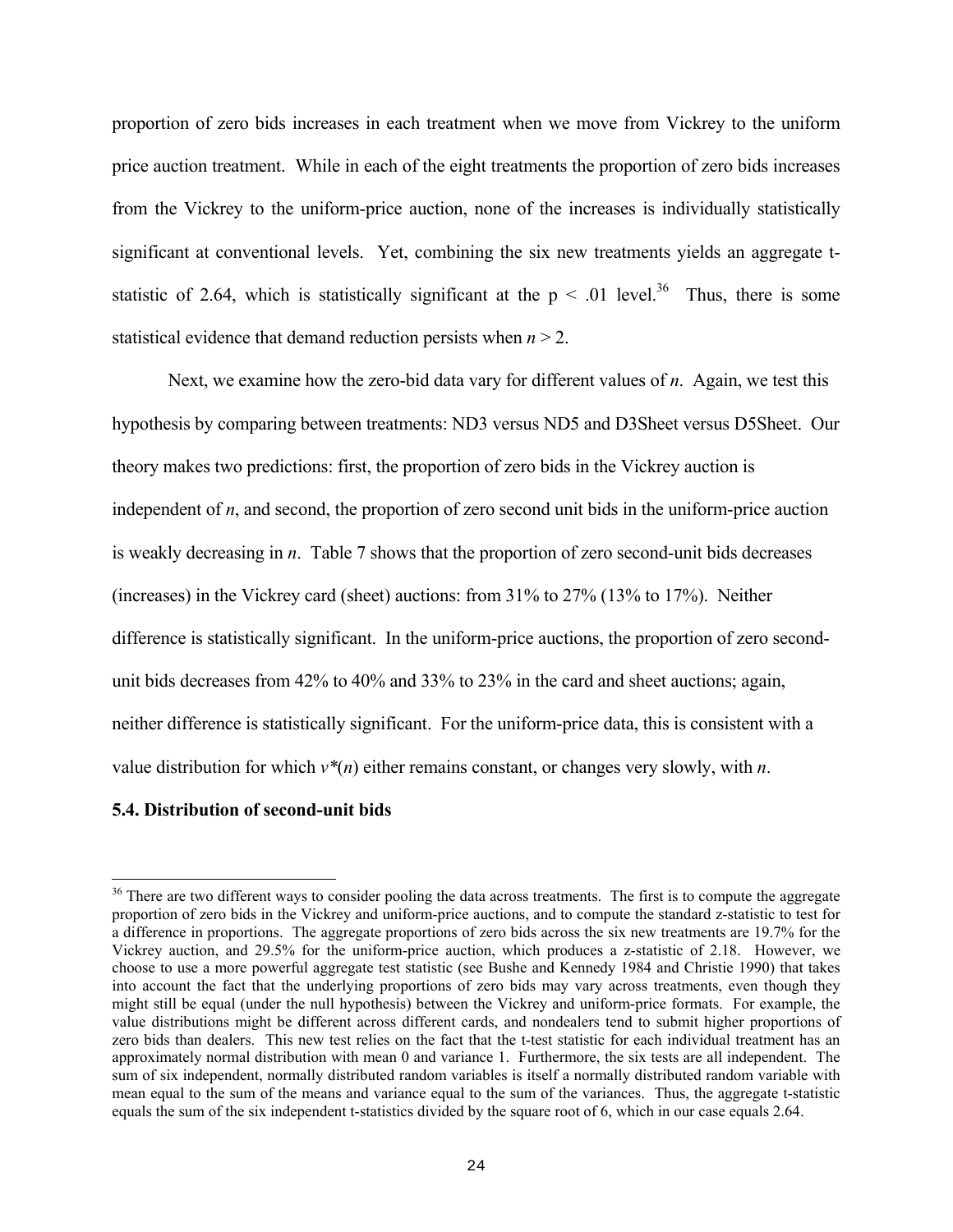proportion of zero bids increases in each treatment when we move from Vickrey to the uniform price auction treatment. While in each of the eight treatments the proportion of zero bids increases from the Vickrey to the uniform-price auction, none of the increases is individually statistically significant at conventional levels. Yet, combining the six new treatments yields an aggregate t-statistic of 2.64, which is statistically significant at the $p < .01$ level.[36] Thus, there is some statistical evidence that demand reduction persists when $n > 2$.

Next, we examine how the zero-bid data vary for different values of $n$. Again, we test this hypothesis by comparing between treatments: ND3 versus ND5 and D3Sheet versus D5Sheet. Our theory makes two predictions: first, the proportion of zero bids in the Vickrey auction is independent of $n$, and second, the proportion of zero second unit bids in the uniform-price auction is weakly decreasing in $n$. Table 7 shows that the proportion of zero second-unit bids decreases (increases) in the Vickrey card (sheet) auctions: from 31% to 27% (13% to 17%). Neither difference is statistically significant. In the uniform-price auctions, the proportion of zero second-unit bids decreases from 42% to 40% and 33% to 23% in the card and sheet auctions; again, neither difference is statistically significant. For the uniform-price data, this is consistent with a value distribution for which $v^*(n)$ either remains constant, or changes very slowly, with $n$.

**5.4. Distribution of second-unit bids**

---

[36] There are two different ways to consider pooling the data across treatments. The first is to compute the aggregate proportion of zero bids in the Vickrey and uniform-price auctions, and to compute the standard z-statistic to test for a difference in proportions. The aggregate proportions of zero bids across the six new treatments are 19.7% for the Vickrey auction, and 29.5% for the uniform-price auction, which produces a z-statistic of 2.18. However, we choose to use a more powerful aggregate test statistic (see Bushe and Kennedy 1984 and Christie 1990) that takes into account the fact that the underlying proportions of zero bids may vary across treatments, even though they might still be equal (under the null hypothesis) between the Vickrey and uniform-price formats. For example, the value distributions might be different across different cards, and nondealers tend to submit higher proportions of zero bids than dealers. This new test relies on the fact that the t-test statistic for each individual treatment has an approximately normal distribution with mean 0 and variance 1. Furthermore, the six tests are all independent. The sum of six independent, normally distributed random variables is itself a normally distributed random variable with mean equal to the sum of the means and variance equal to the sum of the variances. Thus, the aggregate t-statistic equals the sum of the six independent t-statistics divided by the square root of 6, which in our case equals 2.64.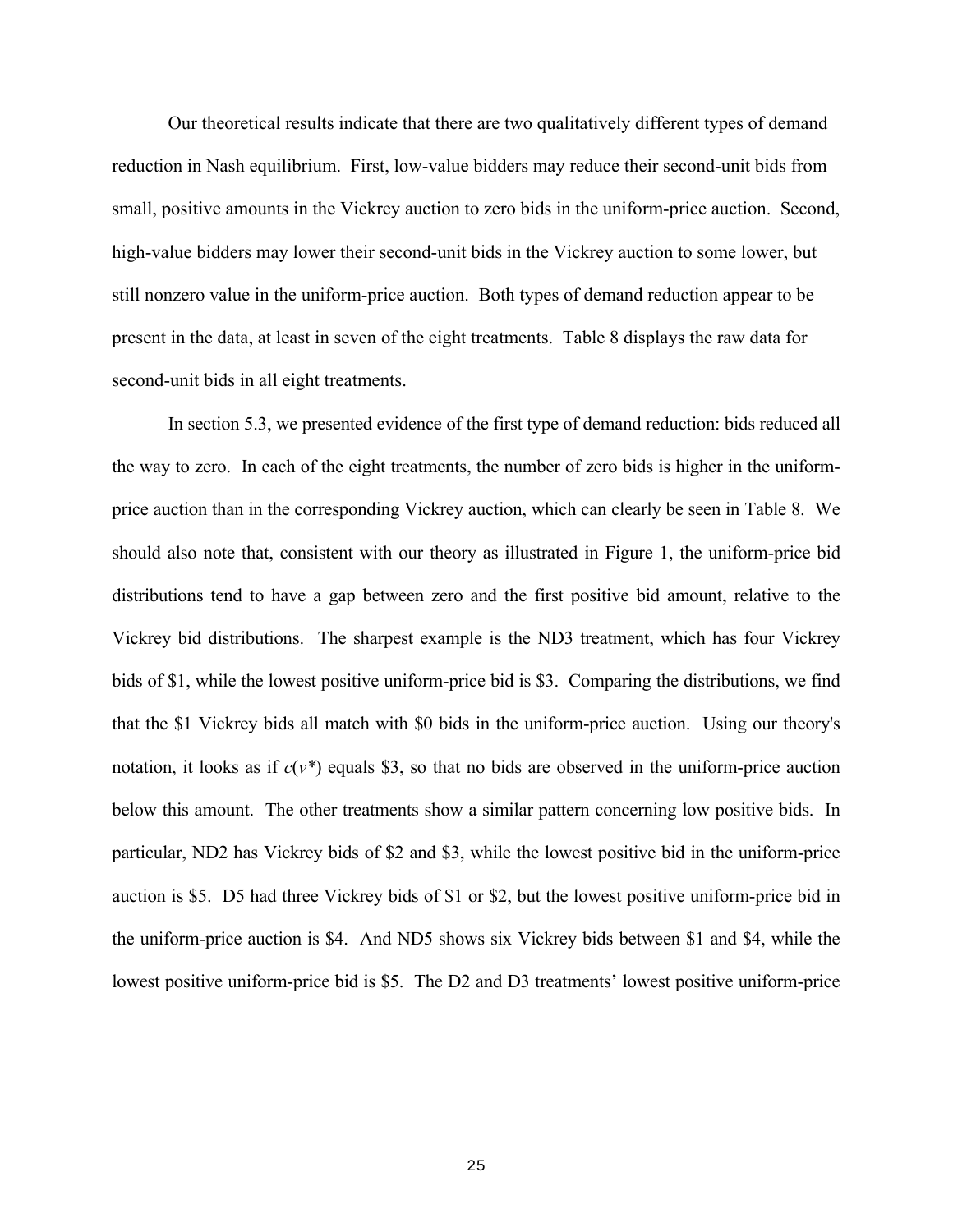Our theoretical results indicate that there are two qualitatively different types of demand reduction in Nash equilibrium. First, low-value bidders may reduce their second-unit bids from small, positive amounts in the Vickrey auction to zero bids in the uniform-price auction. Second, high-value bidders may lower their second-unit bids in the Vickrey auction to some lower, but still nonzero value in the uniform-price auction. Both types of demand reduction appear to be present in the data, at least in seven of the eight treatments. Table 8 displays the raw data for second-unit bids in all eight treatments.

In section 5.3, we presented evidence of the first type of demand reduction: bids reduced all the way to zero. In each of the eight treatments, the number of zero bids is higher in the uniform-price auction than in the corresponding Vickrey auction, which can clearly be seen in Table 8. We should also note that, consistent with our theory as illustrated in Figure 1, the uniform-price bid distributions tend to have a gap between zero and the first positive bid amount, relative to the Vickrey bid distributions. The sharpest example is the ND3 treatment, which has four Vickrey bids of \$1, while the lowest positive uniform-price bid is \$3. Comparing the distributions, we find that the \$1 Vickrey bids all match with \$0 bids in the uniform-price auction. Using our theory's notation, it looks as if $c(v^*)$ equals \$3, so that no bids are observed in the uniform-price auction below this amount. The other treatments show a similar pattern concerning low positive bids. In particular, ND2 has Vickrey bids of \$2 and \$3, while the lowest positive bid in the uniform-price auction is \$5. D5 had three Vickrey bids of \$1 or \$2, but the lowest positive uniform-price bid in the uniform-price auction is \$4. And ND5 shows six Vickrey bids between \$1 and \$4, while the lowest positive uniform-price bid is \$5. The D2 and D3 treatments' lowest positive uniform-price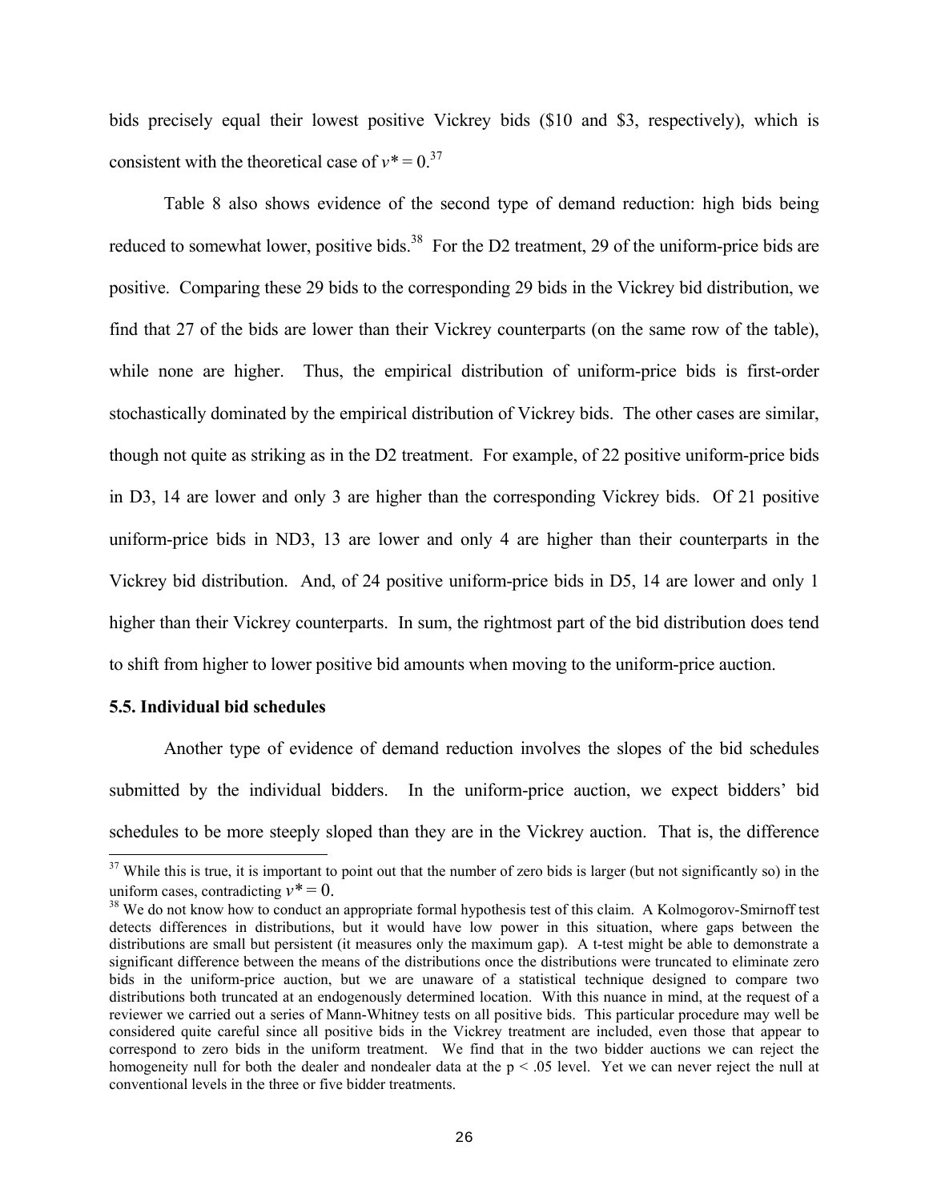bids precisely equal their lowest positive Vickrey bids ($10 and $3, respectively), which is consistent with the theoretical case of $v^* = 0$.[37]

Table 8 also shows evidence of the second type of demand reduction: high bids being reduced to somewhat lower, positive bids.[38] For the D2 treatment, 29 of the uniform-price bids are positive. Comparing these 29 bids to the corresponding 29 bids in the Vickrey bid distribution, we find that 27 of the bids are lower than their Vickrey counterparts (on the same row of the table), while none are higher. Thus, the empirical distribution of uniform-price bids is first-order stochastically dominated by the empirical distribution of Vickrey bids. The other cases are similar, though not quite as striking as in the D2 treatment. For example, of 22 positive uniform-price bids in D3, 14 are lower and only 3 are higher than the corresponding Vickrey bids. Of 21 positive uniform-price bids in ND3, 13 are lower and only 4 are higher than their counterparts in the Vickrey bid distribution. And, of 24 positive uniform-price bids in D5, 14 are lower and only 1 higher than their Vickrey counterparts. In sum, the rightmost part of the bid distribution does tend to shift from higher to lower positive bid amounts when moving to the uniform-price auction.

### 5.5. Individual bid schedules

Another type of evidence of demand reduction involves the slopes of the bid schedules submitted by the individual bidders. In the uniform-price auction, we expect bidders' bid schedules to be more steeply sloped than they are in the Vickrey auction. That is, the difference

---

[37] While this is true, it is important to point out that the number of zero bids is larger (but not significantly so) in the uniform cases, contradicting $v^* = 0$.

[38] We do not know how to conduct an appropriate formal hypothesis test of this claim. A Kolmogorov-Smirnoff test detects differences in distributions, but it would have low power in this situation, where gaps between the distributions are small but persistent (it measures only the maximum gap). A t-test might be able to demonstrate a significant difference between the means of the distributions once the distributions were truncated to eliminate zero bids in the uniform-price auction, but we are unaware of a statistical technique designed to compare two distributions both truncated at an endogenously determined location. With this nuance in mind, at the request of a reviewer we carried out a series of Mann-Whitney tests on all positive bids. This particular procedure may well be considered quite careful since all positive bids in the Vickrey treatment are included, even those that appear to correspond to zero bids in the uniform treatment. We find that in the two bidder auctions we can reject the homogeneity null for both the dealer and nondealer data at the $p < .05$ level. Yet we can never reject the null at conventional levels in the three or five bidder treatments.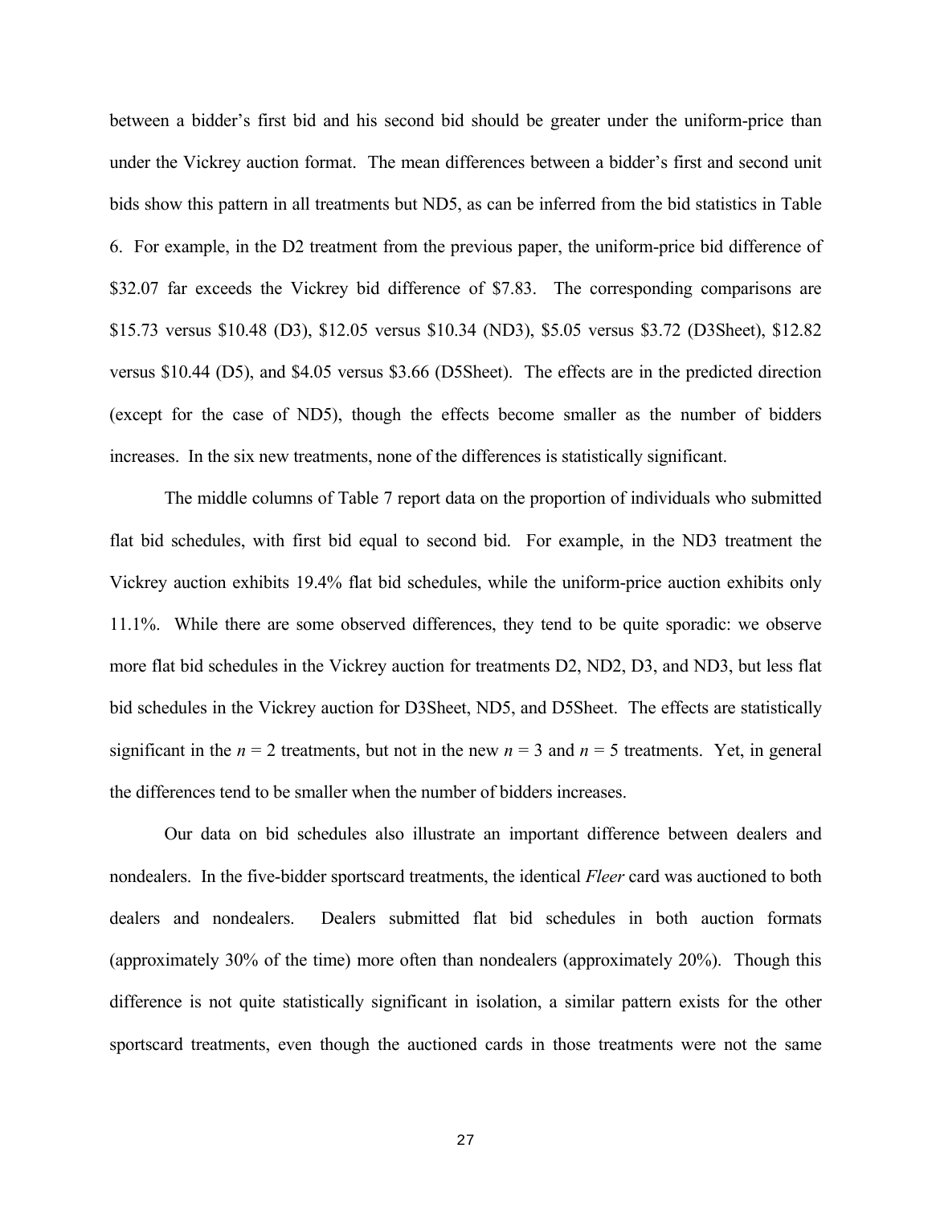between a bidder's first bid and his second bid should be greater under the uniform-price than under the Vickrey auction format. The mean differences between a bidder's first and second unit bids show this pattern in all treatments but ND5, as can be inferred from the bid statistics in Table 6. For example, in the D2 treatment from the previous paper, the uniform-price bid difference of \$32.07 far exceeds the Vickrey bid difference of \$7.83. The corresponding comparisons are \$15.73 versus \$10.48 (D3), \$12.05 versus \$10.34 (ND3), \$5.05 versus \$3.72 (D3Sheet), \$12.82 versus \$10.44 (D5), and \$4.05 versus \$3.66 (D5Sheet). The effects are in the predicted direction (except for the case of ND5), though the effects become smaller as the number of bidders increases. In the six new treatments, none of the differences is statistically significant.

The middle columns of Table 7 report data on the proportion of individuals who submitted flat bid schedules, with first bid equal to second bid. For example, in the ND3 treatment the Vickrey auction exhibits 19.4% flat bid schedules, while the uniform-price auction exhibits only 11.1%. While there are some observed differences, they tend to be quite sporadic: we observe more flat bid schedules in the Vickrey auction for treatments D2, ND2, D3, and ND3, but less flat bid schedules in the Vickrey auction for D3Sheet, ND5, and D5Sheet. The effects are statistically significant in the $n = 2$ treatments, but not in the new $n = 3$ and $n = 5$ treatments. Yet, in general the differences tend to be smaller when the number of bidders increases.

Our data on bid schedules also illustrate an important difference between dealers and nondealers. In the five-bidder sportscard treatments, the identical *Fleer* card was auctioned to both dealers and nondealers. Dealers submitted flat bid schedules in both auction formats (approximately 30% of the time) more often than nondealers (approximately 20%). Though this difference is not quite statistically significant in isolation, a similar pattern exists for the other sportscard treatments, even though the auctioned cards in those treatments were not the same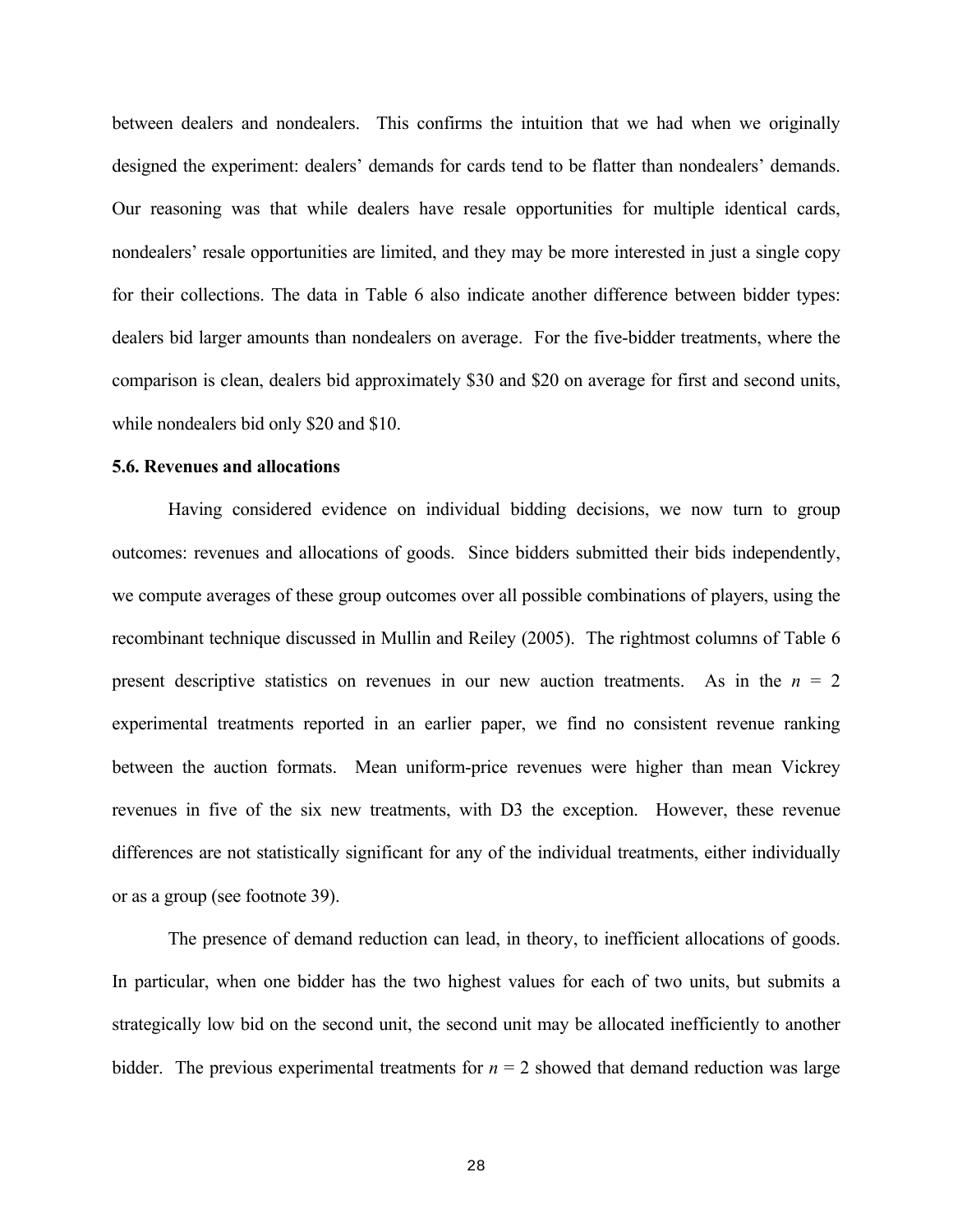between dealers and nondealers. This confirms the intuition that we had when we originally designed the experiment: dealers' demands for cards tend to be flatter than nondealers' demands. Our reasoning was that while dealers have resale opportunities for multiple identical cards, nondealers' resale opportunities are limited, and they may be more interested in just a single copy for their collections. The data in Table 6 also indicate another difference between bidder types: dealers bid larger amounts than nondealers on average. For the five-bidder treatments, where the comparison is clean, dealers bid approximately \$30 and \$20 on average for first and second units, while nondealers bid only \$20 and \$10.

### 5.6. Revenues and allocations

Having considered evidence on individual bidding decisions, we now turn to group outcomes: revenues and allocations of goods. Since bidders submitted their bids independently, we compute averages of these group outcomes over all possible combinations of players, using the recombinant technique discussed in Mullin and Reiley (2005). The rightmost columns of Table 6 present descriptive statistics on revenues in our new auction treatments. As in the $n = 2$ experimental treatments reported in an earlier paper, we find no consistent revenue ranking between the auction formats. Mean uniform-price revenues were higher than mean Vickrey revenues in five of the six new treatments, with D3 the exception. However, these revenue differences are not statistically significant for any of the individual treatments, either individually or as a group (see footnote 39).

The presence of demand reduction can lead, in theory, to inefficient allocations of goods. In particular, when one bidder has the two highest values for each of two units, but submits a strategically low bid on the second unit, the second unit may be allocated inefficiently to another bidder. The previous experimental treatments for $n = 2$ showed that demand reduction was large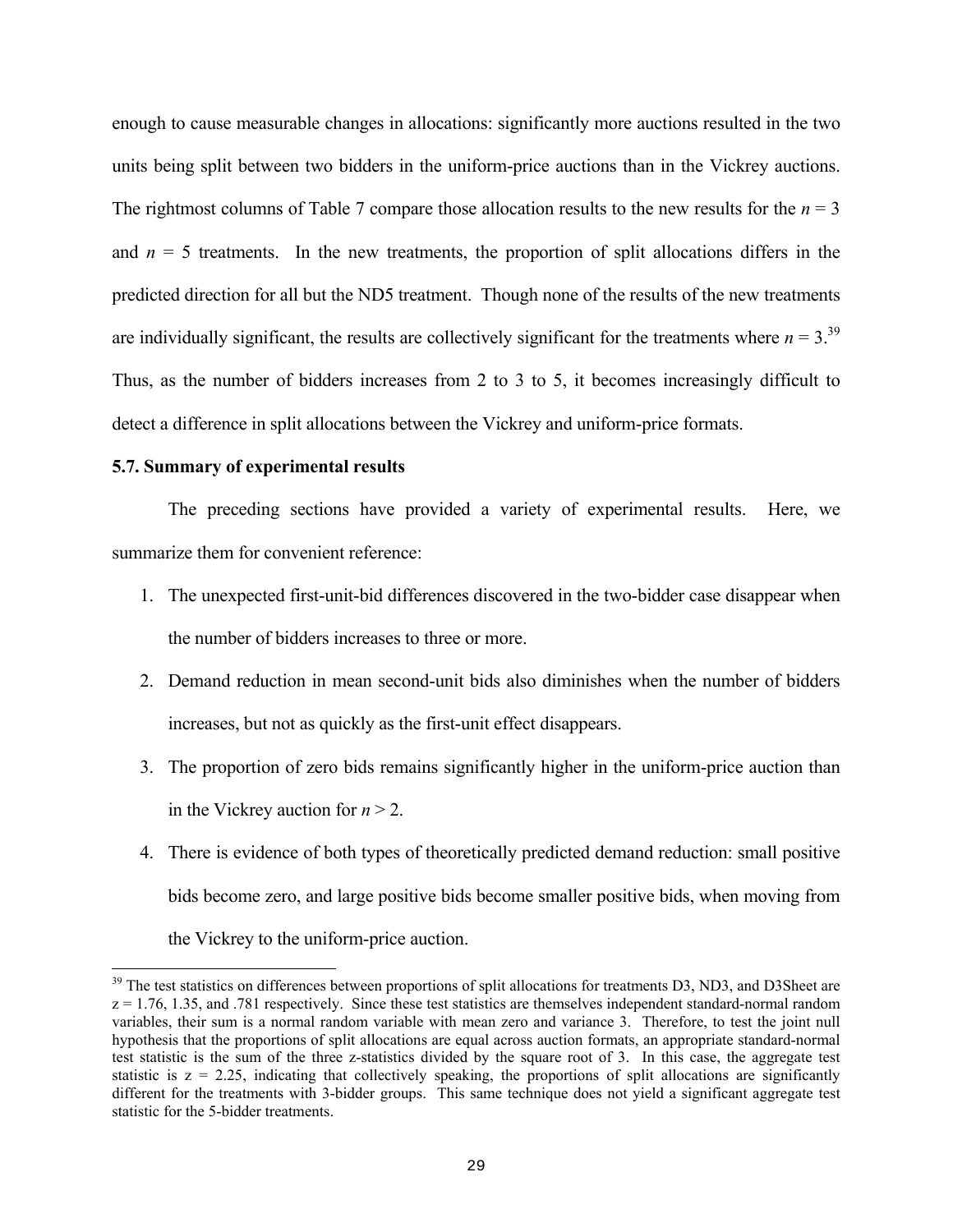enough to cause measurable changes in allocations: significantly more auctions resulted in the two units being split between two bidders in the uniform-price auctions than in the Vickrey auctions. The rightmost columns of Table 7 compare those allocation results to the new results for the $n = 3$ and $n = 5$ treatments. In the new treatments, the proportion of split allocations differs in the predicted direction for all but the ND5 treatment. Though none of the results of the new treatments are individually significant, the results are collectively significant for the treatments where $n = 3$.[39] Thus, as the number of bidders increases from 2 to 3 to 5, it becomes increasingly difficult to detect a difference in split allocations between the Vickrey and uniform-price formats.

### 5.7. Summary of experimental results

The preceding sections have provided a variety of experimental results. Here, we summarize them for convenient reference:

1. The unexpected first-unit-bid differences discovered in the two-bidder case disappear when the number of bidders increases to three or more.
2. Demand reduction in mean second-unit bids also diminishes when the number of bidders increases, but not as quickly as the first-unit effect disappears.
3. The proportion of zero bids remains significantly higher in the uniform-price auction than in the Vickrey auction for $n > 2$.
4. There is evidence of both types of theoretically predicted demand reduction: small positive bids become zero, and large positive bids become smaller positive bids, when moving from the Vickrey to the uniform-price auction.

[39] The test statistics on differences between proportions of split allocations for treatments D3, ND3, and D3Sheet are $z = 1.76$, 1.35, and .781 respectively. Since these test statistics are themselves independent standard-normal random variables, their sum is a normal random variable with mean zero and variance 3. Therefore, to test the joint null hypothesis that the proportions of split allocations are equal across auction formats, an appropriate standard-normal test statistic is the sum of the three z-statistics divided by the square root of 3. In this case, the aggregate test statistic is $z = 2.25$, indicating that collectively speaking, the proportions of split allocations are significantly different for the treatments with 3-bidder groups. This same technique does not yield a significant aggregate test statistic for the 5-bidder treatments.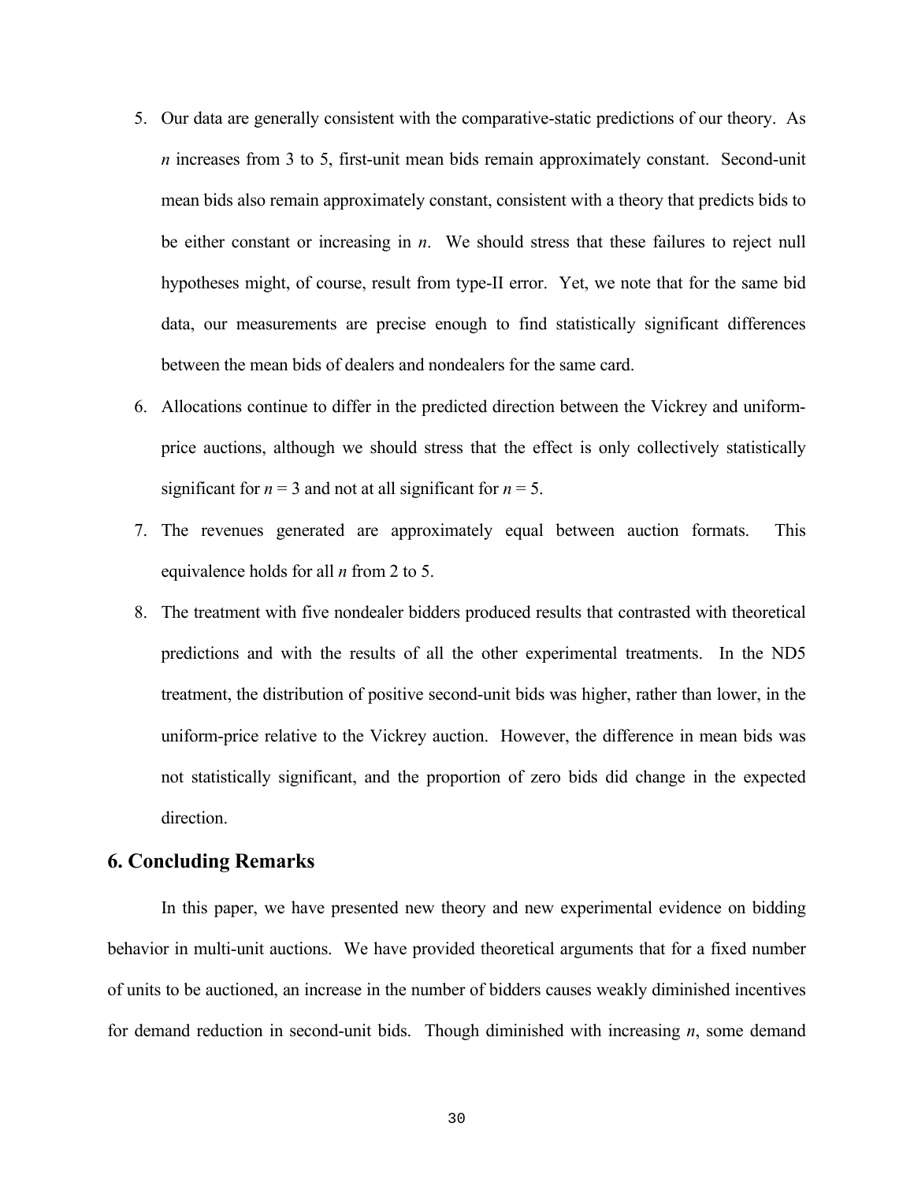5. Our data are generally consistent with the comparative-static predictions of our theory. As $n$ increases from 3 to 5, first-unit mean bids remain approximately constant. Second-unit mean bids also remain approximately constant, consistent with a theory that predicts bids to be either constant or increasing in $n$. We should stress that these failures to reject null hypotheses might, of course, result from type-II error. Yet, we note that for the same bid data, our measurements are precise enough to find statistically significant differences between the mean bids of dealers and nondealers for the same card.
6. Allocations continue to differ in the predicted direction between the Vickrey and uniform-price auctions, although we should stress that the effect is only collectively statistically significant for $n = 3$ and not at all significant for $n = 5$.
7. The revenues generated are approximately equal between auction formats. This equivalence holds for all $n$ from 2 to 5.
8. The treatment with five nondealer bidders produced results that contrasted with theoretical predictions and with the results of all the other experimental treatments. In the ND5 treatment, the distribution of positive second-unit bids was higher, rather than lower, in the uniform-price relative to the Vickrey auction. However, the difference in mean bids was not statistically significant, and the proportion of zero bids did change in the expected direction.

## 6. Concluding Remarks

In this paper, we have presented new theory and new experimental evidence on bidding behavior in multi-unit auctions. We have provided theoretical arguments that for a fixed number of units to be auctioned, an increase in the number of bidders causes weakly diminished incentives for demand reduction in second-unit bids. Though diminished with increasing $n$, some demand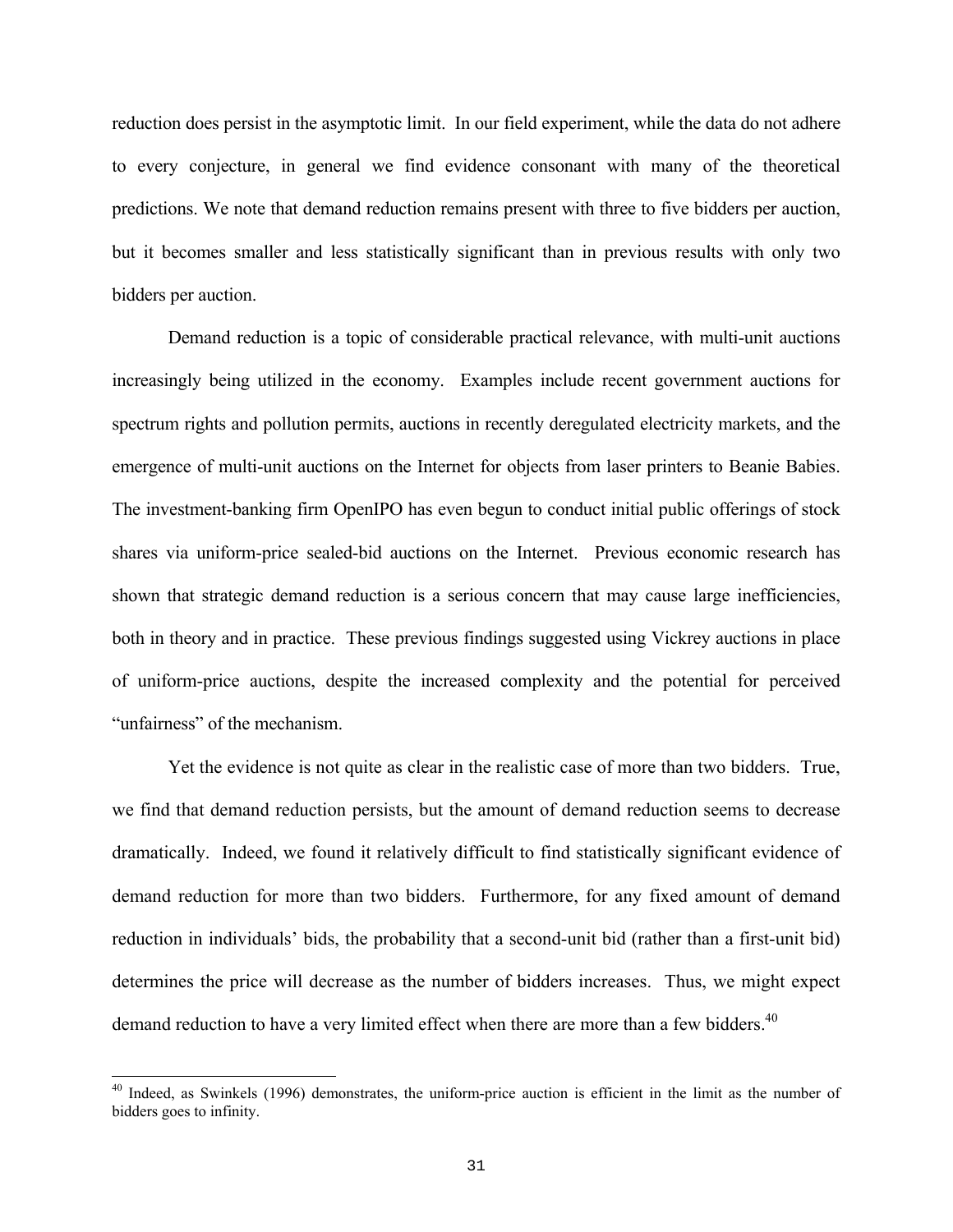reduction does persist in the asymptotic limit. In our field experiment, while the data do not adhere to every conjecture, in general we find evidence consonant with many of the theoretical predictions. We note that demand reduction remains present with three to five bidders per auction, but it becomes smaller and less statistically significant than in previous results with only two bidders per auction.

Demand reduction is a topic of considerable practical relevance, with multi-unit auctions increasingly being utilized in the economy. Examples include recent government auctions for spectrum rights and pollution permits, auctions in recently deregulated electricity markets, and the emergence of multi-unit auctions on the Internet for objects from laser printers to Beanie Babies. The investment-banking firm OpenIPO has even begun to conduct initial public offerings of stock shares via uniform-price sealed-bid auctions on the Internet. Previous economic research has shown that strategic demand reduction is a serious concern that may cause large inefficiencies, both in theory and in practice. These previous findings suggested using Vickrey auctions in place of uniform-price auctions, despite the increased complexity and the potential for perceived "unfairness" of the mechanism.

Yet the evidence is not quite as clear in the realistic case of more than two bidders. True, we find that demand reduction persists, but the amount of demand reduction seems to decrease dramatically. Indeed, we found it relatively difficult to find statistically significant evidence of demand reduction for more than two bidders. Furthermore, for any fixed amount of demand reduction in individuals' bids, the probability that a second-unit bid (rather than a first-unit bid) determines the price will decrease as the number of bidders increases. Thus, we might expect demand reduction to have a very limited effect when there are more than a few bidders.[40]

[40] Indeed, as Swinkels (1996) demonstrates, the uniform-price auction is efficient in the limit as the number of bidders goes to infinity.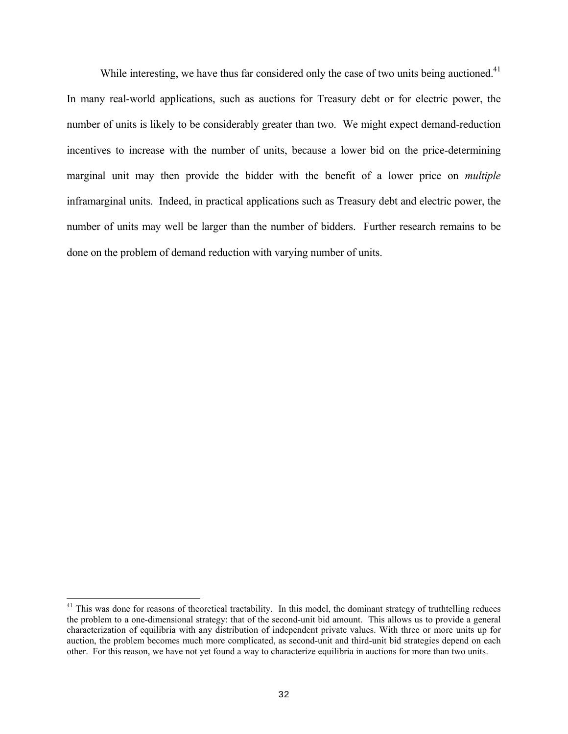While interesting, we have thus far considered only the case of two units being auctioned.[41] In many real-world applications, such as auctions for Treasury debt or for electric power, the number of units is likely to be considerably greater than two. We might expect demand-reduction incentives to increase with the number of units, because a lower bid on the price-determining marginal unit may then provide the bidder with the benefit of a lower price on *multiple* inframarginal units. Indeed, in practical applications such as Treasury debt and electric power, the number of units may well be larger than the number of bidders. Further research remains to be done on the problem of demand reduction with varying number of units.

---

[41] This was done for reasons of theoretical tractability. In this model, the dominant strategy of truthtelling reduces the problem to a one-dimensional strategy: that of the second-unit bid amount. This allows us to provide a general characterization of equilibria with any distribution of independent private values. With three or more units up for auction, the problem becomes much more complicated, as second-unit and third-unit bid strategies depend on each other. For this reason, we have not yet found a way to characterize equilibria in auctions for more than two units.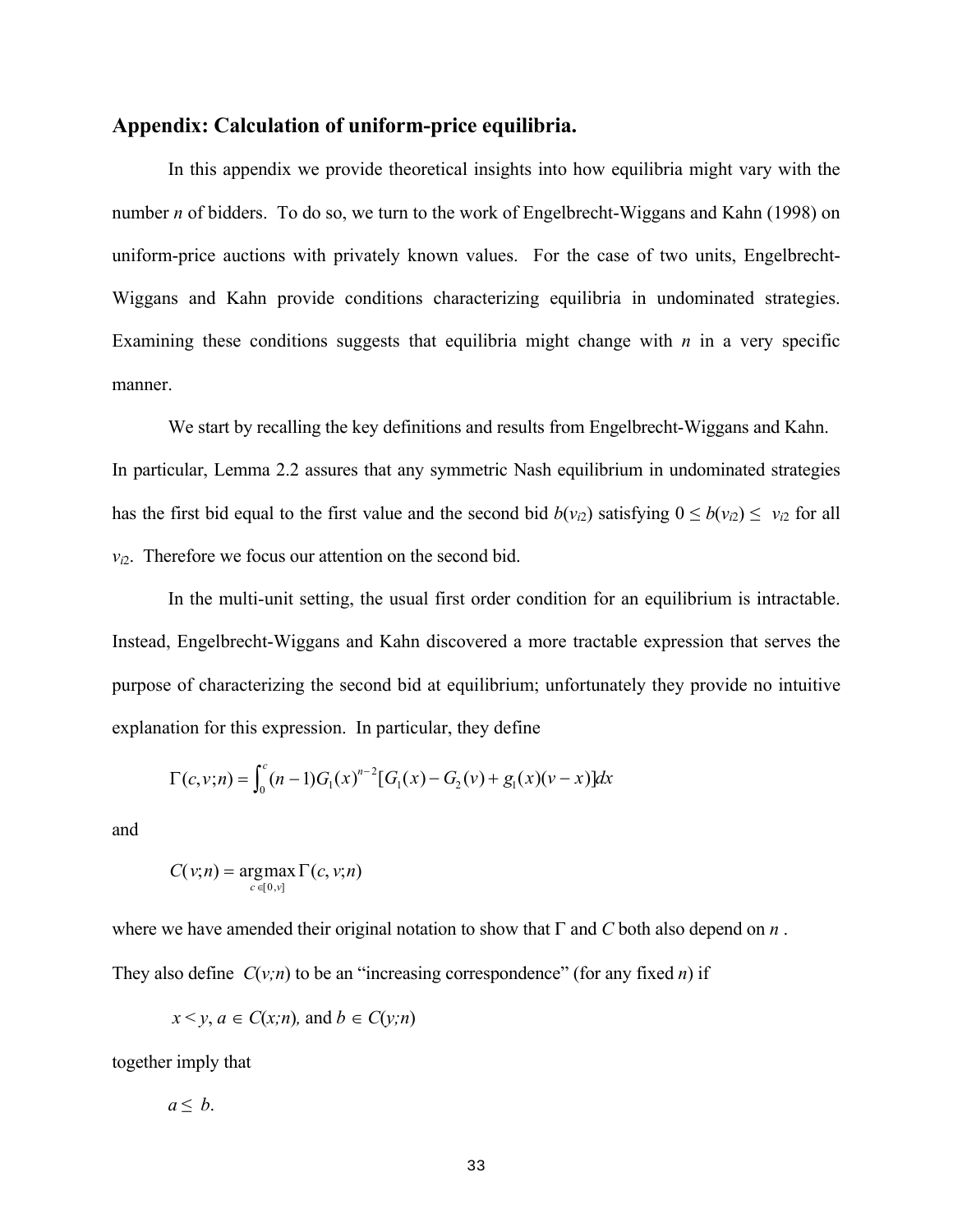## Appendix: Calculation of uniform-price equilibria.

In this appendix we provide theoretical insights into how equilibria might vary with the number $n$ of bidders. To do so, we turn to the work of Engelbrecht-Wiggans and Kahn (1998) on uniform-price auctions with privately known values. For the case of two units, Engelbrecht-Wiggans and Kahn provide conditions characterizing equilibria in undominated strategies. Examining these conditions suggests that equilibria might change with $n$ in a very specific manner.

We start by recalling the key definitions and results from Engelbrecht-Wiggans and Kahn. In particular, Lemma 2.2 assures that any symmetric Nash equilibrium in undominated strategies has the first bid equal to the first value and the second bid $b(v_{i2})$ satisfying $0 \leq b(v_{i2}) \leq v_{i2}$ for all $v_{i2}$. Therefore we focus our attention on the second bid.

In the multi-unit setting, the usual first order condition for an equilibrium is intractable. Instead, Engelbrecht-Wiggans and Kahn discovered a more tractable expression that serves the purpose of characterizing the second bid at equilibrium; unfortunately they provide no intuitive explanation for this expression. In particular, they define

$$\Gamma(c,v;n) = \int_0^c (n-1)G_1(x)^{n-2}[G_1(x) - G_2(v) + g_1(x)(v-x)]dx$$

and

$$C(v;n) = \underset{c \in [0,v]}{\operatorname{argmax}}\, \Gamma(c,v;n)$$

where we have amended their original notation to show that $\Gamma$ and $C$ both also depend on $n$.

They also define $C(v;n)$ to be an "increasing correspondence" (for any fixed $n$) if

$x < y$, $a \in C(x;n)$, and $b \in C(y;n)$

together imply that

$a \leq b$.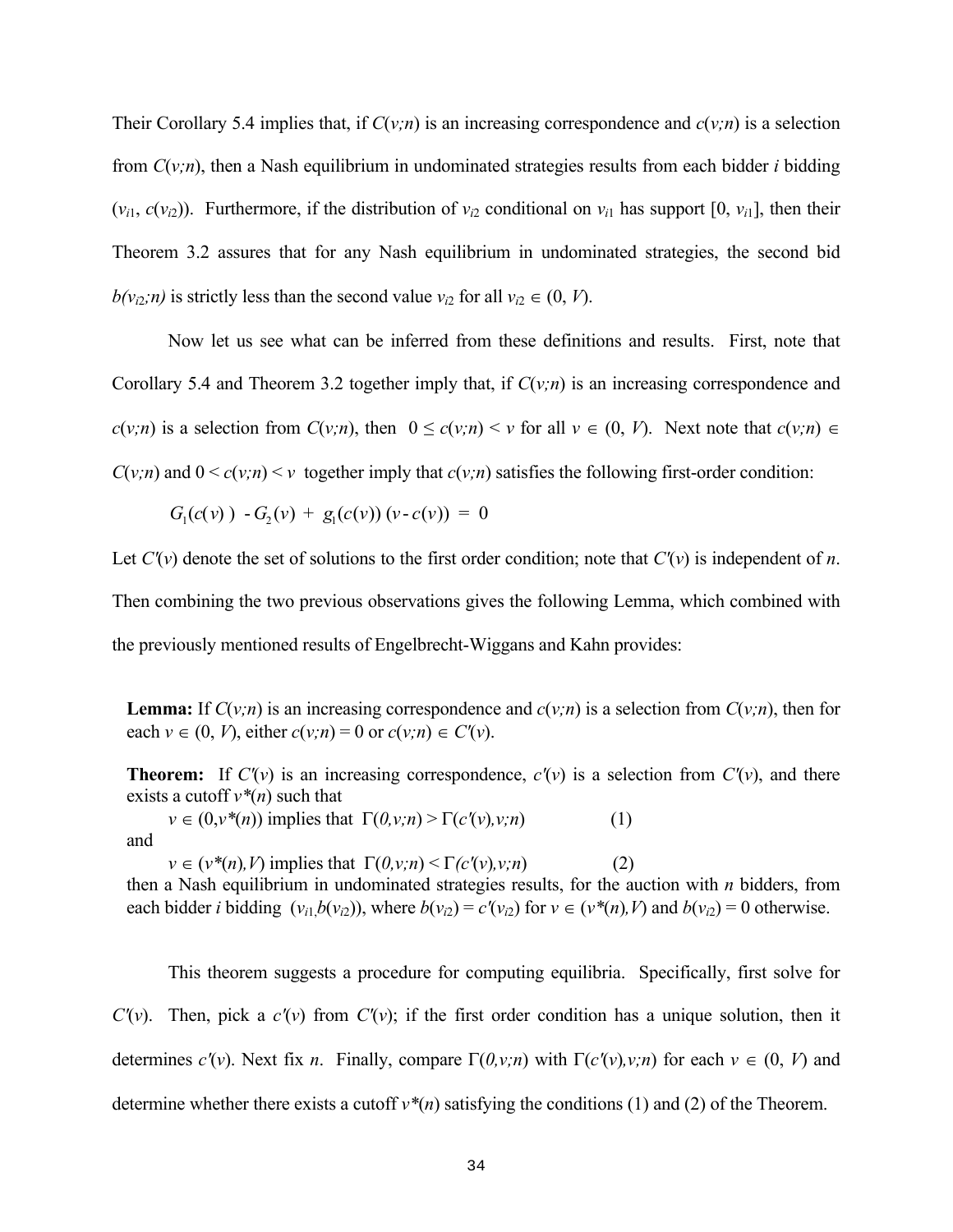Their Corollary 5.4 implies that, if $C(v;n)$ is an increasing correspondence and $c(v;n)$ is a selection from $C(v;n)$, then a Nash equilibrium in undominated strategies results from each bidder $i$ bidding $(v_{i1}, c(v_{i2}))$. Furthermore, if the distribution of $v_{i2}$ conditional on $v_{i1}$ has support $[0, v_{i1}]$, then their Theorem 3.2 assures that for any Nash equilibrium in undominated strategies, the second bid $b(v_{i2};n)$ is strictly less than the second value $v_{i2}$ for all $v_{i2} \in (0, V)$.

Now let us see what can be inferred from these definitions and results. First, note that Corollary 5.4 and Theorem 3.2 together imply that, if $C(v;n)$ is an increasing correspondence and $c(v;n)$ is a selection from $C(v;n)$, then $0 \leq c(v;n) < v$ for all $v \in (0, V)$. Next note that $c(v;n) \in C(v;n)$ and $0 < c(v;n) < v$ together imply that $c(v;n)$ satisfies the following first-order condition:

$$G_1(c(v)) - G_2(v) + g_1(c(v))\,(v - c(v)) = 0$$

Let $C'(v)$ denote the set of solutions to the first order condition; note that $C'(v)$ is independent of $n$. Then combining the two previous observations gives the following Lemma, which combined with the previously mentioned results of Engelbrecht-Wiggans and Kahn provides:

**Lemma:** If $C(v;n)$ is an increasing correspondence and $c(v;n)$ is a selection from $C(v;n)$, then for each $v \in (0, V)$, either $c(v;n) = 0$ or $c(v;n) \in C'(v)$.

**Theorem:** If $C'(v)$ is an increasing correspondence, $c'(v)$ is a selection from $C'(v)$, and there exists a cutoff $v^*(n)$ such that

$$v \in (0, v^*(n)) \text{ implies that } \Gamma(0,v;n) > \Gamma(c'(v),v;n) \qquad (1)$$

and

$$v \in (v^*(n), V) \text{ implies that } \Gamma(0,v;n) < \Gamma(c'(v),v;n) \qquad (2)$$

then a Nash equilibrium in undominated strategies results, for the auction with $n$ bidders, from each bidder $i$ bidding $(v_{i1}, b(v_{i2}))$, where $b(v_{i2}) = c'(v_{i2})$ for $v \in (v^*(n), V)$ and $b(v_{i2}) = 0$ otherwise.

This theorem suggests a procedure for computing equilibria. Specifically, first solve for $C'(v)$. Then, pick a $c'(v)$ from $C'(v)$; if the first order condition has a unique solution, then it determines $c'(v)$. Next fix $n$. Finally, compare $\Gamma(0,v;n)$ with $\Gamma(c'(v),v;n)$ for each $v \in (0, V)$ and determine whether there exists a cutoff $v^*(n)$ satisfying the conditions (1) and (2) of the Theorem.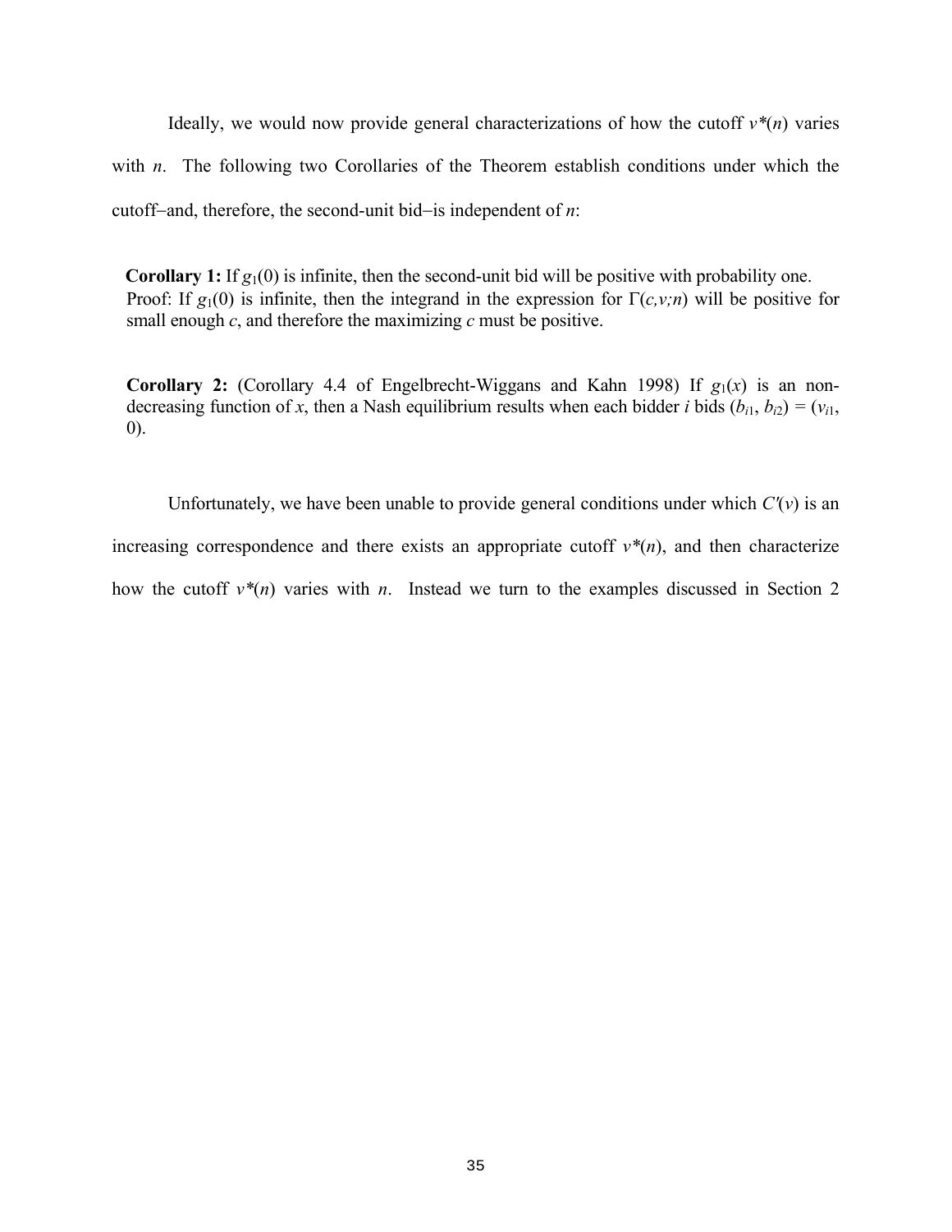Ideally, we would now provide general characterizations of how the cutoff $v^*(n)$ varies with $n$. The following two Corollaries of the Theorem establish conditions under which the cutoff–and, therefore, the second-unit bid–is independent of $n$:

**Corollary 1:** If $g_1(0)$ is infinite, then the second-unit bid will be positive with probability one. Proof: If $g_1(0)$ is infinite, then the integrand in the expression for $\Gamma(c,v;n)$ will be positive for small enough $c$, and therefore the maximizing $c$ must be positive.

**Corollary 2:** (Corollary 4.4 of Engelbrecht-Wiggans and Kahn 1998) If $g_1(x)$ is an non-decreasing function of $x$, then a Nash equilibrium results when each bidder $i$ bids $(b_{i1}, b_{i2}) = (v_{i1}, 0)$.

Unfortunately, we have been unable to provide general conditions under which $C'(v)$ is an increasing correspondence and there exists an appropriate cutoff $v^*(n)$, and then characterize how the cutoff $v^*(n)$ varies with $n$. Instead we turn to the examples discussed in Section 2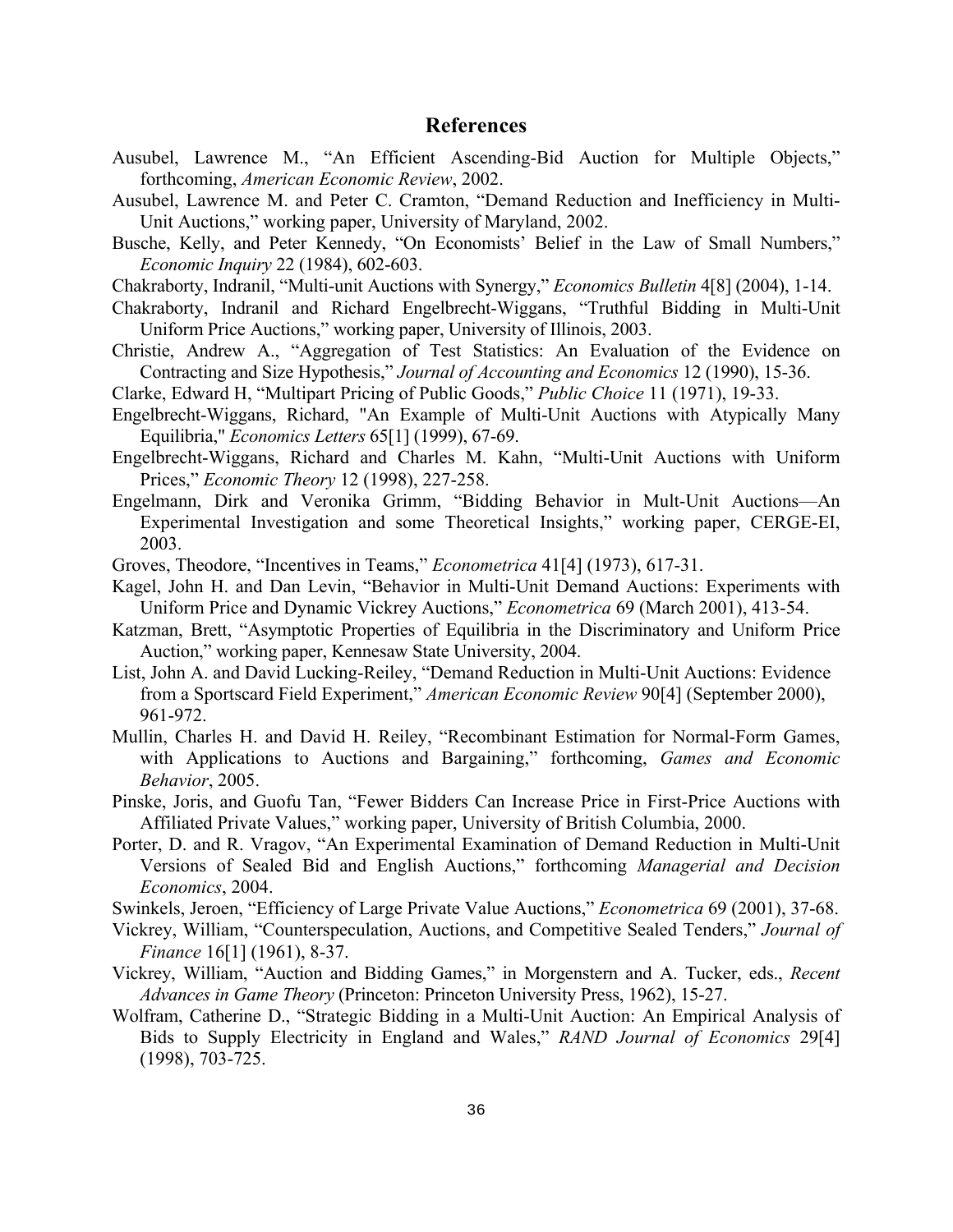## References

Ausubel, Lawrence M., "An Efficient Ascending-Bid Auction for Multiple Objects," forthcoming, *American Economic Review*, 2002.

Ausubel, Lawrence M. and Peter C. Cramton, "Demand Reduction and Inefficiency in Multi-Unit Auctions," working paper, University of Maryland, 2002.

Busche, Kelly, and Peter Kennedy, "On Economists' Belief in the Law of Small Numbers," *Economic Inquiry* 22 (1984), 602-603.

Chakraborty, Indranil, "Multi-unit Auctions with Synergy," *Economics Bulletin* 4[8] (2004), 1-14.

Chakraborty, Indranil and Richard Engelbrecht-Wiggans, "Truthful Bidding in Multi-Unit Uniform Price Auctions," working paper, University of Illinois, 2003.

Christie, Andrew A., "Aggregation of Test Statistics: An Evaluation of the Evidence on Contracting and Size Hypothesis," *Journal of Accounting and Economics* 12 (1990), 15-36.

Clarke, Edward H, "Multipart Pricing of Public Goods," *Public Choice* 11 (1971), 19-33.

Engelbrecht-Wiggans, Richard, "An Example of Multi-Unit Auctions with Atypically Many Equilibria," *Economics Letters* 65[1] (1999), 67-69.

Engelbrecht-Wiggans, Richard and Charles M. Kahn, "Multi-Unit Auctions with Uniform Prices," *Economic Theory* 12 (1998), 227-258.

Engelmann, Dirk and Veronika Grimm, "Bidding Behavior in Mult-Unit Auctions—An Experimental Investigation and some Theoretical Insights," working paper, CERGE-EI, 2003.

Groves, Theodore, "Incentives in Teams," *Econometrica* 41[4] (1973), 617-31.

Kagel, John H. and Dan Levin, "Behavior in Multi-Unit Demand Auctions: Experiments with Uniform Price and Dynamic Vickrey Auctions," *Econometrica* 69 (March 2001), 413-54.

Katzman, Brett, "Asymptotic Properties of Equilibria in the Discriminatory and Uniform Price Auction," working paper, Kennesaw State University, 2004.

List, John A. and David Lucking-Reiley, "Demand Reduction in Multi-Unit Auctions: Evidence from a Sportscard Field Experiment," *American Economic Review* 90[4] (September 2000), 961-972.

Mullin, Charles H. and David H. Reiley, "Recombinant Estimation for Normal-Form Games, with Applications to Auctions and Bargaining," forthcoming, *Games and Economic Behavior*, 2005.

Pinske, Joris, and Guofu Tan, "Fewer Bidders Can Increase Price in First-Price Auctions with Affiliated Private Values," working paper, University of British Columbia, 2000.

Porter, D. and R. Vragov, "An Experimental Examination of Demand Reduction in Multi-Unit Versions of Sealed Bid and English Auctions," forthcoming *Managerial and Decision Economics*, 2004.

Swinkels, Jeroen, "Efficiency of Large Private Value Auctions," *Econometrica* 69 (2001), 37-68.

Vickrey, William, "Counterspeculation, Auctions, and Competitive Sealed Tenders," *Journal of Finance* 16[1] (1961), 8-37.

Vickrey, William, "Auction and Bidding Games," in Morgenstern and A. Tucker, eds., *Recent Advances in Game Theory* (Princeton: Princeton University Press, 1962), 15-27.

Wolfram, Catherine D., "Strategic Bidding in a Multi-Unit Auction: An Empirical Analysis of Bids to Supply Electricity in England and Wales," *RAND Journal of Economics* 29[4] (1998), 703-725.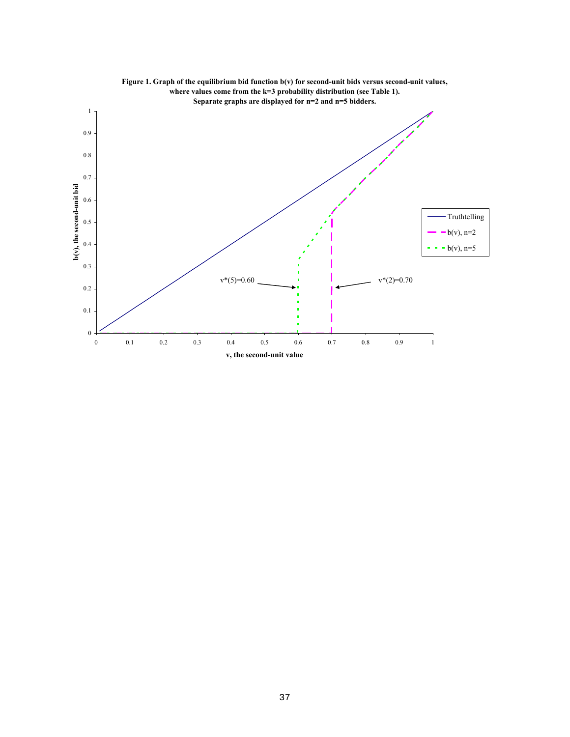**Figure 1. Graph of the equilibrium bid function b(v) for second-unit bids versus second-unit values, where values come from the k=3 probability distribution (see Table 1). Separate graphs are displayed for n=2 and n=5 bidders.**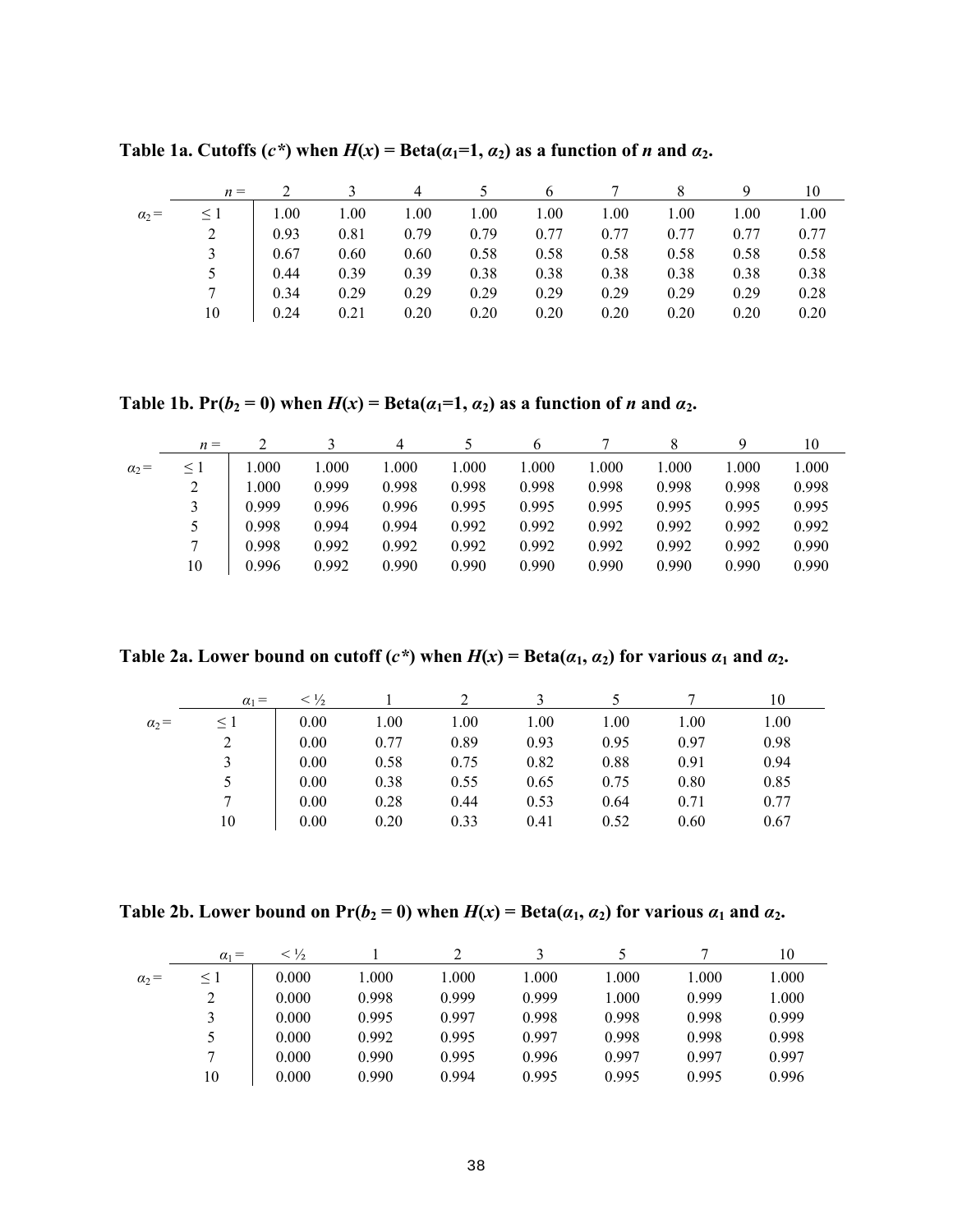**Table 1a. Cutoffs ($c^*$) when $H(x)$ = Beta($\alpha_1$=1, $\alpha_2$) as a function of $n$ and $\alpha_2$.**

| | $n$ = | 2 | 3 | 4 | 5 | 6 | 7 | 8 | 9 | 10 |
|---|---|---|---|---|---|---|---|---|---|---|
| $\alpha_2$ = | ≤ 1 | 1.00 | 1.00 | 1.00 | 1.00 | 1.00 | 1.00 | 1.00 | 1.00 | 1.00 |
| | 2 | 0.93 | 0.81 | 0.79 | 0.79 | 0.77 | 0.77 | 0.77 | 0.77 | 0.77 |
| | 3 | 0.67 | 0.60 | 0.60 | 0.58 | 0.58 | 0.58 | 0.58 | 0.58 | 0.58 |
| | 5 | 0.44 | 0.39 | 0.39 | 0.38 | 0.38 | 0.38 | 0.38 | 0.38 | 0.38 |
| | 7 | 0.34 | 0.29 | 0.29 | 0.29 | 0.29 | 0.29 | 0.29 | 0.29 | 0.28 |
| | 10 | 0.24 | 0.21 | 0.20 | 0.20 | 0.20 | 0.20 | 0.20 | 0.20 | 0.20 |

**Table 1b. Pr($b_2$ = 0) when $H(x)$ = Beta($\alpha_1$=1, $\alpha_2$) as a function of $n$ and $\alpha_2$.**

| | $n$ = | 2 | 3 | 4 | 5 | 6 | 7 | 8 | 9 | 10 |
|---|---|---|---|---|---|---|---|---|---|---|
| $\alpha_2$ = | ≤ 1 | 1.000 | 1.000 | 1.000 | 1.000 | 1.000 | 1.000 | 1.000 | 1.000 | 1.000 |
| | 2 | 1.000 | 0.999 | 0.998 | 0.998 | 0.998 | 0.998 | 0.998 | 0.998 | 0.998 |
| | 3 | 0.999 | 0.996 | 0.996 | 0.995 | 0.995 | 0.995 | 0.995 | 0.995 | 0.995 |
| | 5 | 0.998 | 0.994 | 0.994 | 0.992 | 0.992 | 0.992 | 0.992 | 0.992 | 0.992 |
| | 7 | 0.998 | 0.992 | 0.992 | 0.992 | 0.992 | 0.992 | 0.992 | 0.992 | 0.990 |
| | 10 | 0.996 | 0.992 | 0.990 | 0.990 | 0.990 | 0.990 | 0.990 | 0.990 | 0.990 |

**Table 2a. Lower bound on cutoff ($c^*$) when $H(x)$ = Beta($\alpha_1$, $\alpha_2$) for various $\alpha_1$ and $\alpha_2$.**

| | $\alpha_1$ = | < ½ | 1 | 2 | 3 | 5 | 7 | 10 |
|---|---|---|---|---|---|---|---|---|
| $\alpha_2$ = | ≤ 1 | 0.00 | 1.00 | 1.00 | 1.00 | 1.00 | 1.00 | 1.00 |
| | 2 | 0.00 | 0.77 | 0.89 | 0.93 | 0.95 | 0.97 | 0.98 |
| | 3 | 0.00 | 0.58 | 0.75 | 0.82 | 0.88 | 0.91 | 0.94 |
| | 5 | 0.00 | 0.38 | 0.55 | 0.65 | 0.75 | 0.80 | 0.85 |
| | 7 | 0.00 | 0.28 | 0.44 | 0.53 | 0.64 | 0.71 | 0.77 |
| | 10 | 0.00 | 0.20 | 0.33 | 0.41 | 0.52 | 0.60 | 0.67 |

**Table 2b. Lower bound on Pr($b_2$ = 0) when $H(x)$ = Beta($\alpha_1$, $\alpha_2$) for various $\alpha_1$ and $\alpha_2$.**

| | $\alpha_1$ = | < ½ | 1 | 2 | 3 | 5 | 7 | 10 |
|---|---|---|---|---|---|---|---|---|
| $\alpha_2$ = | ≤ 1 | 0.000 | 1.000 | 1.000 | 1.000 | 1.000 | 1.000 | 1.000 |
| | 2 | 0.000 | 0.998 | 0.999 | 0.999 | 1.000 | 0.999 | 1.000 |
| | 3 | 0.000 | 0.995 | 0.997 | 0.998 | 0.998 | 0.998 | 0.999 |
| | 5 | 0.000 | 0.992 | 0.995 | 0.997 | 0.998 | 0.998 | 0.998 |
| | 7 | 0.000 | 0.990 | 0.995 | 0.996 | 0.997 | 0.997 | 0.997 |
| | 10 | 0.000 | 0.990 | 0.994 | 0.995 | 0.995 | 0.995 | 0.996 |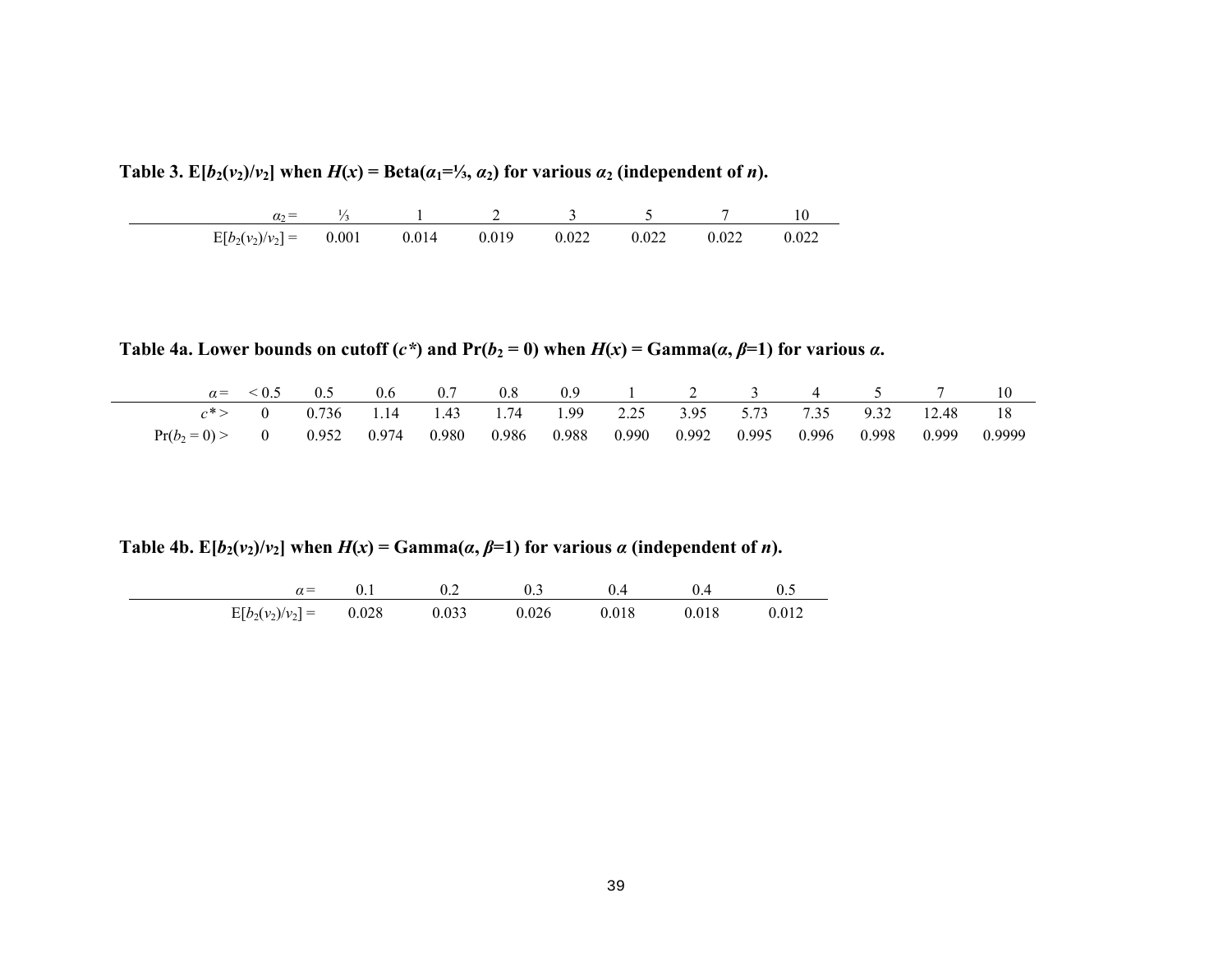**Table 3. $\mathrm{E}[b_2(v_2)/v_2]$ when $H(x) = \mathrm{Beta}(\alpha_1=⅓, \alpha_2)$ for various $\alpha_2$ (independent of $n$).**

| $\alpha_2 =$ | ⅓ | 1 | 2 | 3 | 5 | 7 | 10 |
|---|---|---|---|---|---|---|---|
| $\mathrm{E}[b_2(v_2)/v_2] =$ | 0.001 | 0.014 | 0.019 | 0.022 | 0.022 | 0.022 | 0.022 |

**Table 4a. Lower bounds on cutoff ($c^*$) and $\Pr(b_2 = 0)$ when $H(x) = \mathrm{Gamma}(\alpha, \beta=1)$ for various $\alpha$.**

| $\alpha =$ | < 0.5 | 0.5 | 0.6 | 0.7 | 0.8 | 0.9 | 1 | 2 | 3 | 4 | 5 | 7 | 10 |
|---|---|---|---|---|---|---|---|---|---|---|---|---|---|
| $c^* >$ | 0 | 0.736 | 1.14 | 1.43 | 1.74 | 1.99 | 2.25 | 3.95 | 5.73 | 7.35 | 9.32 | 12.48 | 18 |
| $\Pr(b_2 = 0) >$ | 0 | 0.952 | 0.974 | 0.980 | 0.986 | 0.988 | 0.990 | 0.992 | 0.995 | 0.996 | 0.998 | 0.999 | 0.9999 |

**Table 4b. $\mathrm{E}[b_2(v_2)/v_2]$ when $H(x) = \mathrm{Gamma}(\alpha, \beta=1)$ for various $\alpha$ (independent of $n$).**

| $\alpha =$ | 0.1 | 0.2 | 0.3 | 0.4 | 0.4 | 0.5 |
|---|---|---|---|---|---|---|
| $\mathrm{E}[b_2(v_2)/v_2] =$ | 0.028 | 0.033 | 0.026 | 0.018 | 0.018 | 0.012 |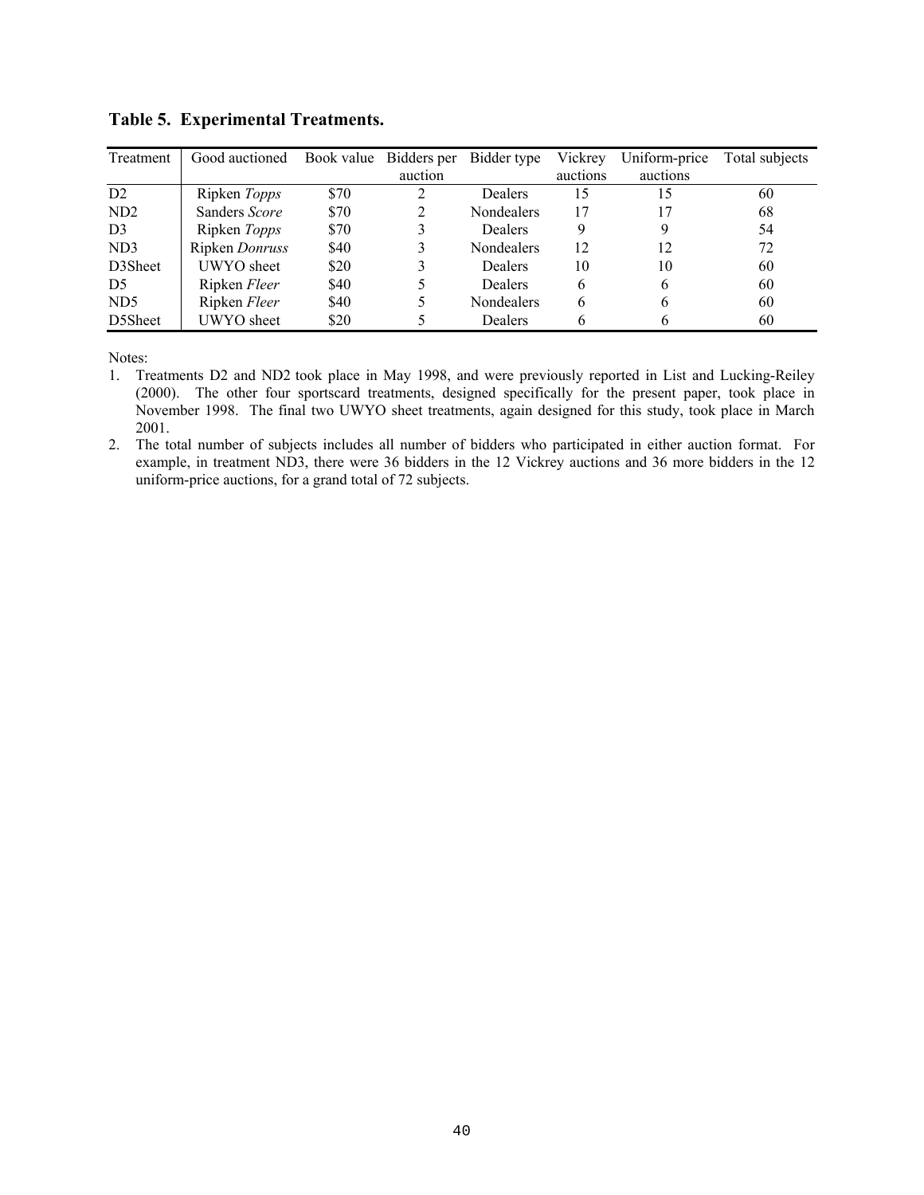**Table 5. Experimental Treatments.**

| Treatment | Good auctioned | Book value | Bidders per auction | Bidder type | Vickrey auctions | Uniform-price auctions | Total subjects |
|---|---|---|---|---|---|---|---|
| D2 | Ripken *Topps* | $70 | 2 | Dealers | 15 | 15 | 60 |
| ND2 | Sanders *Score* | $70 | 2 | Nondealers | 17 | 17 | 68 |
| D3 | Ripken *Topps* | $70 | 3 | Dealers | 9 | 9 | 54 |
| ND3 | Ripken *Donruss* | $40 | 3 | Nondealers | 12 | 12 | 72 |
| D3Sheet | UWYO sheet | $20 | 3 | Dealers | 10 | 10 | 60 |
| D5 | Ripken *Fleer* | $40 | 5 | Dealers | 6 | 6 | 60 |
| ND5 | Ripken *Fleer* | $40 | 5 | Nondealers | 6 | 6 | 60 |
| D5Sheet | UWYO sheet | $20 | 5 | Dealers | 6 | 6 | 60 |

Notes:

1. Treatments D2 and ND2 took place in May 1998, and were previously reported in List and Lucking-Reiley (2000). The other four sportscard treatments, designed specifically for the present paper, took place in November 1998. The final two UWYO sheet treatments, again designed for this study, took place in March 2001.
2. The total number of subjects includes all number of bidders who participated in either auction format. For example, in treatment ND3, there were 36 bidders in the 12 Vickrey auctions and 36 more bidders in the 12 uniform-price auctions, for a grand total of 72 subjects.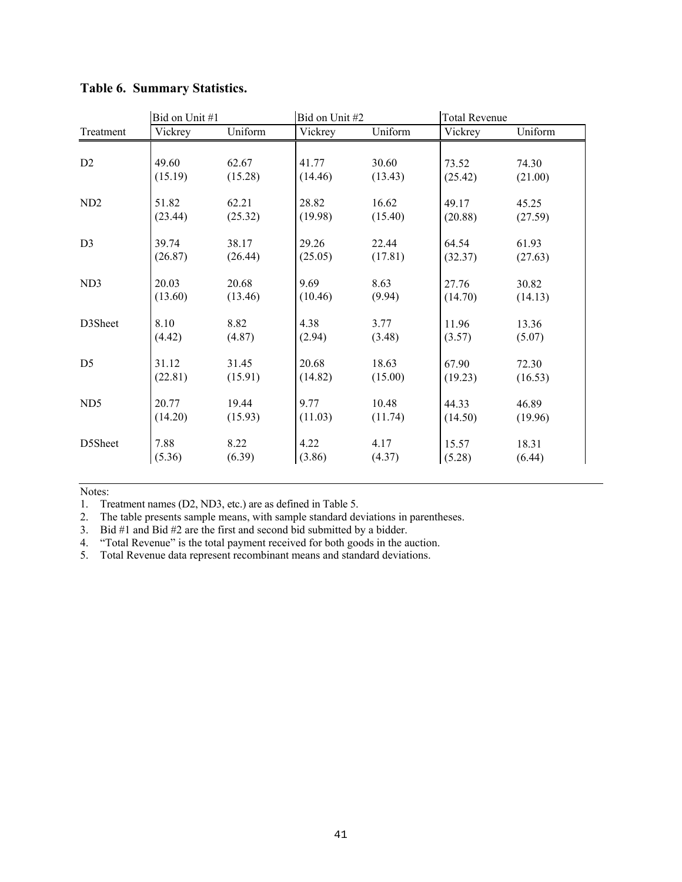**Table 6. Summary Statistics.**

| | Bid on Unit #1 | | Bid on Unit #2 | | Total Revenue | |
|---|---|---|---|---|---|---|
| Treatment | Vickrey | Uniform | Vickrey | Uniform | Vickrey | Uniform |
| D2 | 49.60 | 62.67 | 41.77 | 30.60 | 73.52 | 74.30 |
| | (15.19) | (15.28) | (14.46) | (13.43) | (25.42) | (21.00) |
| ND2 | 51.82 | 62.21 | 28.82 | 16.62 | 49.17 | 45.25 |
| | (23.44) | (25.32) | (19.98) | (15.40) | (20.88) | (27.59) |
| D3 | 39.74 | 38.17 | 29.26 | 22.44 | 64.54 | 61.93 |
| | (26.87) | (26.44) | (25.05) | (17.81) | (32.37) | (27.63) |
| ND3 | 20.03 | 20.68 | 9.69 | 8.63 | 27.76 | 30.82 |
| | (13.60) | (13.46) | (10.46) | (9.94) | (14.70) | (14.13) |
| D3Sheet | 8.10 | 8.82 | 4.38 | 3.77 | 11.96 | 13.36 |
| | (4.42) | (4.87) | (2.94) | (3.48) | (3.57) | (5.07) |
| D5 | 31.12 | 31.45 | 20.68 | 18.63 | 67.90 | 72.30 |
| | (22.81) | (15.91) | (14.82) | (15.00) | (19.23) | (16.53) |
| ND5 | 20.77 | 19.44 | 9.77 | 10.48 | 44.33 | 46.89 |
| | (14.20) | (15.93) | (11.03) | (11.74) | (14.50) | (19.96) |
| D5Sheet | 7.88 | 8.22 | 4.22 | 4.17 | 15.57 | 18.31 |
| | (5.36) | (6.39) | (3.86) | (4.37) | (5.28) | (6.44) |

Notes:

1. Treatment names (D2, ND3, etc.) are as defined in Table 5.
2. The table presents sample means, with sample standard deviations in parentheses.
3. Bid #1 and Bid #2 are the first and second bid submitted by a bidder.
4. "Total Revenue" is the total payment received for both goods in the auction.
5. Total Revenue data represent recombinant means and standard deviations.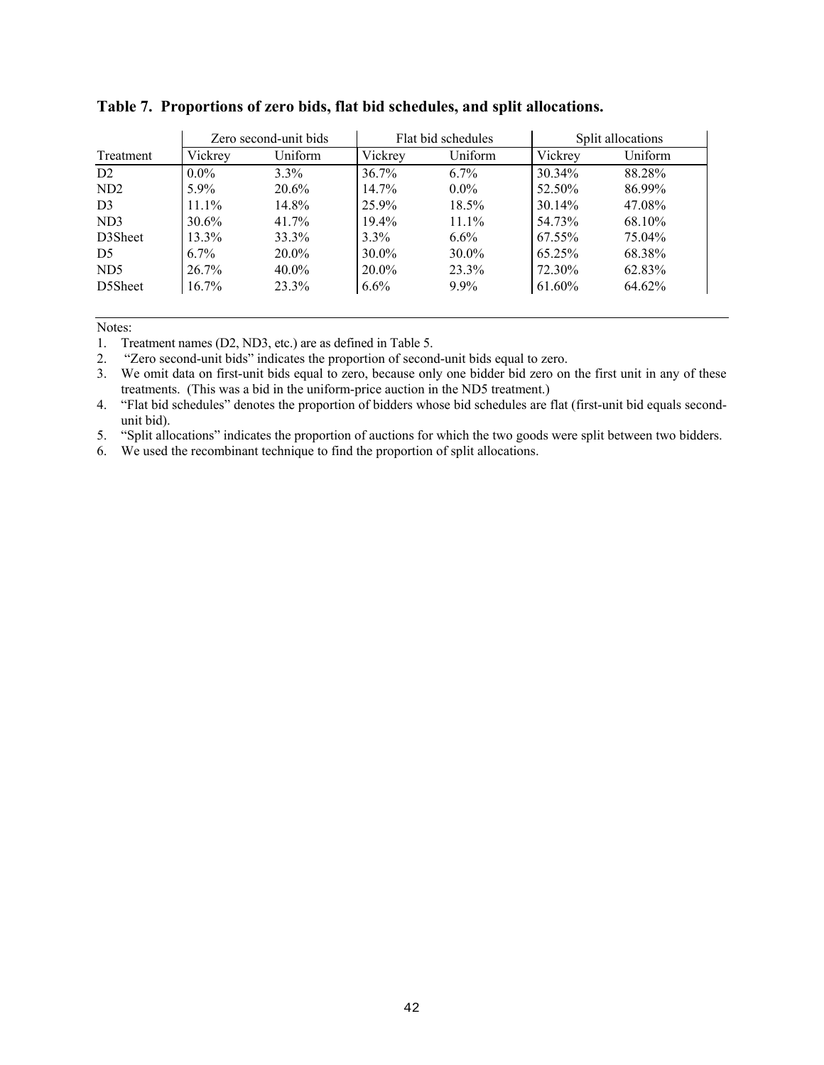**Table 7. Proportions of zero bids, flat bid schedules, and split allocations.**

| | Zero second-unit bids | | Flat bid schedules | | Split allocations | |
|---|---|---|---|---|---|---|
| Treatment | Vickrey | Uniform | Vickrey | Uniform | Vickrey | Uniform |
| D2 | 0.0% | 3.3% | 36.7% | 6.7% | 30.34% | 88.28% |
| ND2 | 5.9% | 20.6% | 14.7% | 0.0% | 52.50% | 86.99% |
| D3 | 11.1% | 14.8% | 25.9% | 18.5% | 30.14% | 47.08% |
| ND3 | 30.6% | 41.7% | 19.4% | 11.1% | 54.73% | 68.10% |
| D3Sheet | 13.3% | 33.3% | 3.3% | 6.6% | 67.55% | 75.04% |
| D5 | 6.7% | 20.0% | 30.0% | 30.0% | 65.25% | 68.38% |
| ND5 | 26.7% | 40.0% | 20.0% | 23.3% | 72.30% | 62.83% |
| D5Sheet | 16.7% | 23.3% | 6.6% | 9.9% | 61.60% | 64.62% |

Notes:

1. Treatment names (D2, ND3, etc.) are as defined in Table 5.
2. "Zero second-unit bids" indicates the proportion of second-unit bids equal to zero.
3. We omit data on first-unit bids equal to zero, because only one bidder bid zero on the first unit in any of these treatments. (This was a bid in the uniform-price auction in the ND5 treatment.)
4. "Flat bid schedules" denotes the proportion of bidders whose bid schedules are flat (first-unit bid equals second-unit bid).
5. "Split allocations" indicates the proportion of auctions for which the two goods were split between two bidders.
6. We used the recombinant technique to find the proportion of split allocations.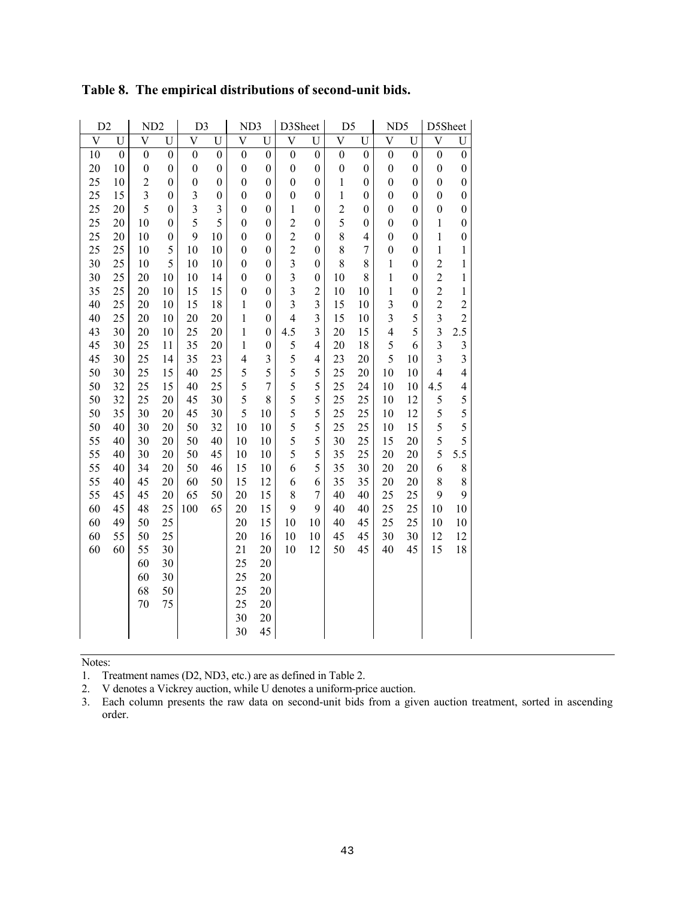**Table 8. The empirical distributions of second-unit bids.**

| D2 | | ND2 | | D3 | | ND3 | | D3Sheet | | D5 | | ND5 | | D5Sheet | |
|---|---|---|---|---|---|---|---|---|---|---|---|---|---|---|---|
| V | U | V | U | V | U | V | U | V | U | V | U | V | U | V | U |
| 10 | 0 | 0 | 0 | 0 | 0 | 0 | 0 | 0 | 0 | 0 | 0 | 0 | 0 | 0 | 0 |
| 20 | 10 | 0 | 0 | 0 | 0 | 0 | 0 | 0 | 0 | 0 | 0 | 0 | 0 | 0 | 0 |
| 25 | 10 | 2 | 0 | 0 | 0 | 0 | 0 | 0 | 0 | 1 | 0 | 0 | 0 | 0 | 0 |
| 25 | 15 | 3 | 0 | 3 | 0 | 0 | 0 | 0 | 0 | 1 | 0 | 0 | 0 | 0 | 0 |
| 25 | 20 | 5 | 0 | 3 | 3 | 0 | 0 | 1 | 0 | 2 | 0 | 0 | 0 | 0 | 0 |
| 25 | 20 | 10 | 0 | 5 | 5 | 0 | 0 | 2 | 0 | 5 | 0 | 0 | 0 | 1 | 0 |
| 25 | 20 | 10 | 0 | 9 | 10 | 0 | 0 | 2 | 0 | 8 | 4 | 0 | 0 | 1 | 0 |
| 25 | 25 | 10 | 5 | 10 | 10 | 0 | 0 | 2 | 0 | 8 | 7 | 0 | 0 | 1 | 1 |
| 30 | 25 | 10 | 5 | 10 | 10 | 0 | 0 | 3 | 0 | 8 | 8 | 1 | 0 | 2 | 1 |
| 30 | 25 | 20 | 10 | 10 | 14 | 0 | 0 | 3 | 0 | 10 | 8 | 1 | 0 | 2 | 1 |
| 35 | 25 | 20 | 10 | 15 | 15 | 0 | 0 | 3 | 2 | 10 | 10 | 1 | 0 | 2 | 1 |
| 40 | 25 | 20 | 10 | 15 | 18 | 1 | 0 | 3 | 3 | 15 | 10 | 3 | 0 | 2 | 2 |
| 40 | 25 | 20 | 10 | 20 | 20 | 1 | 0 | 4 | 3 | 15 | 10 | 3 | 5 | 3 | 2 |
| 43 | 30 | 20 | 10 | 25 | 20 | 1 | 0 | 4.5 | 3 | 20 | 15 | 4 | 5 | 3 | 2.5 |
| 45 | 30 | 25 | 11 | 35 | 20 | 1 | 0 | 5 | 4 | 20 | 18 | 5 | 6 | 3 | 3 |
| 45 | 30 | 25 | 14 | 35 | 23 | 4 | 3 | 5 | 4 | 23 | 20 | 5 | 10 | 3 | 3 |
| 50 | 30 | 25 | 15 | 40 | 25 | 5 | 5 | 5 | 5 | 25 | 20 | 10 | 10 | 4 | 4 |
| 50 | 32 | 25 | 15 | 40 | 25 | 5 | 7 | 5 | 5 | 25 | 24 | 10 | 10 | 4.5 | 4 |
| 50 | 32 | 25 | 20 | 45 | 30 | 5 | 8 | 5 | 5 | 25 | 25 | 10 | 12 | 5 | 5 |
| 50 | 35 | 30 | 20 | 45 | 30 | 5 | 10 | 5 | 5 | 25 | 25 | 10 | 12 | 5 | 5 |
| 50 | 40 | 30 | 20 | 50 | 32 | 10 | 10 | 5 | 5 | 25 | 25 | 10 | 15 | 5 | 5 |
| 55 | 40 | 30 | 20 | 50 | 40 | 10 | 10 | 5 | 5 | 30 | 25 | 15 | 20 | 5 | 5 |
| 55 | 40 | 30 | 20 | 50 | 45 | 10 | 10 | 5 | 5 | 35 | 25 | 20 | 20 | 5 | 5.5 |
| 55 | 40 | 34 | 20 | 50 | 46 | 15 | 10 | 6 | 5 | 35 | 30 | 20 | 20 | 6 | 8 |
| 55 | 40 | 45 | 20 | 60 | 50 | 15 | 12 | 6 | 6 | 35 | 35 | 20 | 20 | 8 | 8 |
| 55 | 45 | 45 | 20 | 65 | 50 | 20 | 15 | 8 | 7 | 40 | 40 | 25 | 25 | 9 | 9 |
| 60 | 45 | 48 | 25 | 100 | 65 | 20 | 15 | 9 | 9 | 40 | 40 | 25 | 25 | 10 | 10 |
| 60 | 49 | 50 | 25 | | | 20 | 15 | 10 | 10 | 40 | 45 | 25 | 25 | 10 | 10 |
| 60 | 55 | 50 | 25 | | | 20 | 16 | 10 | 10 | 45 | 45 | 30 | 30 | 12 | 12 |
| 60 | 60 | 55 | 30 | | | 21 | 20 | 10 | 12 | 50 | 45 | 40 | 45 | 15 | 18 |
| | | 60 | 30 | | | 25 | 20 | | | | | | | | |
| | | 60 | 30 | | | 25 | 20 | | | | | | | | |
| | | 68 | 50 | | | 25 | 20 | | | | | | | | |
| | | 70 | 75 | | | 25 | 20 | | | | | | | | |
| | | | | | | 30 | 20 | | | | | | | | |
| | | | | | | 30 | 45 | | | | | | | | |

Notes:

1. Treatment names (D2, ND3, etc.) are as defined in Table 2.
2. V denotes a Vickrey auction, while U denotes a uniform-price auction.
3. Each column presents the raw data on second-unit bids from a given auction treatment, sorted in ascending order.